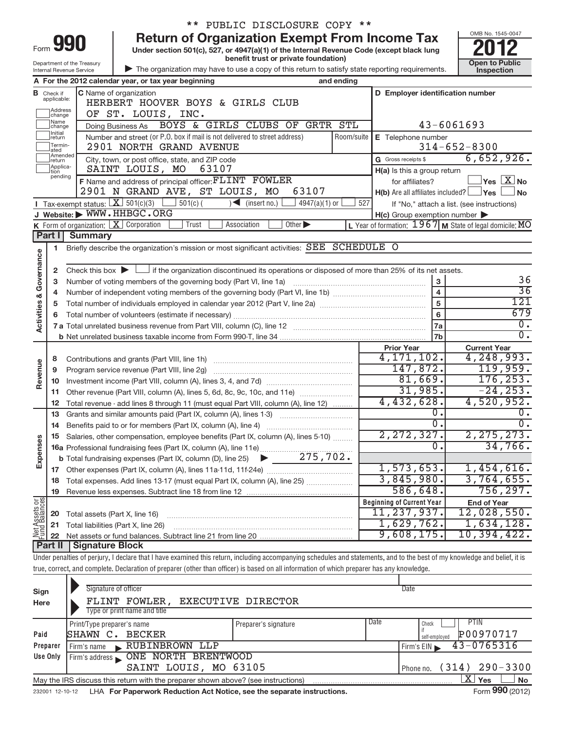\*\* PUBLIC DISCLOSURE COPY \*\*

Form **990**

# Return of Organization Exempt From Income Tax

**Under section 501(c), 527, or 4947(a)(1) of the Internal Revenue Code (except black lung benefit trust or private foundation)**

Department of the Treasury
Internal Revenue Service

▶ The organization may have to use a copy of this return to satisfy state reporting requirements.

OMB No. 1545-0047

**2012**

**Open to Public Inspection**

**A** For the 2012 calendar year, or tax year beginning and ending

**B** Check if applicable: Address change, Name change, Initial return, Terminated, Amended return, Application pending

**C** Name of organization
HERBERT HOOVER BOYS & GIRLS CLUB
OF ST. LOUIS, INC.
Doing Business As BOYS & GIRLS CLUBS OF GRTR STL

Number and street (or P.O. box if mail is not delivered to street address) Room/suite
2901 NORTH GRAND AVENUE

City, town, or post office, state, and ZIP code
SAINT LOUIS, MO 63107

**D** Employer identification number: 43-6061693

**E** Telephone number: 314-652-8300

**G** Gross receipts $ 6,652,926.

**F** Name and address of principal officer: FLINT FOWLER
2901 N GRAND AVE, ST LOUIS, MO 63107

**H(a)** Is this a group return for affiliates? ☐ Yes ☒ No

**H(b)** Are all affiliates included? ☐ Yes ☐ No
If "No," attach a list. (see instructions)

**H(c)** Group exemption number ▶

**I** Tax-exempt status: ☒ 501(c)(3) ☐ 501(c) ( ) ◀ (insert no.) ☐ 4947(a)(1) or ☐ 527

**J** Website: ▶ WWW.HHBGC.ORG

**K** Form of organization: ☒ Corporation ☐ Trust ☐ Association ☐ Other ▶

**L** Year of formation: 1967 **M** State of legal domicile: MO

## Part I Summary

**Activities & Governance**

1 Briefly describe the organization's mission or most significant activities: SEE SCHEDULE O

2 Check this box ▶ ☐ if the organization discontinued its operations or disposed of more than 25% of its net assets.

| | | | |
|---|---|---|---|
| 3 | Number of voting members of the governing body (Part VI, line 1a) | 3 | 36 |
| 4 | Number of independent voting members of the governing body (Part VI, line 1b) | 4 | 36 |
| 5 | Total number of individuals employed in calendar year 2012 (Part V, line 2a) | 5 | 121 |
| 6 | Total number of volunteers (estimate if necessary) | 6 | 679 |
| 7a | Total unrelated business revenue from Part VIII, column (C), line 12 | 7a | 0. |
| b | Net unrelated business taxable income from Form 990-T, line 34 | 7b | 0. |

| | | | Prior Year | Current Year |
|---|---|---|---|---|
| **Revenue** | 8 | Contributions and grants (Part VIII, line 1h) | 4,171,102. | 4,248,993. |
| | 9 | Program service revenue (Part VIII, line 2g) | 147,872. | 119,959. |
| | 10 | Investment income (Part VIII, column (A), lines 3, 4, and 7d) | 81,669. | 176,253. |
| | 11 | Other revenue (Part VIII, column (A), lines 5, 6d, 8c, 9c, 10c, and 11e) | 31,985. | -24,253. |
| | 12 | Total revenue - add lines 8 through 11 (must equal Part VIII, column (A), line 12) | 4,432,628. | 4,520,952. |
| **Expenses** | 13 | Grants and similar amounts paid (Part IX, column (A), lines 1-3) | 0. | 0. |
| | 14 | Benefits paid to or for members (Part IX, column (A), line 4) | 0. | 0. |
| | 15 | Salaries, other compensation, employee benefits (Part IX, column (A), lines 5-10) | 2,272,327. | 2,275,273. |
| | 16a | Professional fundraising fees (Part IX, column (A), line 11e) | 0. | 34,766. |
| | b | Total fundraising expenses (Part IX, column (D), line 25) ▶ 275,702. | | |
| | 17 | Other expenses (Part IX, column (A), lines 11a-11d, 11f-24e) | 1,573,653. | 1,454,616. |
| | 18 | Total expenses. Add lines 13-17 (must equal Part IX, column (A), line 25) | 3,845,980. | 3,764,655. |
| | 19 | Revenue less expenses. Subtract line 18 from line 12 | 586,648. | 756,297. |
| | | | **Beginning of Current Year** | **End of Year** |
| **Net Assets or Fund Balances** | 20 | Total assets (Part X, line 16) | 11,237,937. | 12,028,550. |
| | 21 | Total liabilities (Part X, line 26) | 1,629,762. | 1,634,128. |
| | 22 | Net assets or fund balances. Subtract line 21 from line 20 | 9,608,175. | 10,394,422. |

## Part II Signature Block

Under penalties of perjury, I declare that I have examined this return, including accompanying schedules and statements, and to the best of my knowledge and belief, it is true, correct, and complete. Declaration of preparer (other than officer) is based on all information of which preparer has any knowledge.

**Sign Here**

Signature of officer | Date

FLINT FOWLER, EXECUTIVE DIRECTOR
Type or print name and title

**Paid Preparer Use Only**

| Print/Type preparer's name | Preparer's signature | Date | Check ☐ if self-employed | PTIN |
|---|---|---|---|---|
| SHAWN C. BECKER | | | | P00970717 |

Firm's name ▶ RUBINBROWN LLP | Firm's EIN ▶ 43-0765316

Firm's address ▶ ONE NORTH BRENTWOOD
SAINT LOUIS, MO 63105 | Phone no. (314) 290-3300

May the IRS discuss this return with the preparer shown above? (see instructions) ☒ Yes ☐ No

232001 12-10-12 LHA For Paperwork Reduction Act Notice, see the separate instructions. Form **990** (2012)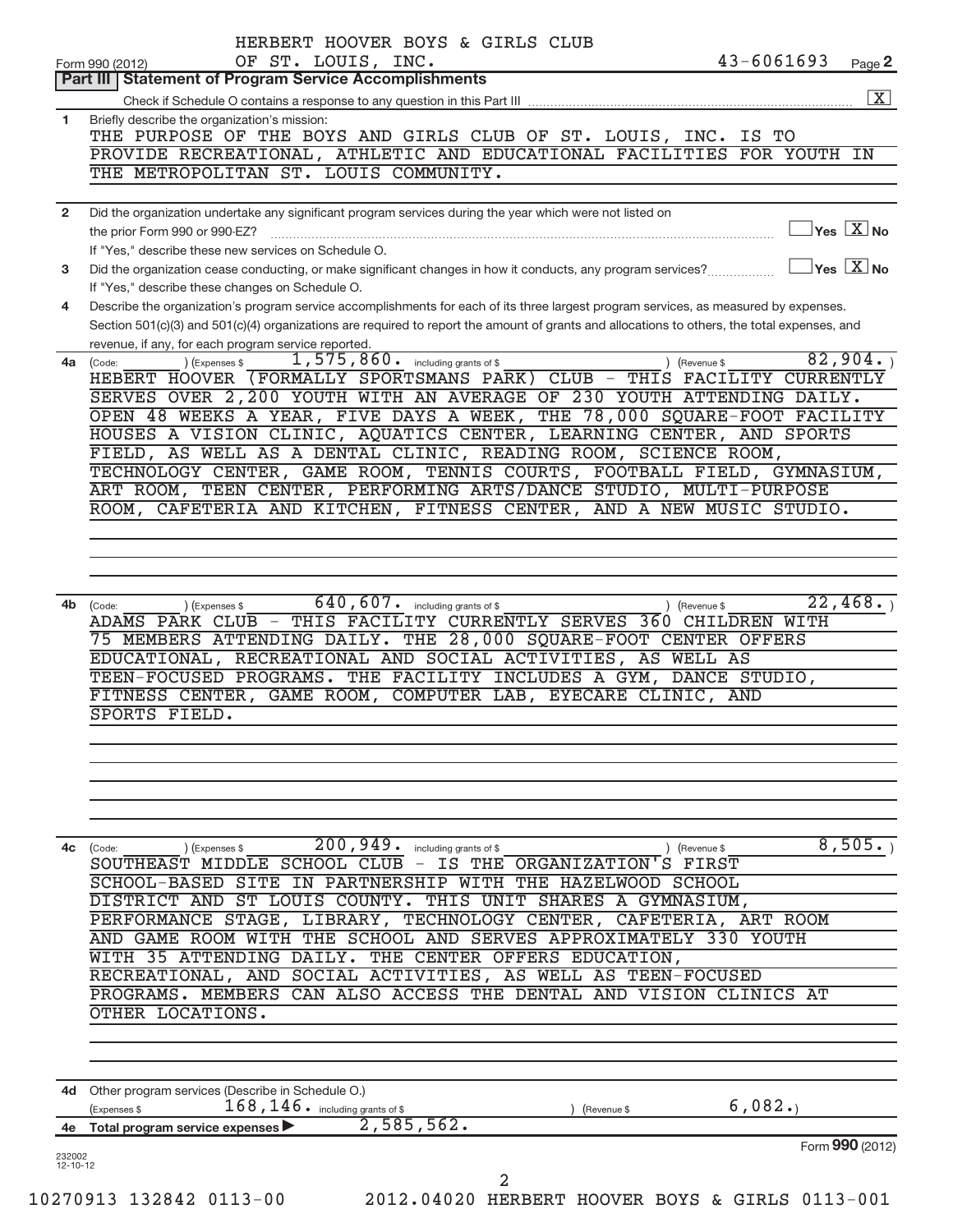HERBERT HOOVER BOYS & GIRLS CLUB
OF ST. LOUIS, INC. 43-6061693

Form 990 (2012) Page 2

## Part III Statement of Program Service Accomplishments

Check if Schedule O contains a response to any question in this Part III [X]

**1** Briefly describe the organization's mission:

THE PURPOSE OF THE BOYS AND GIRLS CLUB OF ST. LOUIS, INC. IS TO PROVIDE RECREATIONAL, ATHLETIC AND EDUCATIONAL FACILITIES FOR YOUTH IN THE METROPOLITAN ST. LOUIS COMMUNITY.

**2** Did the organization undertake any significant program services during the year which were not listed on the prior Form 990 or 990-EZ? [ ] Yes [X] No

If "Yes," describe these new services on Schedule O.

**3** Did the organization cease conducting, or make significant changes in how it conducts, any program services? [ ] Yes [X] No

If "Yes," describe these changes on Schedule O.

**4** Describe the organization's program service accomplishments for each of its three largest program services, as measured by expenses. Section 501(c)(3) and 501(c)(4) organizations are required to report the amount of grants and allocations to others, the total expenses, and revenue, if any, for each program service reported.

**4a** (Code: ) (Expenses $ 1,575,860. including grants of $ ) (Revenue $ 82,904. )

HEBERT HOOVER (FORMALLY SPORTSMANS PARK) CLUB - THIS FACILITY CURRENTLY SERVES OVER 2,200 YOUTH WITH AN AVERAGE OF 230 YOUTH ATTENDING DAILY. OPEN 48 WEEKS A YEAR, FIVE DAYS A WEEK, THE 78,000 SQUARE-FOOT FACILITY HOUSES A VISION CLINIC, AQUATICS CENTER, LEARNING CENTER, AND SPORTS FIELD, AS WELL AS A DENTAL CLINIC, READING ROOM, SCIENCE ROOM, TECHNOLOGY CENTER, GAME ROOM, TENNIS COURTS, FOOTBALL FIELD, GYMNASIUM, ART ROOM, TEEN CENTER, PERFORMING ARTS/DANCE STUDIO, MULTI-PURPOSE ROOM, CAFETERIA AND KITCHEN, FITNESS CENTER, AND A NEW MUSIC STUDIO.

**4b** (Code: ) (Expenses $ 640,607. including grants of $ ) (Revenue $ 22,468. )

ADAMS PARK CLUB - THIS FACILITY CURRENTLY SERVES 360 CHILDREN WITH 75 MEMBERS ATTENDING DAILY. THE 28,000 SQUARE-FOOT CENTER OFFERS EDUCATIONAL, RECREATIONAL AND SOCIAL ACTIVITIES, AS WELL AS TEEN-FOCUSED PROGRAMS. THE FACILITY INCLUDES A GYM, DANCE STUDIO, FITNESS CENTER, GAME ROOM, COMPUTER LAB, EYECARE CLINIC, AND SPORTS FIELD.

**4c** (Code: ) (Expenses $ 200,949. including grants of $ ) (Revenue $ 8,505. )

SOUTHEAST MIDDLE SCHOOL CLUB - IS THE ORGANIZATION'S FIRST SCHOOL-BASED SITE IN PARTNERSHIP WITH THE HAZELWOOD SCHOOL DISTRICT AND ST LOUIS COUNTY. THIS UNIT SHARES A GYMNASIUM, PERFORMANCE STAGE, LIBRARY, TECHNOLOGY CENTER, CAFETERIA, ART ROOM AND GAME ROOM WITH THE SCHOOL AND SERVES APPROXIMATELY 330 YOUTH WITH 35 ATTENDING DAILY. THE CENTER OFFERS EDUCATION, RECREATIONAL, AND SOCIAL ACTIVITIES, AS WELL AS TEEN-FOCUSED PROGRAMS. MEMBERS CAN ALSO ACCESS THE DENTAL AND VISION CLINICS AT OTHER LOCATIONS.

**4d** Other program services (Describe in Schedule O.)

(Expenses $ 168,146. including grants of $ ) (Revenue $ 6,082.)

**4e** Total program service expenses ▶ 2,585,562.

Form 990 (2012)

232002
12-10-12

10270913 132842 0113-00 2012.04020 HERBERT HOOVER BOYS & GIRLS 0113-001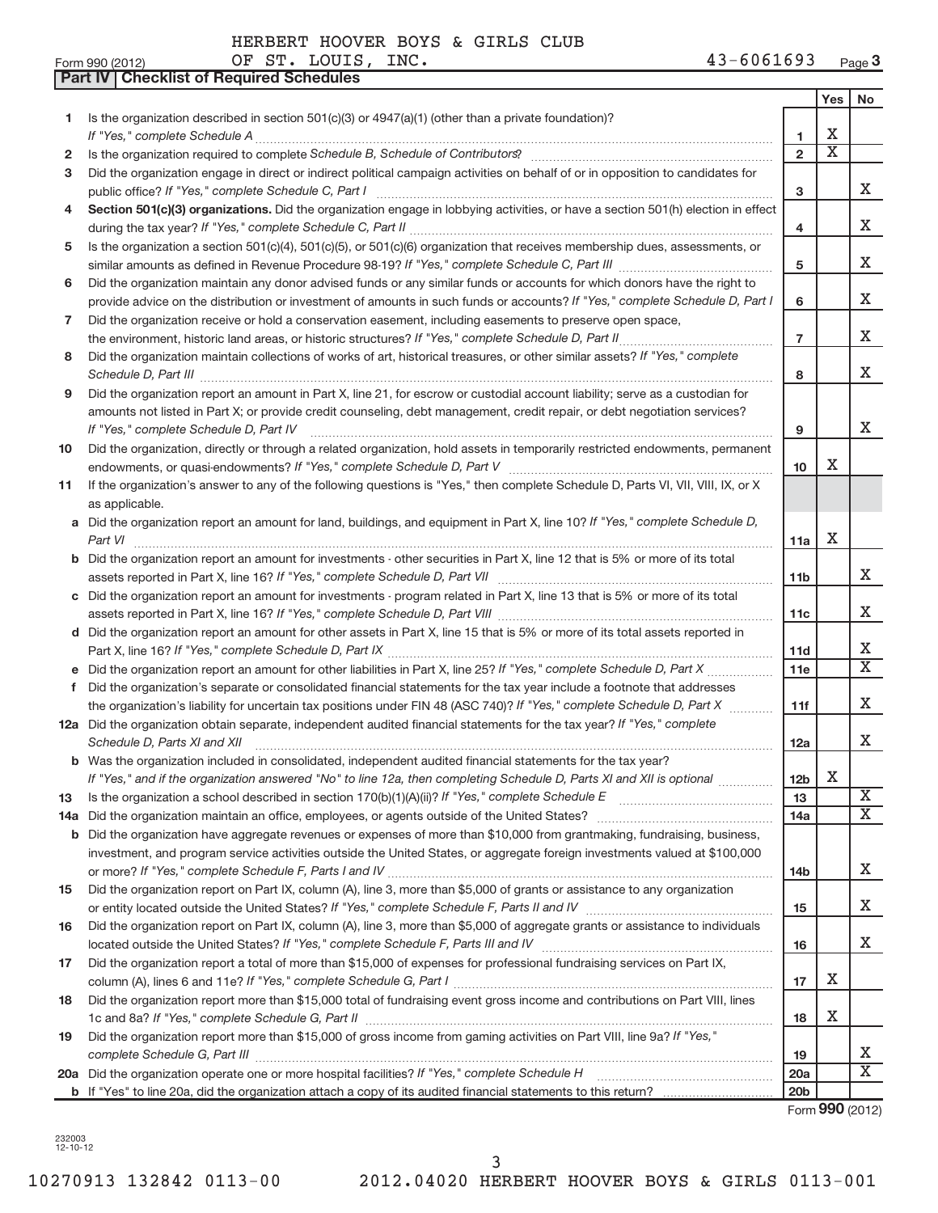HERBERT HOOVER BOYS & GIRLS CLUB
Form 990 (2012) OF ST. LOUIS, INC. 43-6061693 Page 3

**Part IV | Checklist of Required Schedules**

| | | | Yes | No |
|---|---|---|---|---|
| 1 | Is the organization described in section 501(c)(3) or 4947(a)(1) (other than a private foundation)? *If "Yes," complete Schedule A* | 1 | X | |
| 2 | Is the organization required to complete *Schedule B, Schedule of Contributors*? | 2 | X | |
| 3 | Did the organization engage in direct or indirect political campaign activities on behalf of or in opposition to candidates for public office? *If "Yes," complete Schedule C, Part I* | 3 | | X |
| 4 | **Section 501(c)(3) organizations.** Did the organization engage in lobbying activities, or have a section 501(h) election in effect during the tax year? *If "Yes," complete Schedule C, Part II* | 4 | | X |
| 5 | Is the organization a section 501(c)(4), 501(c)(5), or 501(c)(6) organization that receives membership dues, assessments, or similar amounts as defined in Revenue Procedure 98-19? *If "Yes," complete Schedule C, Part III* | 5 | | X |
| 6 | Did the organization maintain any donor advised funds or any similar funds or accounts for which donors have the right to provide advice on the distribution or investment of amounts in such funds or accounts? *If "Yes," complete Schedule D, Part I* | 6 | | X |
| 7 | Did the organization receive or hold a conservation easement, including easements to preserve open space, the environment, historic land areas, or historic structures? *If "Yes," complete Schedule D, Part II* | 7 | | X |
| 8 | Did the organization maintain collections of works of art, historical treasures, or other similar assets? *If "Yes," complete Schedule D, Part III* | 8 | | X |
| 9 | Did the organization report an amount in Part X, line 21, for escrow or custodial account liability; serve as a custodian for amounts not listed in Part X; or provide credit counseling, debt management, credit repair, or debt negotiation services? *If "Yes," complete Schedule D, Part IV* | 9 | | X |
| 10 | Did the organization, directly or through a related organization, hold assets in temporarily restricted endowments, permanent endowments, or quasi-endowments? *If "Yes," complete Schedule D, Part V* | 10 | X | |
| 11 | If the organization's answer to any of the following questions is "Yes," then complete Schedule D, Parts VI, VII, VIII, IX, or X as applicable. | | | |
| a | Did the organization report an amount for land, buildings, and equipment in Part X, line 10? *If "Yes," complete Schedule D, Part VI* | 11a | X | |
| b | Did the organization report an amount for investments - other securities in Part X, line 12 that is 5% or more of its total assets reported in Part X, line 16? *If "Yes," complete Schedule D, Part VII* | 11b | | X |
| c | Did the organization report an amount for investments - program related in Part X, line 13 that is 5% or more of its total assets reported in Part X, line 16? *If "Yes," complete Schedule D, Part VIII* | 11c | | X |
| d | Did the organization report an amount for other assets in Part X, line 15 that is 5% or more of its total assets reported in Part X, line 16? *If "Yes," complete Schedule D, Part IX* | 11d | | X |
| e | Did the organization report an amount for other liabilities in Part X, line 25? *If "Yes," complete Schedule D, Part X* | 11e | | X |
| f | Did the organization's separate or consolidated financial statements for the tax year include a footnote that addresses the organization's liability for uncertain tax positions under FIN 48 (ASC 740)? *If "Yes," complete Schedule D, Part X* | 11f | | X |
| 12a | Did the organization obtain separate, independent audited financial statements for the tax year? *If "Yes," complete Schedule D, Parts XI and XII* | 12a | | X |
| b | Was the organization included in consolidated, independent audited financial statements for the tax year? *If "Yes," and if the organization answered "No" to line 12a, then completing Schedule D, Parts XI and XII is optional* | 12b | X | |
| 13 | Is the organization a school described in section 170(b)(1)(A)(ii)? *If "Yes," complete Schedule E* | 13 | | X |
| 14a | Did the organization maintain an office, employees, or agents outside of the United States? | 14a | | X |
| b | Did the organization have aggregate revenues or expenses of more than $10,000 from grantmaking, fundraising, business, investment, and program service activities outside the United States, or aggregate foreign investments valued at $100,000 or more? *If "Yes," complete Schedule F, Parts I and IV* | 14b | | X |
| 15 | Did the organization report on Part IX, column (A), line 3, more than $5,000 of grants or assistance to any organization or entity located outside the United States? *If "Yes," complete Schedule F, Parts II and IV* | 15 | | X |
| 16 | Did the organization report on Part IX, column (A), line 3, more than $5,000 of aggregate grants or assistance to individuals located outside the United States? *If "Yes," complete Schedule F, Parts III and IV* | 16 | | X |
| 17 | Did the organization report a total of more than $15,000 of expenses for professional fundraising services on Part IX, column (A), lines 6 and 11e? *If "Yes," complete Schedule G, Part I* | 17 | X | |
| 18 | Did the organization report more than $15,000 total of fundraising event gross income and contributions on Part VIII, lines 1c and 8a? *If "Yes," complete Schedule G, Part II* | 18 | X | |
| 19 | Did the organization report more than $15,000 of gross income from gaming activities on Part VIII, line 9a? *If "Yes," complete Schedule G, Part III* | 19 | | X |
| 20a | Did the organization operate one or more hospital facilities? *If "Yes," complete Schedule H* | 20a | | X |
| b | If "Yes" to line 20a, did the organization attach a copy of its audited financial statements to this return? | 20b | | |

Form **990** (2012)

232003 12-10-12

10270913 132842 0113-00 2012.04020 HERBERT HOOVER BOYS & GIRLS 0113-001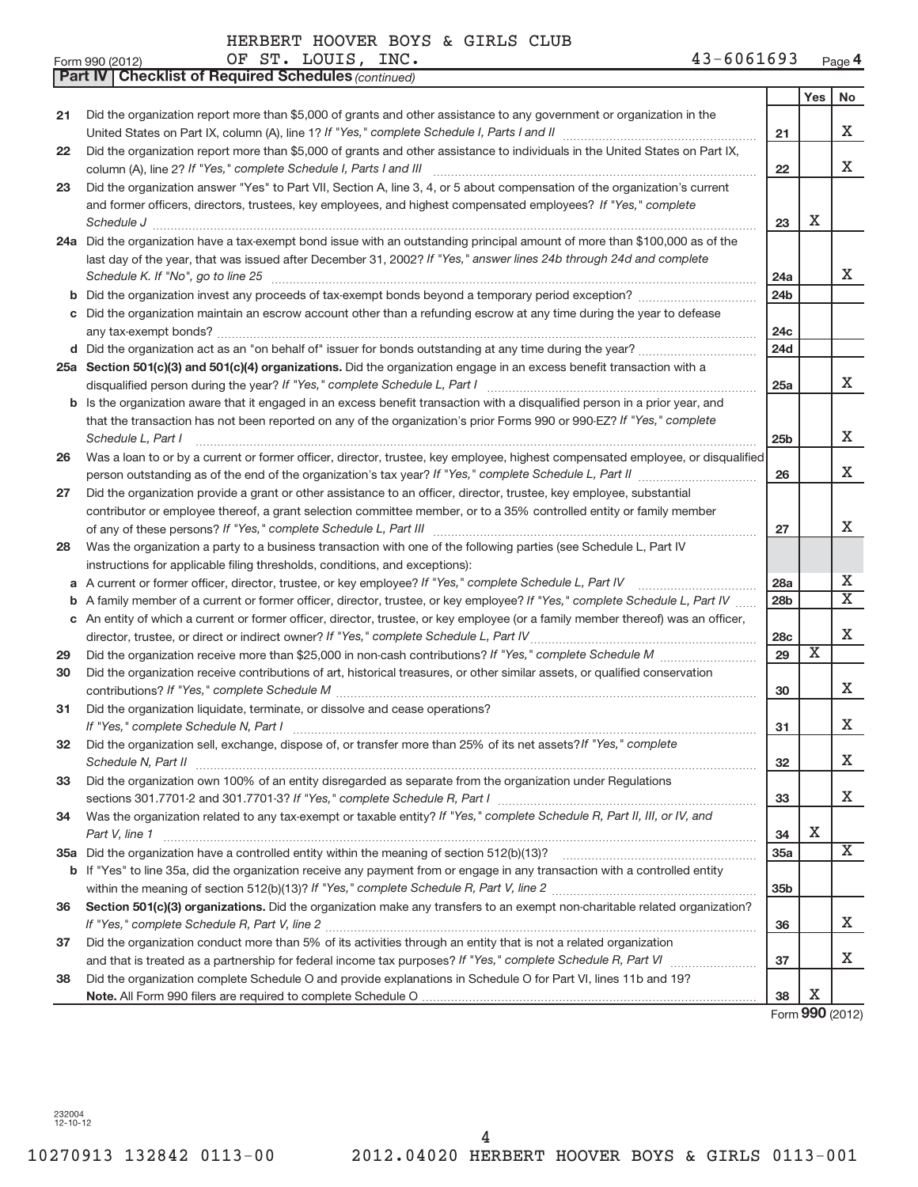HERBERT HOOVER BOYS & GIRLS CLUB
Form 990 (2012) OF ST. LOUIS, INC. 43-6061693 Page **4**

**Part IV | Checklist of Required Schedules** *(continued)*

| | | | Yes | No |
|---|---|---|---|---|
| **21** | Did the organization report more than $5,000 of grants and other assistance to any government or organization in the United States on Part IX, column (A), line 1? *If "Yes," complete Schedule I, Parts I and II* | **21** | | X |
| **22** | Did the organization report more than $5,000 of grants and other assistance to individuals in the United States on Part IX, column (A), line 2? *If "Yes," complete Schedule I, Parts I and III* | **22** | | X |
| **23** | Did the organization answer "Yes" to Part VII, Section A, line 3, 4, or 5 about compensation of the organization's current and former officers, directors, trustees, key employees, and highest compensated employees? *If "Yes," complete Schedule J* | **23** | X | |
| **24a** | Did the organization have a tax-exempt bond issue with an outstanding principal amount of more than $100,000 as of the last day of the year, that was issued after December 31, 2002? *If "Yes," answer lines 24b through 24d and complete Schedule K. If "No", go to line 25* | **24a** | | X |
| **b** | Did the organization invest any proceeds of tax-exempt bonds beyond a temporary period exception? | **24b** | | |
| **c** | Did the organization maintain an escrow account other than a refunding escrow at any time during the year to defease any tax-exempt bonds? | **24c** | | |
| **d** | Did the organization act as an "on behalf of" issuer for bonds outstanding at any time during the year? | **24d** | | |
| **25a** | **Section 501(c)(3) and 501(c)(4) organizations.** Did the organization engage in an excess benefit transaction with a disqualified person during the year? *If "Yes," complete Schedule L, Part I* | **25a** | | X |
| **b** | Is the organization aware that it engaged in an excess benefit transaction with a disqualified person in a prior year, and that the transaction has not been reported on any of the organization's prior Forms 990 or 990-EZ? *If "Yes," complete Schedule L, Part I* | **25b** | | X |
| **26** | Was a loan to or by a current or former officer, director, trustee, key employee, highest compensated employee, or disqualified person outstanding as of the end of the organization's tax year? *If "Yes," complete Schedule L, Part II* | **26** | | X |
| **27** | Did the organization provide a grant or other assistance to an officer, director, trustee, key employee, substantial contributor or employee thereof, a grant selection committee member, or to a 35% controlled entity or family member of any of these persons? *If "Yes," complete Schedule L, Part III* | **27** | | X |
| **28** | Was the organization a party to a business transaction with one of the following parties (see Schedule L, Part IV instructions for applicable filing thresholds, conditions, and exceptions): | | | |
| **a** | A current or former officer, director, trustee, or key employee? *If "Yes," complete Schedule L, Part IV* | **28a** | | X |
| **b** | A family member of a current or former officer, director, trustee, or key employee? *If "Yes," complete Schedule L, Part IV* | **28b** | | X |
| **c** | An entity of which a current or former officer, director, trustee, or key employee (or a family member thereof) was an officer, director, trustee, or direct or indirect owner? *If "Yes," complete Schedule L, Part IV* | **28c** | | X |
| **29** | Did the organization receive more than $25,000 in non-cash contributions? *If "Yes," complete Schedule M* | **29** | X | |
| **30** | Did the organization receive contributions of art, historical treasures, or other similar assets, or qualified conservation contributions? *If "Yes," complete Schedule M* | **30** | | X |
| **31** | Did the organization liquidate, terminate, or dissolve and cease operations? *If "Yes," complete Schedule N, Part I* | **31** | | X |
| **32** | Did the organization sell, exchange, dispose of, or transfer more than 25% of its net assets? *If "Yes," complete Schedule N, Part II* | **32** | | X |
| **33** | Did the organization own 100% of an entity disregarded as separate from the organization under Regulations sections 301.7701-2 and 301.7701-3? *If "Yes," complete Schedule R, Part I* | **33** | | X |
| **34** | Was the organization related to any tax-exempt or taxable entity? *If "Yes," complete Schedule R, Part II, III, or IV, and Part V, line 1* | **34** | X | |
| **35a** | Did the organization have a controlled entity within the meaning of section 512(b)(13)? | **35a** | | X |
| **b** | If "Yes" to line 35a, did the organization receive any payment from or engage in any transaction with a controlled entity within the meaning of section 512(b)(13)? *If "Yes," complete Schedule R, Part V, line 2* | **35b** | | |
| **36** | **Section 501(c)(3) organizations.** Did the organization make any transfers to an exempt non-charitable related organization? *If "Yes," complete Schedule R, Part V, line 2* | **36** | | X |
| **37** | Did the organization conduct more than 5% of its activities through an entity that is not a related organization and that is treated as a partnership for federal income tax purposes? *If "Yes," complete Schedule R, Part VI* | **37** | | X |
| **38** | Did the organization complete Schedule O and provide explanations in Schedule O for Part VI, lines 11b and 19? **Note.** All Form 990 filers are required to complete Schedule O | **38** | X | |

Form **990** (2012)

232004
12-10-12

10270913 132842 0113-00 2012.04020 HERBERT HOOVER BOYS & GIRLS 0113-001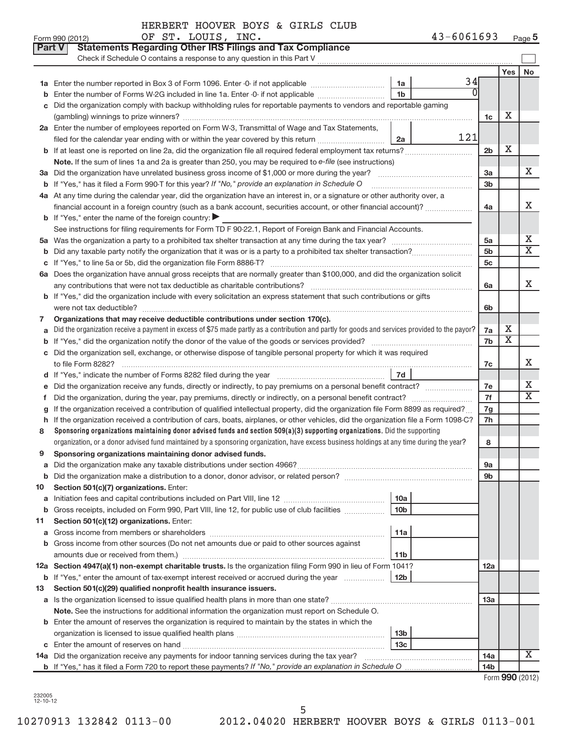HERBERT HOOVER BOYS & GIRLS CLUB

Form 990 (2012) OF ST. LOUIS, INC. 43-6061693 Page 5

**Part V Statements Regarding Other IRS Filings and Tax Compliance**

Check if Schedule O contains a response to any question in this Part V ☐

| | | | | | Yes | No |
|---|---|---|---|---|---|---|
| **1a** | Enter the number reported in Box 3 of Form 1096. Enter -0- if not applicable | 1a | 34 | | | |
| **b** | Enter the number of Forms W-2G included in line 1a. Enter -0- if not applicable | 1b | 0 | | | |
| **c** | Did the organization comply with backup withholding rules for reportable payments to vendors and reportable gaming (gambling) winnings to prize winners? | | | 1c | X | |
| **2a** | Enter the number of employees reported on Form W-3, Transmittal of Wage and Tax Statements, filed for the calendar year ending with or within the year covered by this return | 2a | 121 | | | |
| **b** | If at least one is reported on line 2a, did the organization file all required federal employment tax returns? | | | 2b | X | |
| | **Note.** If the sum of lines 1a and 2a is greater than 250, you may be required to *e-file* (see instructions) | | | | | |
| **3a** | Did the organization have unrelated business gross income of $1,000 or more during the year? | | | 3a | | X |
| **b** | If "Yes," has it filed a Form 990-T for this year? *If "No," provide an explanation in Schedule O* | | | 3b | | |
| **4a** | At any time during the calendar year, did the organization have an interest in, or a signature or other authority over, a financial account in a foreign country (such as a bank account, securities account, or other financial account)? | | | 4a | | X |
| **b** | If "Yes," enter the name of the foreign country: ▶ | | | | | |
| | See instructions for filing requirements for Form TD F 90-22.1, Report of Foreign Bank and Financial Accounts. | | | | | |
| **5a** | Was the organization a party to a prohibited tax shelter transaction at any time during the tax year? | | | 5a | | X |
| **b** | Did any taxable party notify the organization that it was or is a party to a prohibited tax shelter transaction? | | | 5b | | X |
| **c** | If "Yes," to line 5a or 5b, did the organization file Form 8886-T? | | | 5c | | |
| **6a** | Does the organization have annual gross receipts that are normally greater than $100,000, and did the organization solicit any contributions that were not tax deductible as charitable contributions? | | | 6a | | X |
| **b** | If "Yes," did the organization include with every solicitation an express statement that such contributions or gifts were not tax deductible? | | | 6b | | |
| **7** | **Organizations that may receive deductible contributions under section 170(c).** | | | | | |
| **a** | Did the organization receive a payment in excess of $75 made partly as a contribution and partly for goods and services provided to the payor? | | | 7a | X | |
| **b** | If "Yes," did the organization notify the donor of the value of the goods or services provided? | | | 7b | X | |
| **c** | Did the organization sell, exchange, or otherwise dispose of tangible personal property for which it was required to file Form 8282? | | | 7c | | X |
| **d** | If "Yes," indicate the number of Forms 8282 filed during the year | 7d | | | | |
| **e** | Did the organization receive any funds, directly or indirectly, to pay premiums on a personal benefit contract? | | | 7e | | X |
| **f** | Did the organization, during the year, pay premiums, directly or indirectly, on a personal benefit contract? | | | 7f | | X |
| **g** | If the organization received a contribution of qualified intellectual property, did the organization file Form 8899 as required? | | | 7g | | |
| **h** | If the organization received a contribution of cars, boats, airplanes, or other vehicles, did the organization file a Form 1098-C? | | | 7h | | |
| **8** | **Sponsoring organizations maintaining donor advised funds and section 509(a)(3) supporting organizations.** Did the supporting organization, or a donor advised fund maintained by a sponsoring organization, have excess business holdings at any time during the year? | | | 8 | | |
| **9** | **Sponsoring organizations maintaining donor advised funds.** | | | | | |
| **a** | Did the organization make any taxable distributions under section 4966? | | | 9a | | |
| **b** | Did the organization make a distribution to a donor, donor advisor, or related person? | | | 9b | | |
| **10** | **Section 501(c)(7) organizations.** Enter: | | | | | |
| **a** | Initiation fees and capital contributions included on Part VIII, line 12 | 10a | | | | |
| **b** | Gross receipts, included on Form 990, Part VIII, line 12, for public use of club facilities | 10b | | | | |
| **11** | **Section 501(c)(12) organizations.** Enter: | | | | | |
| **a** | Gross income from members or shareholders | 11a | | | | |
| **b** | Gross income from other sources (Do not net amounts due or paid to other sources against amounts due or received from them.) | 11b | | | | |
| **12a** | **Section 4947(a)(1) non-exempt charitable trusts.** Is the organization filing Form 990 in lieu of Form 1041? | | | 12a | | |
| **b** | If "Yes," enter the amount of tax-exempt interest received or accrued during the year | 12b | | | | |
| **13** | **Section 501(c)(29) qualified nonprofit health insurance issuers.** | | | | | |
| **a** | Is the organization licensed to issue qualified health plans in more than one state? | | | 13a | | |
| | **Note.** See the instructions for additional information the organization must report on Schedule O. | | | | | |
| **b** | Enter the amount of reserves the organization is required to maintain by the states in which the organization is licensed to issue qualified health plans | 13b | | | | |
| **c** | Enter the amount of reserves on hand | 13c | | | | |
| **14a** | Did the organization receive any payments for indoor tanning services during the tax year? | | | 14a | | X |
| **b** | If "Yes," has it filed a Form 720 to report these payments? *If "No," provide an explanation in Schedule O* | | | 14b | | |

Form **990** (2012)

232005 12-10-12

10270913 132842 0113-00 2012.04020 HERBERT HOOVER BOYS & GIRLS 0113-001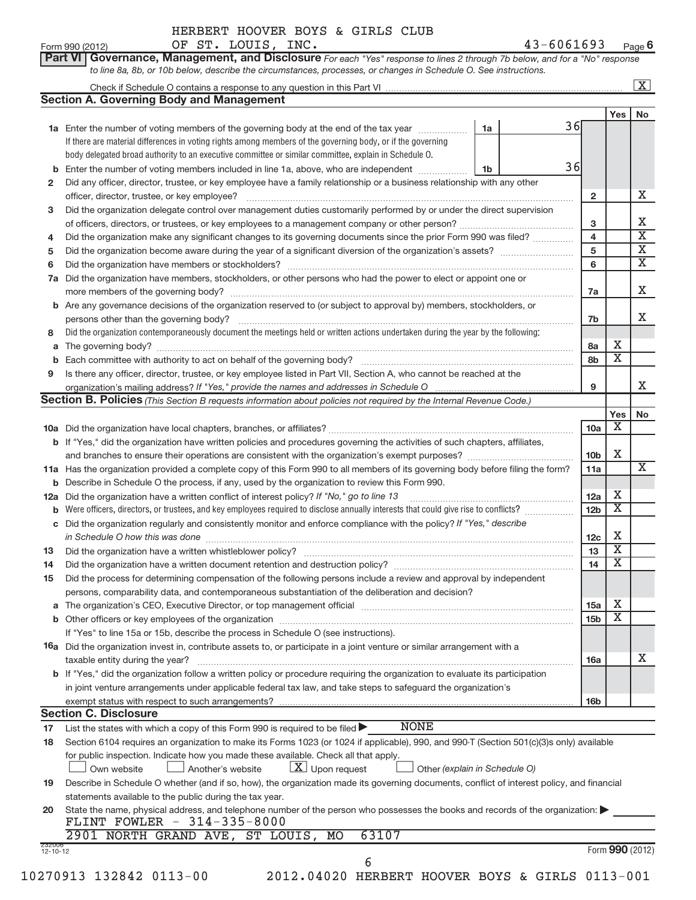HERBERT HOOVER BOYS & GIRLS CLUB
Form 990 (2012) OF ST. LOUIS, INC. 43-6061693 Page 6

**Part VI Governance, Management, and Disclosure** *For each "Yes" response to lines 2 through 7b below, and for a "No" response to line 8a, 8b, or 10b below, describe the circumstances, processes, or changes in Schedule O. See instructions.*

Check if Schedule O contains a response to any question in this Part VI [X]

## Section A. Governing Body and Management

| | | | | Yes | No |
|---|---|---|---|---|---|
| **1a** | Enter the number of voting members of the governing body at the end of the tax year. If there are material differences in voting rights among members of the governing body, or if the governing body delegated broad authority to an executive committee or similar committee, explain in Schedule O. | 1a: 36 | | | |
| **b** | Enter the number of voting members included in line 1a, above, who are independent | 1b: 36 | | | |
| **2** | Did any officer, director, trustee, or key employee have a family relationship or a business relationship with any other officer, director, trustee, or key employee? | | 2 | | X |
| **3** | Did the organization delegate control over management duties customarily performed by or under the direct supervision of officers, directors, or trustees, or key employees to a management company or other person? | | 3 | | X |
| **4** | Did the organization make any significant changes to its governing documents since the prior Form 990 was filed? | | 4 | | X |
| **5** | Did the organization become aware during the year of a significant diversion of the organization's assets? | | 5 | | X |
| **6** | Did the organization have members or stockholders? | | 6 | | X |
| **7a** | Did the organization have members, stockholders, or other persons who had the power to elect or appoint one or more members of the governing body? | | 7a | | X |
| **b** | Are any governance decisions of the organization reserved to (or subject to approval by) members, stockholders, or persons other than the governing body? | | 7b | | X |
| **8** | Did the organization contemporaneously document the meetings held or written actions undertaken during the year by the following: | | | | |
| **a** | The governing body? | | 8a | X | |
| **b** | Each committee with authority to act on behalf of the governing body? | | 8b | X | |
| **9** | Is there any officer, director, trustee, or key employee listed in Part VII, Section A, who cannot be reached at the organization's mailing address? *If "Yes," provide the names and addresses in Schedule O* | | 9 | | X |

## Section B. Policies *(This Section B requests information about policies not required by the Internal Revenue Code.)*

| | | | Yes | No |
|---|---|---|---|---|
| **10a** | Did the organization have local chapters, branches, or affiliates? | 10a | X | |
| **b** | If "Yes," did the organization have written policies and procedures governing the activities of such chapters, affiliates, and branches to ensure their operations are consistent with the organization's exempt purposes? | 10b | X | |
| **11a** | Has the organization provided a complete copy of this Form 990 to all members of its governing body before filing the form? | 11a | | X |
| **b** | Describe in Schedule O the process, if any, used by the organization to review this Form 990. | | | |
| **12a** | Did the organization have a written conflict of interest policy? *If "No," go to line 13* | 12a | X | |
| **b** | Were officers, directors, or trustees, and key employees required to disclose annually interests that could give rise to conflicts? | 12b | X | |
| **c** | Did the organization regularly and consistently monitor and enforce compliance with the policy? *If "Yes," describe in Schedule O how this was done* | 12c | X | |
| **13** | Did the organization have a written whistleblower policy? | 13 | X | |
| **14** | Did the organization have a written document retention and destruction policy? | 14 | X | |
| **15** | Did the process for determining compensation of the following persons include a review and approval by independent persons, comparability data, and contemporaneous substantiation of the deliberation and decision? | | | |
| **a** | The organization's CEO, Executive Director, or top management official | 15a | X | |
| **b** | Other officers or key employees of the organization | 15b | X | |
| | If "Yes" to line 15a or 15b, describe the process in Schedule O (see instructions). | | | |
| **16a** | Did the organization invest in, contribute assets to, or participate in a joint venture or similar arrangement with a taxable entity during the year? | 16a | | X |
| **b** | If "Yes," did the organization follow a written policy or procedure requiring the organization to evaluate its participation in joint venture arrangements under applicable federal tax law, and take steps to safeguard the organization's exempt status with respect to such arrangements? | 16b | | |

## Section C. Disclosure

**17** List the states with which a copy of this Form 990 is required to be filed ▶ NONE

**18** Section 6104 requires an organization to make its Forms 1023 (or 1024 if applicable), 990, and 990-T (Section 501(c)(3)s only) available for public inspection. Indicate how you made these available. Check all that apply.

[ ] Own website [ ] Another's website [X] Upon request [ ] Other *(explain in Schedule O)*

**19** Describe in Schedule O whether (and if so, how), the organization made its governing documents, conflict of interest policy, and financial statements available to the public during the tax year.

**20** State the name, physical address, and telephone number of the person who possesses the books and records of the organization: ▶

FLINT FOWLER - 314-335-8000
2901 NORTH GRAND AVE, ST LOUIS, MO 63107

232006 12-10-12 Form **990** (2012)

10270913 132842 0113-00 2012.04020 HERBERT HOOVER BOYS & GIRLS 0113-001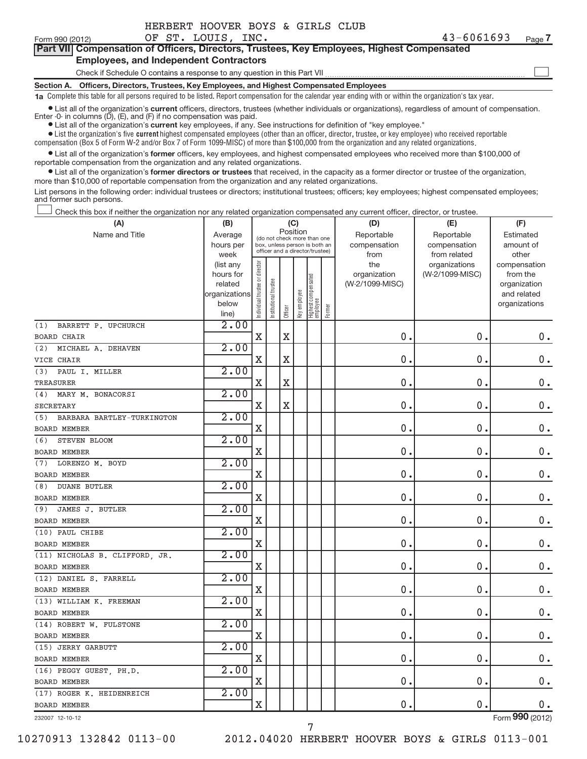HERBERT HOOVER BOYS & GIRLS CLUB
Form 990 (2012) OF ST. LOUIS, INC. 43-6061693 Page 7

**Part VII Compensation of Officers, Directors, Trustees, Key Employees, Highest Compensated Employees, and Independent Contractors**

Check if Schedule O contains a response to any question in this Part VII ☐

**Section A. Officers, Directors, Trustees, Key Employees, and Highest Compensated Employees**

**1a** Complete this table for all persons required to be listed. Report compensation for the calendar year ending with or within the organization's tax year.

- List all of the organization's **current** officers, directors, trustees (whether individuals or organizations), regardless of amount of compensation. Enter -0- in columns (D), (E), and (F) if no compensation was paid.
- List all of the organization's **current** key employees, if any. See instructions for definition of "key employee."
- List the organization's five **current** highest compensated employees (other than an officer, director, trustee, or key employee) who received reportable compensation (Box 5 of Form W-2 and/or Box 7 of Form 1099-MISC) of more than $100,000 from the organization and any related organizations.
- List all of the organization's **former** officers, key employees, and highest compensated employees who received more than $100,000 of reportable compensation from the organization and any related organizations.
- List all of the organization's **former directors or trustees** that received, in the capacity as a former director or trustee of the organization, more than $10,000 of reportable compensation from the organization and any related organizations.

List persons in the following order: individual trustees or directors; institutional trustees; officers; key employees; highest compensated employees; and former such persons.

☐ Check this box if neither the organization nor any related organization compensated any current officer, director, or trustee.

| (A) Name and Title | (B) Average hours per week (list any hours for related organizations below line) | (C) Position: Individual trustee or director | Institutional trustee | Officer | Key employee | Highest compensated employee | Former | (D) Reportable compensation from the organization (W-2/1099-MISC) | (E) Reportable compensation from related organizations (W-2/1099-MISC) | (F) Estimated amount of other compensation from the organization and related organizations |
|---|---|---|---|---|---|---|---|---|---|---|
| (1) BARRETT P. UPCHURCH<br>BOARD CHAIR | 2.00 | X | | X | | | | 0. | 0. | 0. |
| (2) MICHAEL A. DEHAVEN<br>VICE CHAIR | 2.00 | X | | X | | | | 0. | 0. | 0. |
| (3) PAUL I. MILLER<br>TREASURER | 2.00 | X | | X | | | | 0. | 0. | 0. |
| (4) MARY M. BONACORSI<br>SECRETARY | 2.00 | X | | X | | | | 0. | 0. | 0. |
| (5) BARBARA BARTLEY-TURKINGTON<br>BOARD MEMBER | 2.00 | X | | | | | | 0. | 0. | 0. |
| (6) STEVEN BLOOM<br>BOARD MEMBER | 2.00 | X | | | | | | 0. | 0. | 0. |
| (7) LORENZO M. BOYD<br>BOARD MEMBER | 2.00 | X | | | | | | 0. | 0. | 0. |
| (8) DUANE BUTLER<br>BOARD MEMBER | 2.00 | X | | | | | | 0. | 0. | 0. |
| (9) JAMES J. BUTLER<br>BOARD MEMBER | 2.00 | X | | | | | | 0. | 0. | 0. |
| (10) PAUL CHIBE<br>BOARD MEMBER | 2.00 | X | | | | | | 0. | 0. | 0. |
| (11) NICHOLAS B. CLIFFORD, JR.<br>BOARD MEMBER | 2.00 | X | | | | | | 0. | 0. | 0. |
| (12) DANIEL S. FARRELL<br>BOARD MEMBER | 2.00 | X | | | | | | 0. | 0. | 0. |
| (13) WILLIAM K. FREEMAN<br>BOARD MEMBER | 2.00 | X | | | | | | 0. | 0. | 0. |
| (14) ROBERT W. FULSTONE<br>BOARD MEMBER | 2.00 | X | | | | | | 0. | 0. | 0. |
| (15) JERRY GARBUTT<br>BOARD MEMBER | 2.00 | X | | | | | | 0. | 0. | 0. |
| (16) PEGGY GUEST, PH.D.<br>BOARD MEMBER | 2.00 | X | | | | | | 0. | 0. | 0. |
| (17) ROGER K. HEIDENREICH<br>BOARD MEMBER | 2.00 | X | | | | | | 0. | 0. | 0. |

232007 12-10-12 Form 990 (2012)

10270913 132842 0113-00 2012.04020 HERBERT HOOVER BOYS & GIRLS 0113-001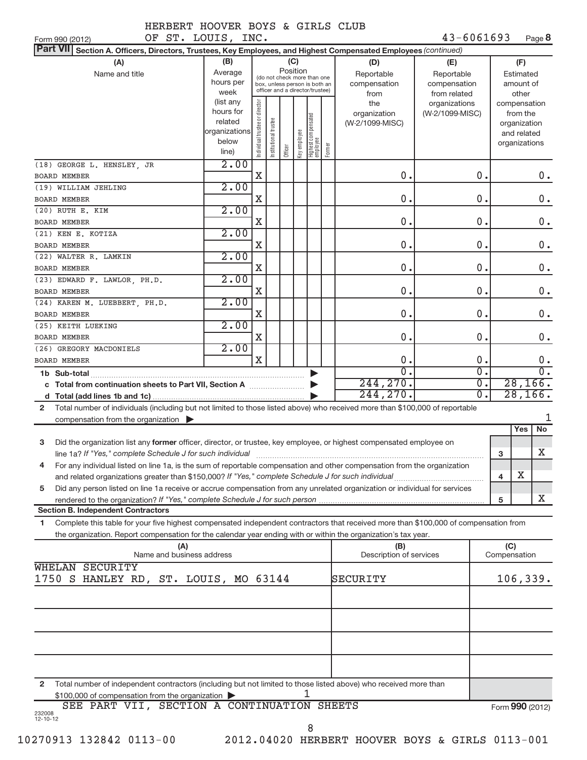HERBERT HOOVER BOYS & GIRLS CLUB
Form 990 (2012) OF ST. LOUIS, INC. 43-6061693 Page **8**

**Part VII** Section A. Officers, Directors, Trustees, Key Employees, and Highest Compensated Employees *(continued)*

| (A) Name and title | (B) Average hours per week (list any hours for related organizations below line) | (C) Position: Individual trustee or director | Institutional trustee | Officer | Key employee | Highest compensated employee | Former | (D) Reportable compensation from the organization (W-2/1099-MISC) | (E) Reportable compensation from related organizations (W-2/1099-MISC) | (F) Estimated amount of other compensation from the organization and related organizations |
|---|---|---|---|---|---|---|---|---|---|---|
| (18) GEORGE L. HENSLEY, JR<br>BOARD MEMBER | 2.00 | X | | | | | | 0. | 0. | 0. |
| (19) WILLIAM JEHLING<br>BOARD MEMBER | 2.00 | X | | | | | | 0. | 0. | 0. |
| (20) RUTH E. KIM<br>BOARD MEMBER | 2.00 | X | | | | | | 0. | 0. | 0. |
| (21) KEN E. KOTIZA<br>BOARD MEMBER | 2.00 | X | | | | | | 0. | 0. | 0. |
| (22) WALTER R. LAMKIN<br>BOARD MEMBER | 2.00 | X | | | | | | 0. | 0. | 0. |
| (23) EDWARD F. LAWLOR, PH.D.<br>BOARD MEMBER | 2.00 | X | | | | | | 0. | 0. | 0. |
| (24) KAREN M. LUEBBERT, PH.D.<br>BOARD MEMBER | 2.00 | X | | | | | | 0. | 0. | 0. |
| (25) KEITH LUEKING<br>BOARD MEMBER | 2.00 | X | | | | | | 0. | 0. | 0. |
| (26) GREGORY MACDONIELS<br>BOARD MEMBER | 2.00 | X | | | | | | 0. | 0. | 0. |
| 1b Sub-total | | | | | | | | 0. | 0. | 0. |
| c Total from continuation sheets to Part VII, Section A | | | | | | | | 244,270. | 0. | 28,166. |
| d Total (add lines 1b and 1c) | | | | | | | | 244,270. | 0. | 28,166. |

2 Total number of individuals (including but not limited to those listed above) who received more than $100,000 of reportable compensation from the organization ▶ 1

| | | Yes | No |
|---|---|---|---|
| 3 Did the organization list any **former** officer, director, or trustee, key employee, or highest compensated employee on line 1a? *If "Yes," complete Schedule J for such individual* | 3 | | X |
| 4 For any individual listed on line 1a, is the sum of reportable compensation and other compensation from the organization and related organizations greater than $150,000? *If "Yes," complete Schedule J for such individual* | 4 | X | |
| 5 Did any person listed on line 1a receive or accrue compensation from any unrelated organization or individual for services rendered to the organization? *If "Yes," complete Schedule J for such person* | 5 | | X |

**Section B. Independent Contractors**

1 Complete this table for your five highest compensated independent contractors that received more than $100,000 of compensation from the organization. Report compensation for the calendar year ending with or within the organization's tax year.

| (A) Name and business address | (B) Description of services | (C) Compensation |
|---|---|---|
| WHELAN SECURITY<br>1750 S HANLEY RD, ST. LOUIS, MO 63144 | SECURITY | 106,339. |
| | | |
| | | |
| | | |
| | | |

2 Total number of independent contractors (including but not limited to those listed above) who received more than $100,000 of compensation from the organization ▶ 1

SEE PART VII, SECTION A CONTINUATION SHEETS

Form **990** (2012)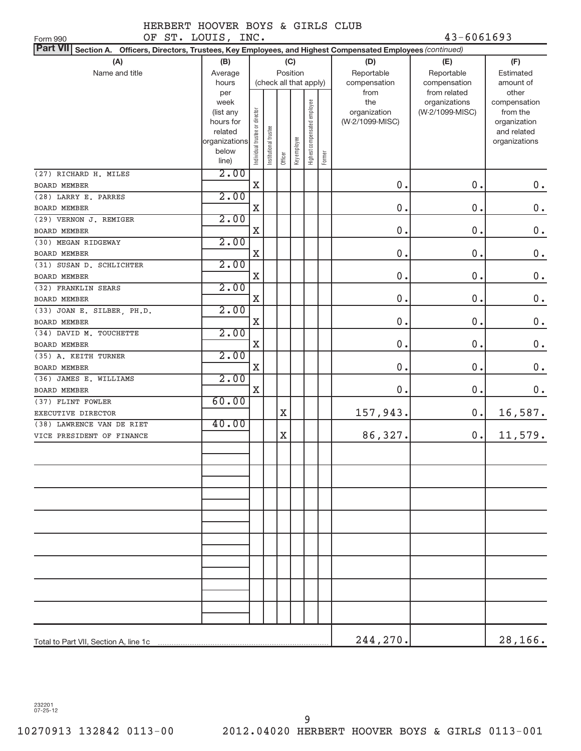HERBERT HOOVER BOYS & GIRLS CLUB
OF ST. LOUIS, INC.

Form 990

43-6061693

**Part VII Section A. Officers, Directors, Trustees, Key Employees, and Highest Compensated Employees** *(continued)*

| (A) Name and title | (B) Average hours per week (list any hours for related organizations below line) | (C) Position (check all that apply): Individual trustee or director | Institutional trustee | Officer | Key employee | Highest compensated employee | Former | (D) Reportable compensation from the organization (W-2/1099-MISC) | (E) Reportable compensation from related organizations (W-2/1099-MISC) | (F) Estimated amount of other compensation from the organization and related organizations |
|---|---|---|---|---|---|---|---|---|---|---|
| (27) RICHARD H. MILES<br>BOARD MEMBER | 2.00 | X | | | | | | 0. | 0. | 0. |
| (28) LARRY E. PARRES<br>BOARD MEMBER | 2.00 | X | | | | | | 0. | 0. | 0. |
| (29) VERNON J. REMIGER<br>BOARD MEMBER | 2.00 | X | | | | | | 0. | 0. | 0. |
| (30) MEGAN RIDGEWAY<br>BOARD MEMBER | 2.00 | X | | | | | | 0. | 0. | 0. |
| (31) SUSAN D. SCHLICHTER<br>BOARD MEMBER | 2.00 | X | | | | | | 0. | 0. | 0. |
| (32) FRANKLIN SEARS<br>BOARD MEMBER | 2.00 | X | | | | | | 0. | 0. | 0. |
| (33) JOAN E. SILBER, PH.D.<br>BOARD MEMBER | 2.00 | X | | | | | | 0. | 0. | 0. |
| (34) DAVID M. TOUCHETTE<br>BOARD MEMBER | 2.00 | X | | | | | | 0. | 0. | 0. |
| (35) A. KEITH TURNER<br>BOARD MEMBER | 2.00 | X | | | | | | 0. | 0. | 0. |
| (36) JAMES E. WILLIAMS<br>BOARD MEMBER | 2.00 | X | | | | | | 0. | 0. | 0. |
| (37) FLINT FOWLER<br>EXECUTIVE DIRECTOR | 60.00 | | | X | | | | 157,943. | 0. | 16,587. |
| (38) LAWRENCE VAN DE RIET<br>VICE PRESIDENT OF FINANCE | 40.00 | | | X | | | | 86,327. | 0. | 11,579. |
| Total to Part VII, Section A, line 1c | | | | | | | | 244,270. | | 28,166. |

232201
07-25-12

10270913 132842 0113-00 2012.04020 HERBERT HOOVER BOYS & GIRLS 0113-001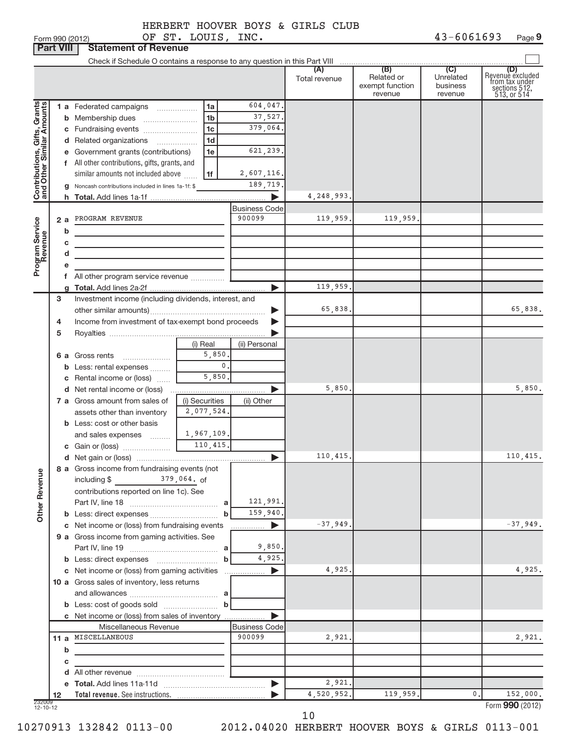HERBERT HOOVER BOYS & GIRLS CLUB
OF ST. LOUIS, INC. 43-6061693

Form 990 (2012)

## Part VIII Statement of Revenue

Check if Schedule O contains a response to any question in this Part VIII

| | | | | (A) Total revenue | (B) Related or exempt function revenue | (C) Unrelated business revenue | (D) Revenue excluded from tax under sections 512, 513, or 514 |
|---|---|---|---|---|---|---|---|
| Contributions, Gifts, Grants and Other Similar Amounts | 1 a Federated campaigns | 1a | 604,047. | | | | |
| | b Membership dues | 1b | 37,527. | | | | |
| | c Fundraising events | 1c | 379,064. | | | | |
| | d Related organizations | 1d | | | | | |
| | e Government grants (contributions) | 1e | 621,239. | | | | |
| | f All other contributions, gifts, grants, and similar amounts not included above | 1f | 2,607,116. | | | | |
| | g Noncash contributions included in lines 1a-1f: $ | | 189,719. | | | | |
| | h Total. Add lines 1a-1f | | | 4,248,993. | | | |
| Program Service Revenue | | | Business Code | | | | |
| | 2 a PROGRAM REVENUE | | 900099 | 119,959. | 119,959. | | |
| | b | | | | | | |
| | c | | | | | | |
| | d | | | | | | |
| | e | | | | | | |
| | f All other program service revenue | | | | | | |
| | g Total. Add lines 2a-2f | | | 119,959. | | | |
| | 3 Investment income (including dividends, interest, and other similar amounts) | | | 65,838. | | | 65,838. |
| | 4 Income from investment of tax-exempt bond proceeds | | | | | | |
| | 5 Royalties | | | | | | |
| | | (i) Real | (ii) Personal | | | | |
| | 6 a Gross rents | 5,850. | | | | | |
| | b Less: rental expenses | 0. | | | | | |
| | c Rental income or (loss) | 5,850. | | | | | |
| | d Net rental income or (loss) | | | 5,850. | | | 5,850. |
| | 7 a Gross amount from sales of assets other than inventory | (i) Securities 2,077,524. | (ii) Other | | | | |
| | b Less: cost or other basis and sales expenses | 1,967,109. | | | | | |
| | c Gain or (loss) | 110,415. | | | | | |
| | d Net gain or (loss) | | | 110,415. | | | 110,415. |
| Other Revenue | 8 a Gross income from fundraising events (not including $ 379,064. of contributions reported on line 1c). See Part IV, line 18 | a | 121,991. | | | | |
| | b Less: direct expenses | b | 159,940. | | | | |
| | c Net income or (loss) from fundraising events | | | -37,949. | | | -37,949. |
| | 9 a Gross income from gaming activities. See Part IV, line 19 | a | 9,850. | | | | |
| | b Less: direct expenses | b | 4,925. | | | | |
| | c Net income or (loss) from gaming activities | | | 4,925. | | | 4,925. |
| | 10 a Gross sales of inventory, less returns and allowances | a | | | | | |
| | b Less: cost of goods sold | b | | | | | |
| | c Net income or (loss) from sales of inventory | | | | | | |
| | Miscellaneous Revenue | | Business Code | | | | |
| | 11 a MISCELLANEOUS | | 900099 | 2,921. | | | 2,921. |
| | b | | | | | | |
| | c | | | | | | |
| | d All other revenue | | | | | | |
| | e Total. Add lines 11a-11d | | | 2,921. | | | |
| | 12 Total revenue. See instructions. | | | 4,520,952. | 119,959. | 0. | 152,000. |

232009 12-10-12

Form 990 (2012)

10270913 132842 0113-00 2012.04020 HERBERT HOOVER BOYS & GIRLS 0113-001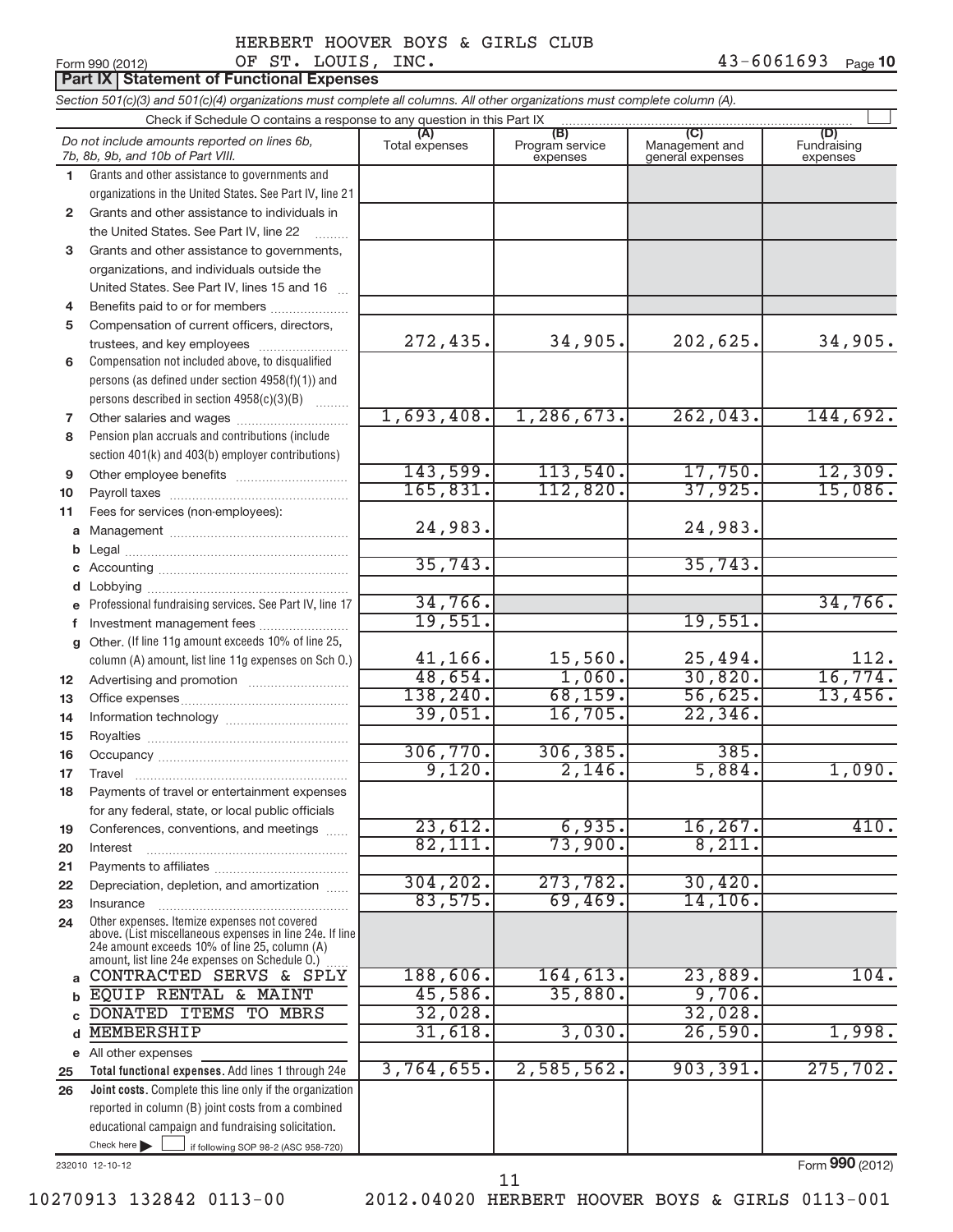HERBERT HOOVER BOYS & GIRLS CLUB OF ST. LOUIS, INC. 43-6061693

Form 990 (2012)

## Part IX Statement of Functional Expenses

*Section 501(c)(3) and 501(c)(4) organizations must complete all columns. All other organizations must complete column (A).*

Check if Schedule O contains a response to any question in this Part IX

| Do not include amounts reported on lines 6b, 7b, 8b, 9b, and 10b of Part VIII. | (A) Total expenses | (B) Program service expenses | (C) Management and general expenses | (D) Fundraising expenses |
|---|---|---|---|---|
| 1 Grants and other assistance to governments and organizations in the United States. See Part IV, line 21 | | | | |
| 2 Grants and other assistance to individuals in the United States. See Part IV, line 22 | | | | |
| 3 Grants and other assistance to governments, organizations, and individuals outside the United States. See Part IV, lines 15 and 16 | | | | |
| 4 Benefits paid to or for members | | | | |
| 5 Compensation of current officers, directors, trustees, and key employees | 272,435. | 34,905. | 202,625. | 34,905. |
| 6 Compensation not included above, to disqualified persons (as defined under section 4958(f)(1)) and persons described in section 4958(c)(3)(B) | | | | |
| 7 Other salaries and wages | 1,693,408. | 1,286,673. | 262,043. | 144,692. |
| 8 Pension plan accruals and contributions (include section 401(k) and 403(b) employer contributions) | | | | |
| 9 Other employee benefits | 143,599. | 113,540. | 17,750. | 12,309. |
| 10 Payroll taxes | 165,831. | 112,820. | 37,925. | 15,086. |
| 11 Fees for services (non-employees): | | | | |
| a Management | 24,983. | | 24,983. | |
| b Legal | | | | |
| c Accounting | 35,743. | | 35,743. | |
| d Lobbying | | | | |
| e Professional fundraising services. See Part IV, line 17 | 34,766. | | | 34,766. |
| f Investment management fees | 19,551. | | 19,551. | |
| g Other. (If line 11g amount exceeds 10% of line 25, column (A) amount, list line 11g expenses on Sch O.) | 41,166. | 15,560. | 25,494. | 112. |
| 12 Advertising and promotion | 48,654. | 1,060. | 30,820. | 16,774. |
| 13 Office expenses | 138,240. | 68,159. | 56,625. | 13,456. |
| 14 Information technology | 39,051. | 16,705. | 22,346. | |
| 15 Royalties | | | | |
| 16 Occupancy | 306,770. | 306,385. | 385. | |
| 17 Travel | 9,120. | 2,146. | 5,884. | 1,090. |
| 18 Payments of travel or entertainment expenses for any federal, state, or local public officials | | | | |
| 19 Conferences, conventions, and meetings | 23,612. | 6,935. | 16,267. | 410. |
| 20 Interest | 82,111. | 73,900. | 8,211. | |
| 21 Payments to affiliates | | | | |
| 22 Depreciation, depletion, and amortization | 304,202. | 273,782. | 30,420. | |
| 23 Insurance | 83,575. | 69,469. | 14,106. | |
| 24 Other expenses. Itemize expenses not covered above. (List miscellaneous expenses in line 24e. If line 24e amount exceeds 10% of line 25, column (A) amount, list line 24e expenses on Schedule O.) | | | | |
| a CONTRACTED SERVS & SPLY | 188,606. | 164,613. | 23,889. | 104. |
| b EQUIP RENTAL & MAINT | 45,586. | 35,880. | 9,706. | |
| c DONATED ITEMS TO MBRS | 32,028. | | 32,028. | |
| d MEMBERSHIP | 31,618. | 3,030. | 26,590. | 1,998. |
| e All other expenses | | | | |
| 25 Total functional expenses. Add lines 1 through 24e | 3,764,655. | 2,585,562. | 903,391. | 275,702. |
| 26 Joint costs. Complete this line only if the organization reported in column (B) joint costs from a combined educational campaign and fundraising solicitation. Check here ☐ if following SOP 98-2 (ASC 958-720) | | | | |

232010 12-10-12 Form 990 (2012)

10270913 132842 0113-00 2012.04020 HERBERT HOOVER BOYS & GIRLS 0113-001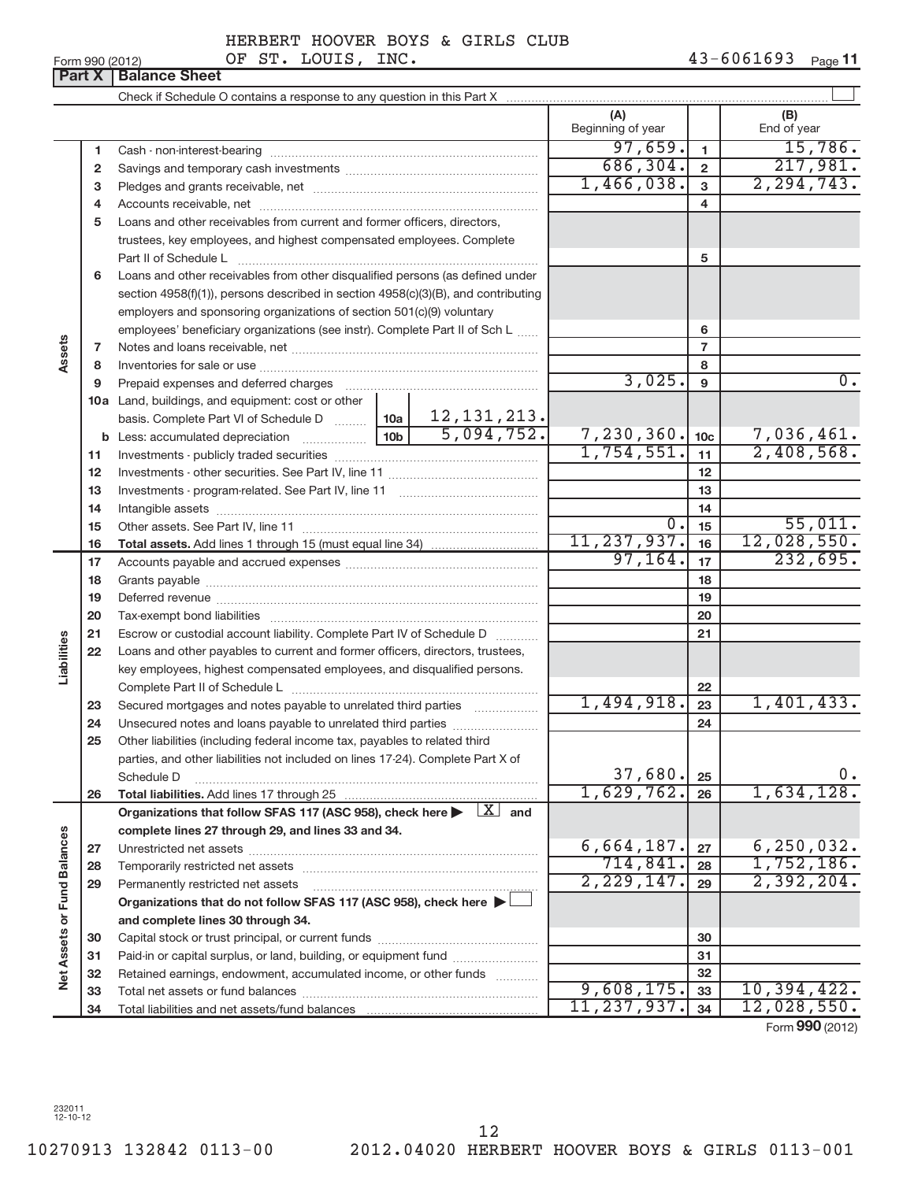HERBERT HOOVER BOYS & GIRLS CLUB
OF ST. LOUIS, INC.

Form 990 (2012) 43-6061693 Page **11**

## Part X | Balance Sheet

Check if Schedule O contains a response to any question in this Part X ☐

| | | | (A) Beginning of year | | (B) End of year |
|---|---|---|---|---|---|
| Assets | 1 | Cash - non-interest-bearing | 97,659. | 1 | 15,786. |
| | 2 | Savings and temporary cash investments | 686,304. | 2 | 217,981. |
| | 3 | Pledges and grants receivable, net | 1,466,038. | 3 | 2,294,743. |
| | 4 | Accounts receivable, net | | 4 | |
| | 5 | Loans and other receivables from current and former officers, directors, trustees, key employees, and highest compensated employees. Complete Part II of Schedule L | | 5 | |
| | 6 | Loans and other receivables from other disqualified persons (as defined under section 4958(f)(1)), persons described in section 4958(c)(3)(B), and contributing employers and sponsoring organizations of section 501(c)(9) voluntary employees' beneficiary organizations (see instr). Complete Part II of Sch L | | 6 | |
| | 7 | Notes and loans receivable, net | | 7 | |
| | 8 | Inventories for sale or use | | 8 | |
| | 9 | Prepaid expenses and deferred charges | 3,025. | 9 | 0. |
| | 10a | Land, buildings, and equipment: cost or other basis. Complete Part VI of Schedule D — 10a: 12,131,213. | | | |
| | b | Less: accumulated depreciation — 10b: 5,094,752. | 7,230,360. | 10c | 7,036,461. |
| | 11 | Investments - publicly traded securities | 1,754,551. | 11 | 2,408,568. |
| | 12 | Investments - other securities. See Part IV, line 11 | | 12 | |
| | 13 | Investments - program-related. See Part IV, line 11 | | 13 | |
| | 14 | Intangible assets | | 14 | |
| | 15 | Other assets. See Part IV, line 11 | 0. | 15 | 55,011. |
| | 16 | **Total assets.** Add lines 1 through 15 (must equal line 34) | 11,237,937. | 16 | 12,028,550. |
| Liabilities | 17 | Accounts payable and accrued expenses | 97,164. | 17 | 232,695. |
| | 18 | Grants payable | | 18 | |
| | 19 | Deferred revenue | | 19 | |
| | 20 | Tax-exempt bond liabilities | | 20 | |
| | 21 | Escrow or custodial account liability. Complete Part IV of Schedule D | | 21 | |
| | 22 | Loans and other payables to current and former officers, directors, trustees, key employees, highest compensated employees, and disqualified persons. Complete Part II of Schedule L | | 22 | |
| | 23 | Secured mortgages and notes payable to unrelated third parties | 1,494,918. | 23 | 1,401,433. |
| | 24 | Unsecured notes and loans payable to unrelated third parties | | 24 | |
| | 25 | Other liabilities (including federal income tax, payables to related third parties, and other liabilities not included on lines 17-24). Complete Part X of Schedule D | 37,680. | 25 | 0. |
| | 26 | **Total liabilities.** Add lines 17 through 25 | 1,629,762. | 26 | 1,634,128. |
| Net Assets or Fund Balances | | **Organizations that follow SFAS 117 (ASC 958), check here ▶ [X] and complete lines 27 through 29, and lines 33 and 34.** | | | |
| | 27 | Unrestricted net assets | 6,664,187. | 27 | 6,250,032. |
| | 28 | Temporarily restricted net assets | 714,841. | 28 | 1,752,186. |
| | 29 | Permanently restricted net assets | 2,229,147. | 29 | 2,392,204. |
| | | **Organizations that do not follow SFAS 117 (ASC 958), check here ▶ ☐ and complete lines 30 through 34.** | | | |
| | 30 | Capital stock or trust principal, or current funds | | 30 | |
| | 31 | Paid-in or capital surplus, or land, building, or equipment fund | | 31 | |
| | 32 | Retained earnings, endowment, accumulated income, or other funds | | 32 | |
| | 33 | Total net assets or fund balances | 9,608,175. | 33 | 10,394,422. |
| | 34 | Total liabilities and net assets/fund balances | 11,237,937. | 34 | 12,028,550. |

Form **990** (2012)

232011
12-10-12

10270913 132842 0113-00 2012.04020 HERBERT HOOVER BOYS & GIRLS 0113-001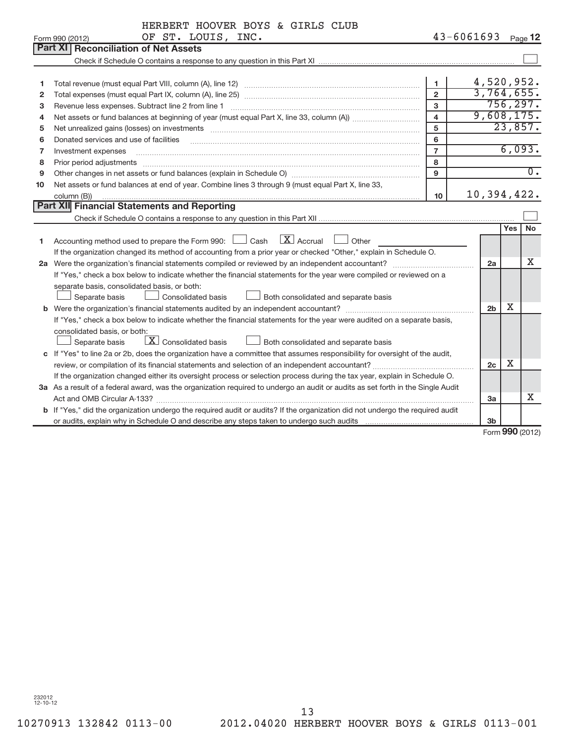HERBERT HOOVER BOYS & GIRLS CLUB
Form 990 (2012) OF ST. LOUIS, INC. 43-6061693 Page 12

## Part XI Reconciliation of Net Assets

Check if Schedule O contains a response to any question in this Part XI ☐

| | | | |
|---|---|---|---|
| 1 | Total revenue (must equal Part VIII, column (A), line 12) | 1 | 4,520,952. |
| 2 | Total expenses (must equal Part IX, column (A), line 25) | 2 | 3,764,655. |
| 3 | Revenue less expenses. Subtract line 2 from line 1 | 3 | 756,297. |
| 4 | Net assets or fund balances at beginning of year (must equal Part X, line 33, column (A)) | 4 | 9,608,175. |
| 5 | Net unrealized gains (losses) on investments | 5 | 23,857. |
| 6 | Donated services and use of facilities | 6 | |
| 7 | Investment expenses | 7 | 6,093. |
| 8 | Prior period adjustments | 8 | |
| 9 | Other changes in net assets or fund balances (explain in Schedule O) | 9 | 0. |
| 10 | Net assets or fund balances at end of year. Combine lines 3 through 9 (must equal Part X, line 33, column (B)) | 10 | 10,394,422. |

## Part XII Financial Statements and Reporting

Check if Schedule O contains a response to any question in this Part XII ☐

| | | | Yes | No |
|---|---|---|---|---|
| 1 | Accounting method used to prepare the Form 990: ☐ Cash ☒ Accrual ☐ Other<br>If the organization changed its method of accounting from a prior year or checked "Other," explain in Schedule O. | | | |
| 2a | Were the organization's financial statements compiled or reviewed by an independent accountant?<br>If "Yes," check a box below to indicate whether the financial statements for the year were compiled or reviewed on a separate basis, consolidated basis, or both:<br>☐ Separate basis ☐ Consolidated basis ☐ Both consolidated and separate basis | 2a | | X |
| b | Were the organization's financial statements audited by an independent accountant?<br>If "Yes," check a box below to indicate whether the financial statements for the year were audited on a separate basis, consolidated basis, or both:<br>☐ Separate basis ☒ Consolidated basis ☐ Both consolidated and separate basis | 2b | X | |
| c | If "Yes" to line 2a or 2b, does the organization have a committee that assumes responsibility for oversight of the audit, review, or compilation of its financial statements and selection of an independent accountant?<br>If the organization changed either its oversight process or selection process during the tax year, explain in Schedule O. | 2c | X | |
| 3a | As a result of a federal award, was the organization required to undergo an audit or audits as set forth in the Single Audit Act and OMB Circular A-133? | 3a | | X |
| b | If "Yes," did the organization undergo the required audit or audits? If the organization did not undergo the required audit or audits, explain why in Schedule O and describe any steps taken to undergo such audits | 3b | | |

Form 990 (2012)

232012 12-10-12

10270913 132842 0113-00 2012.04020 HERBERT HOOVER BOYS & GIRLS 0113-001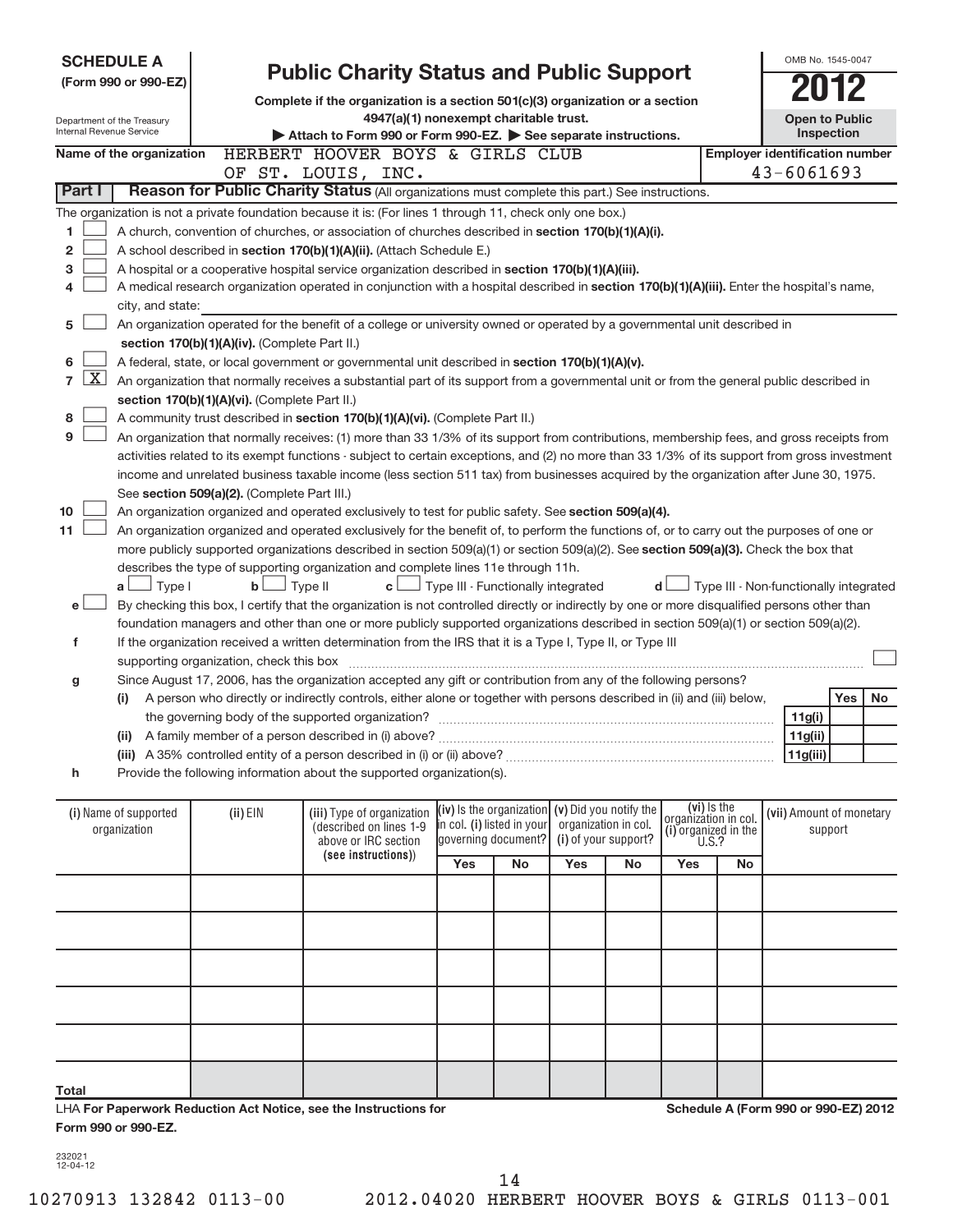**SCHEDULE A**
**(Form 990 or 990-EZ)**

Department of the Treasury
Internal Revenue Service

# Public Charity Status and Public Support

**Complete if the organization is a section 501(c)(3) organization or a section 4947(a)(1) nonexempt charitable trust.**

▶ Attach to Form 990 or Form 990-EZ. ▶ See separate instructions.

OMB No. 1545-0047

**2012**

**Open to Public Inspection**

**Name of the organization** HERBERT HOOVER BOYS & GIRLS CLUB OF ST. LOUIS, INC.

**Employer identification number** 43-6061693

**Part I** **Reason for Public Charity Status** (All organizations must complete this part.) See instructions.

The organization is not a private foundation because it is: (For lines 1 through 11, check only one box.)

1 ☐ A church, convention of churches, or association of churches described in **section 170(b)(1)(A)(i).**

2 ☐ A school described in **section 170(b)(1)(A)(ii).** (Attach Schedule E.)

3 ☐ A hospital or a cooperative hospital service organization described in **section 170(b)(1)(A)(iii).**

4 ☐ A medical research organization operated in conjunction with a hospital described in **section 170(b)(1)(A)(iii).** Enter the hospital's name, city, and state:

5 ☐ An organization operated for the benefit of a college or university owned or operated by a governmental unit described in **section 170(b)(1)(A)(iv).** (Complete Part II.)

6 ☐ A federal, state, or local government or governmental unit described in **section 170(b)(1)(A)(v).**

7 ☒ An organization that normally receives a substantial part of its support from a governmental unit or from the general public described in **section 170(b)(1)(A)(vi).** (Complete Part II.)

8 ☐ A community trust described in **section 170(b)(1)(A)(vi).** (Complete Part II.)

9 ☐ An organization that normally receives: (1) more than 33 1/3% of its support from contributions, membership fees, and gross receipts from activities related to its exempt functions - subject to certain exceptions, and (2) no more than 33 1/3% of its support from gross investment income and unrelated business taxable income (less section 511 tax) from businesses acquired by the organization after June 30, 1975. See **section 509(a)(2).** (Complete Part III.)

10 ☐ An organization organized and operated exclusively to test for public safety. See **section 509(a)(4).**

11 ☐ An organization organized and operated exclusively for the benefit of, to perform the functions of, or to carry out the purposes of one or more publicly supported organizations described in section 509(a)(1) or section 509(a)(2). See **section 509(a)(3).** Check the box that describes the type of supporting organization and complete lines 11e through 11h.

a ☐ Type I  b ☐ Type II  c ☐ Type III - Functionally integrated  d ☐ Type III - Non-functionally integrated

e ☐ By checking this box, I certify that the organization is not controlled directly or indirectly by one or more disqualified persons other than foundation managers and other than one or more publicly supported organizations described in section 509(a)(1) or section 509(a)(2).

f If the organization received a written determination from the IRS that it is a Type I, Type II, or Type III supporting organization, check this box ☐

g Since August 17, 2006, has the organization accepted any gift or contribution from any of the following persons?

| | | | Yes | No |
|---|---|---|---|---|
| (i) | A person who directly or indirectly controls, either alone or together with persons described in (ii) and (iii) below, the governing body of the supported organization? | 11g(i) | | |
| (ii) | A family member of a person described in (i) above? | 11g(ii) | | |
| (iii) | A 35% controlled entity of a person described in (i) or (ii) above? | 11g(iii) | | |

h Provide the following information about the supported organization(s).

| (i) Name of supported organization | (ii) EIN | (iii) Type of organization (described on lines 1-9 above or IRC section (see instructions)) | (iv) Is the organization in col. (i) listed in your governing document? Yes | No | (v) Did you notify the organization in col. (i) of your support? Yes | No | (vi) Is the organization in col. (i) organized in the U.S.? Yes | No | (vii) Amount of monetary support |
|---|---|---|---|---|---|---|---|---|---|
| | | | | | | | | | |
| | | | | | | | | | |
| | | | | | | | | | |
| | | | | | | | | | |
| | | | | | | | | | |
| **Total** | | | | | | | | | |

LHA **For Paperwork Reduction Act Notice, see the Instructions for Form 990 or 990-EZ.**

**Schedule A (Form 990 or 990-EZ) 2012**

232021 12-04-12

10270913 132842 0113-00    2012.04020 HERBERT HOOVER BOYS & GIRLS 0113-001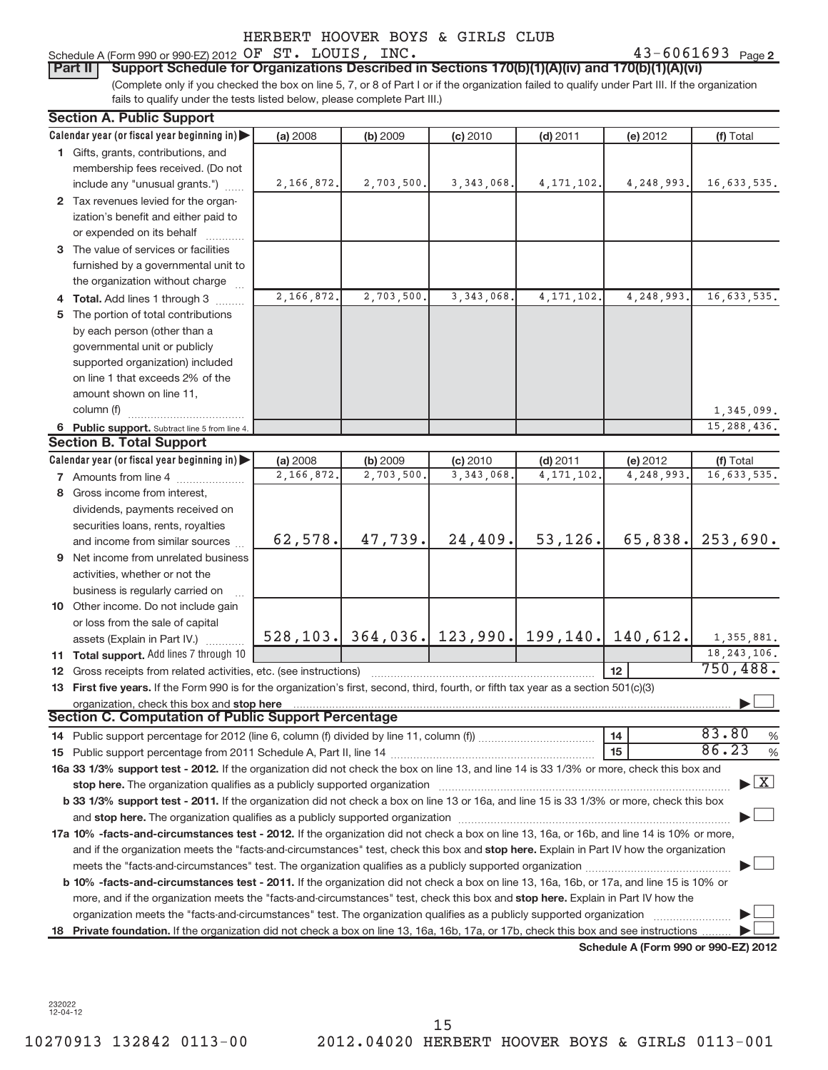HERBERT HOOVER BOYS & GIRLS CLUB

Schedule A (Form 990 or 990-EZ) 2012 OF ST. LOUIS, INC. 43-6061693 Page 2

**Part II** **Support Schedule for Organizations Described in Sections 170(b)(1)(A)(iv) and 170(b)(1)(A)(vi)**

(Complete only if you checked the box on line 5, 7, or 8 of Part I or if the organization failed to qualify under Part III. If the organization fails to qualify under the tests listed below, please complete Part III.)

**Section A. Public Support**

| Calendar year (or fiscal year beginning in) | (a) 2008 | (b) 2009 | (c) 2010 | (d) 2011 | (e) 2012 | (f) Total |
|---|---|---|---|---|---|---|
| 1 Gifts, grants, contributions, and membership fees received. (Do not include any "unusual grants.") | 2,166,872. | 2,703,500. | 3,343,068. | 4,171,102. | 4,248,993. | 16,633,535. |
| 2 Tax revenues levied for the organization's benefit and either paid to or expended on its behalf | | | | | | |
| 3 The value of services or facilities furnished by a governmental unit to the organization without charge | | | | | | |
| 4 Total. Add lines 1 through 3 | 2,166,872. | 2,703,500. | 3,343,068. | 4,171,102. | 4,248,993. | 16,633,535. |
| 5 The portion of total contributions by each person (other than a governmental unit or publicly supported organization) included on line 1 that exceeds 2% of the amount shown on line 11, column (f) | | | | | | 1,345,099. |
| 6 **Public support.** Subtract line 5 from line 4. | | | | | | 15,288,436. |

**Section B. Total Support**

| Calendar year (or fiscal year beginning in) | (a) 2008 | (b) 2009 | (c) 2010 | (d) 2011 | (e) 2012 | (f) Total |
|---|---|---|---|---|---|---|
| 7 Amounts from line 4 | 2,166,872. | 2,703,500. | 3,343,068. | 4,171,102. | 4,248,993. | 16,633,535. |
| 8 Gross income from interest, dividends, payments received on securities loans, rents, royalties and income from similar sources | 62,578. | 47,739. | 24,409. | 53,126. | 65,838. | 253,690. |
| 9 Net income from unrelated business activities, whether or not the business is regularly carried on | | | | | | |
| 10 Other income. Do not include gain or loss from the sale of capital assets (Explain in Part IV.) | 528,103. | 364,036. | 123,990. | 199,140. | 140,612. | 1,355,881. |
| 11 **Total support.** Add lines 7 through 10 | | | | | | 18,243,106. |
| 12 Gross receipts from related activities, etc. (see instructions) | | | | | 12 | 750,488. |

13 **First five years.** If the Form 990 is for the organization's first, second, third, fourth, or fifth tax year as a section 501(c)(3) organization, check this box and **stop here** ☐

**Section C. Computation of Public Support Percentage**

| | | |
|---|---|---|
| 14 Public support percentage for 2012 (line 6, column (f) divided by line 11, column (f)) | 14 | 83.80 % |
| 15 Public support percentage from 2011 Schedule A, Part II, line 14 | 15 | 86.23 % |

**16a 33 1/3% support test - 2012.** If the organization did not check the box on line 13, and line 14 is 33 1/3% or more, check this box and **stop here.** The organization qualifies as a publicly supported organization ☒

**b 33 1/3% support test - 2011.** If the organization did not check a box on line 13 or 16a, and line 15 is 33 1/3% or more, check this box and **stop here.** The organization qualifies as a publicly supported organization ☐

**17a 10% -facts-and-circumstances test - 2012.** If the organization did not check a box on line 13, 16a, or 16b, and line 14 is 10% or more, and if the organization meets the "facts-and-circumstances" test, check this box and **stop here.** Explain in Part IV how the organization meets the "facts-and-circumstances" test. The organization qualifies as a publicly supported organization ☐

**b 10% -facts-and-circumstances test - 2011.** If the organization did not check a box on line 13, 16a, 16b, or 17a, and line 15 is 10% or more, and if the organization meets the "facts-and-circumstances" test, check this box and **stop here.** Explain in Part IV how the organization meets the "facts-and-circumstances" test. The organization qualifies as a publicly supported organization ☐

**18 Private foundation.** If the organization did not check a box on line 13, 16a, 16b, 17a, or 17b, check this box and see instructions ☐

**Schedule A (Form 990 or 990-EZ) 2012**

232022 12-04-12

10270913 132842 0113-00 2012.04020 HERBERT HOOVER BOYS & GIRLS 0113-001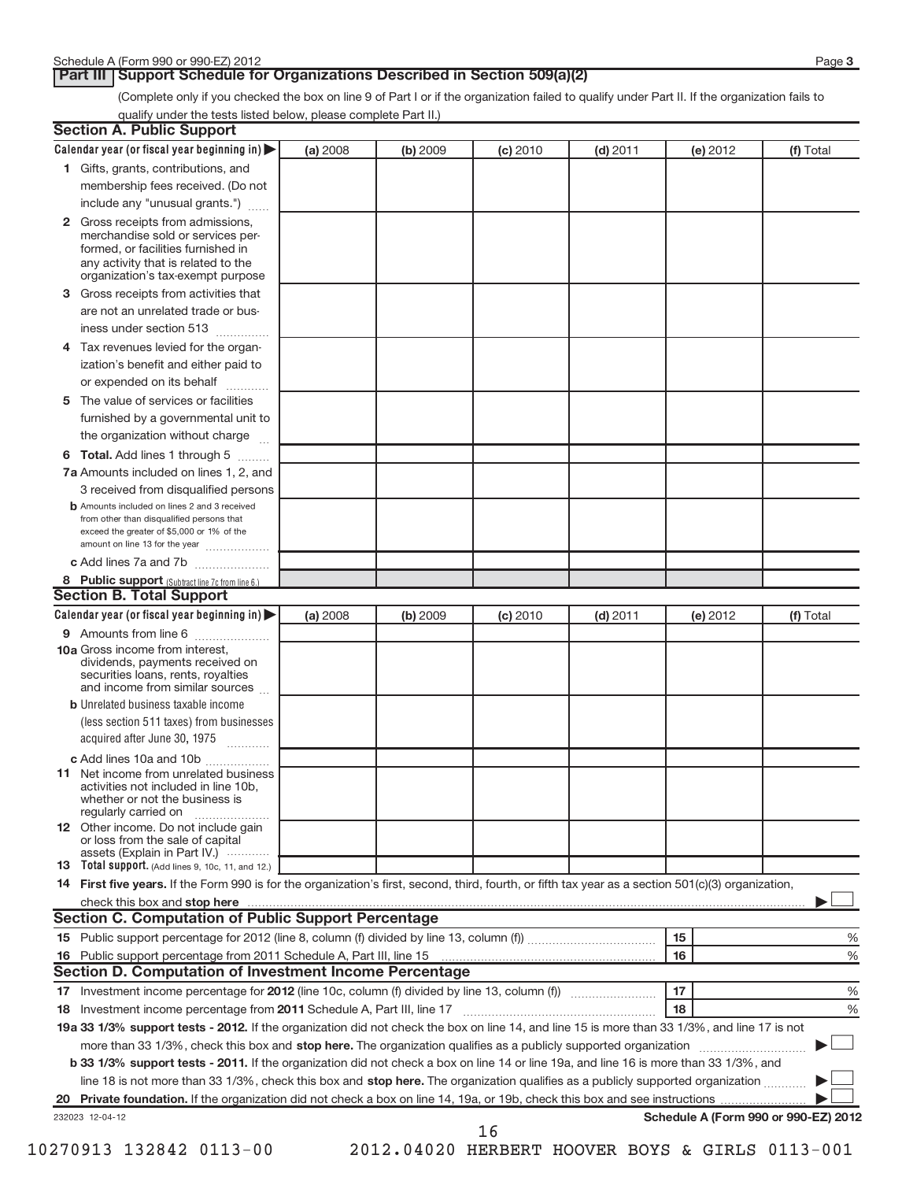Schedule A (Form 990 or 990-EZ) 2012 Page **3**

## Part III Support Schedule for Organizations Described in Section 509(a)(2)

(Complete only if you checked the box on line 9 of Part I or if the organization failed to qualify under Part II. If the organization fails to qualify under the tests listed below, please complete Part II.)

### Section A. Public Support

| Calendar year (or fiscal year beginning in) ▶ | (a) 2008 | (b) 2009 | (c) 2010 | (d) 2011 | (e) 2012 | (f) Total |
|---|---|---|---|---|---|---|
| **1** Gifts, grants, contributions, and membership fees received. (Do not include any "unusual grants.") | | | | | | |
| **2** Gross receipts from admissions, merchandise sold or services performed, or facilities furnished in any activity that is related to the organization's tax-exempt purpose | | | | | | |
| **3** Gross receipts from activities that are not an unrelated trade or business under section 513 | | | | | | |
| **4** Tax revenues levied for the organization's benefit and either paid to or expended on its behalf | | | | | | |
| **5** The value of services or facilities furnished by a governmental unit to the organization without charge | | | | | | |
| **6 Total.** Add lines 1 through 5 | | | | | | |
| **7a** Amounts included on lines 1, 2, and 3 received from disqualified persons | | | | | | |
| **b** Amounts included on lines 2 and 3 received from other than disqualified persons that exceed the greater of $5,000 or 1% of the amount on line 13 for the year | | | | | | |
| **c** Add lines 7a and 7b | | | | | | |
| **8 Public support** (Subtract line 7c from line 6.) | | | | | | |

### Section B. Total Support

| Calendar year (or fiscal year beginning in) ▶ | (a) 2008 | (b) 2009 | (c) 2010 | (d) 2011 | (e) 2012 | (f) Total |
|---|---|---|---|---|---|---|
| **9** Amounts from line 6 | | | | | | |
| **10a** Gross income from interest, dividends, payments received on securities loans, rents, royalties and income from similar sources | | | | | | |
| **b** Unrelated business taxable income (less section 511 taxes) from businesses acquired after June 30, 1975 | | | | | | |
| **c** Add lines 10a and 10b | | | | | | |
| **11** Net income from unrelated business activities not included in line 10b, whether or not the business is regularly carried on | | | | | | |
| **12** Other income. Do not include gain or loss from the sale of capital assets (Explain in Part IV.) | | | | | | |
| **13 Total support.** (Add lines 9, 10c, 11, and 12.) | | | | | | |

**14 First five years.** If the Form 990 is for the organization's first, second, third, fourth, or fifth tax year as a section 501(c)(3) organization, check this box and **stop here** ▶ ☐

### Section C. Computation of Public Support Percentage

**15** Public support percentage for 2012 (line 8, column (f) divided by line 13, column (f)) | 15 | %

**16** Public support percentage from 2011 Schedule A, Part III, line 15 | 16 | %

### Section D. Computation of Investment Income Percentage

**17** Investment income percentage for **2012** (line 10c, column (f) divided by line 13, column (f)) | 17 | %

**18** Investment income percentage from **2011** Schedule A, Part III, line 17 | 18 | %

**19a 33 1/3% support tests - 2012.** If the organization did not check the box on line 14, and line 15 is more than 33 1/3%, and line 17 is not more than 33 1/3%, check this box and **stop here.** The organization qualifies as a publicly supported organization ▶ ☐

**b 33 1/3% support tests - 2011.** If the organization did not check a box on line 14 or line 19a, and line 16 is more than 33 1/3%, and line 18 is not more than 33 1/3%, check this box and **stop here.** The organization qualifies as a publicly supported organization ▶ ☐

**20 Private foundation.** If the organization did not check a box on line 14, 19a, or 19b, check this box and see instructions ▶ ☐

232023 12-04-12 **Schedule A (Form 990 or 990-EZ) 2012**

10270913 132842 0113-00 2012.04020 HERBERT HOOVER BOYS & GIRLS 0113-001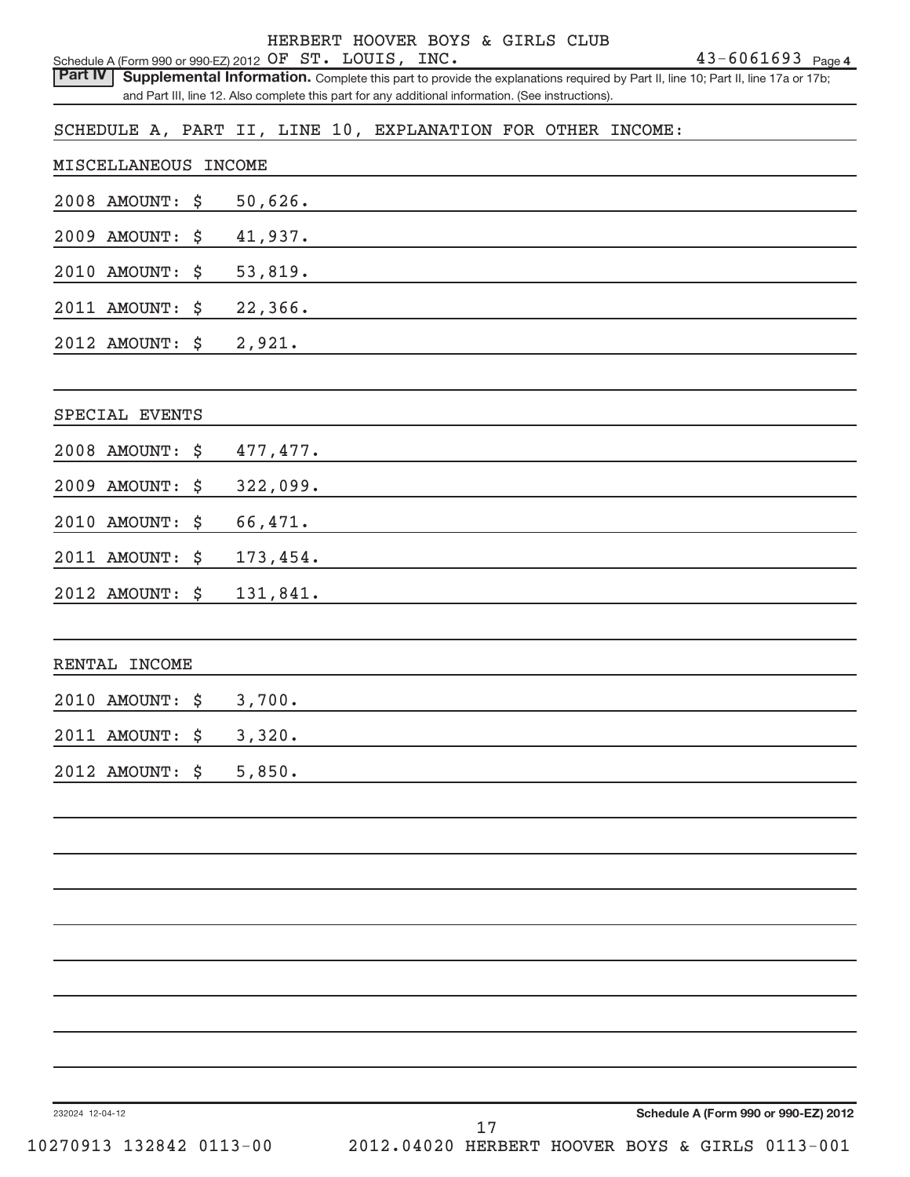HERBERT HOOVER BOYS & GIRLS CLUB

Schedule A (Form 990 or 990-EZ) 2012 OF ST. LOUIS, INC. 43-6061693 Page 4

**Part IV** **Supplemental Information.** Complete this part to provide the explanations required by Part II, line 10; Part II, line 17a or 17b; and Part III, line 12. Also complete this part for any additional information. (See instructions).

SCHEDULE A, PART II, LINE 10, EXPLANATION FOR OTHER INCOME:

MISCELLANEOUS INCOME

2008 AMOUNT: $ 50,626.

2009 AMOUNT: $ 41,937.

2010 AMOUNT: $ 53,819.

2011 AMOUNT: $ 22,366.

2012 AMOUNT: $ 2,921.

SPECIAL EVENTS

2008 AMOUNT: $ 477,477.

2009 AMOUNT: $ 322,099.

2010 AMOUNT: $ 66,471.

2011 AMOUNT: $ 173,454.

2012 AMOUNT: $ 131,841.

RENTAL INCOME

2010 AMOUNT: $ 3,700.

2011 AMOUNT: $ 3,320.

2012 AMOUNT: $ 5,850.

232024 12-04-12 **Schedule A (Form 990 or 990-EZ) 2012**

10270913 132842 0113-00 2012.04020 HERBERT HOOVER BOYS & GIRLS 0113-001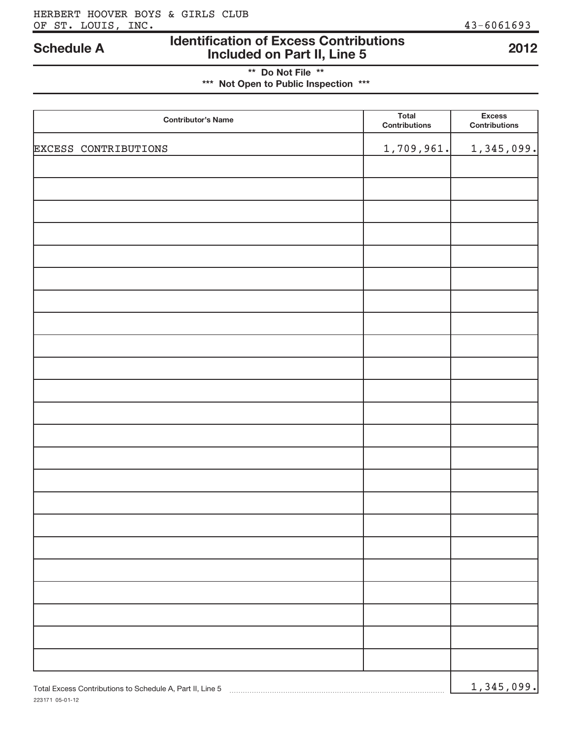HERBERT HOOVER BOYS & GIRLS CLUB
OF ST. LOUIS, INC. 43-6061693

# Schedule A — Identification of Excess Contributions Included on Part II, Line 5 — 2012

** Do Not File **

*** Not Open to Public Inspection ***

| Contributor's Name | Total Contributions | Excess Contributions |
|---|---|---|
| EXCESS CONTRIBUTIONS | 1,709,961. | 1,345,099. |

Total Excess Contributions to Schedule A, Part II, Line 5 ........ 1,345,099.

223171 05-01-12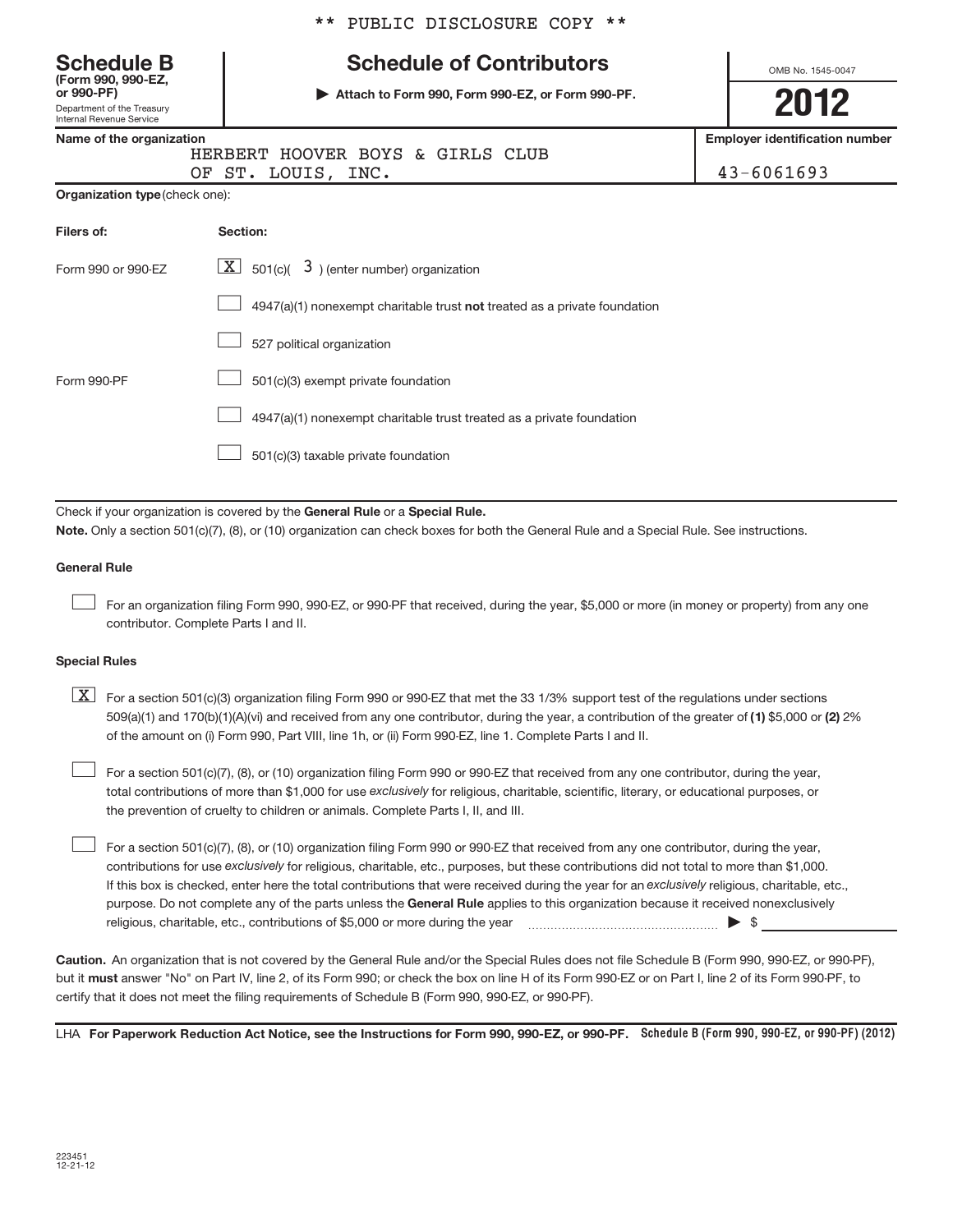** PUBLIC DISCLOSURE COPY **

**Schedule B**
**(Form 990, 990-EZ, or 990-PF)**
Department of the Treasury
Internal Revenue Service

# Schedule of Contributors

▶ **Attach to Form 990, Form 990-EZ, or Form 990-PF.**

OMB No. 1545-0047

**2012**

**Name of the organization**
HERBERT HOOVER BOYS & GIRLS CLUB
OF ST. LOUIS, INC.

**Employer identification number**
43-6061693

**Organization type** (check one):

| **Filers of:** | **Section:** |
|---|---|
| Form 990 or 990-EZ | [X] 501(c)( 3 ) (enter number) organization |
| | [ ] 4947(a)(1) nonexempt charitable trust **not** treated as a private foundation |
| | [ ] 527 political organization |
| Form 990-PF | [ ] 501(c)(3) exempt private foundation |
| | [ ] 4947(a)(1) nonexempt charitable trust treated as a private foundation |
| | [ ] 501(c)(3) taxable private foundation |

Check if your organization is covered by the **General Rule** or a **Special Rule.**

**Note.** Only a section 501(c)(7), (8), or (10) organization can check boxes for both the General Rule and a Special Rule. See instructions.

**General Rule**

[ ] For an organization filing Form 990, 990-EZ, or 990-PF that received, during the year, $5,000 or more (in money or property) from any one contributor. Complete Parts I and II.

**Special Rules**

[X] For a section 501(c)(3) organization filing Form 990 or 990-EZ that met the 33 1/3% support test of the regulations under sections 509(a)(1) and 170(b)(1)(A)(vi) and received from any one contributor, during the year, a contribution of the greater of **(1)** $5,000 or **(2)** 2% of the amount on (i) Form 990, Part VIII, line 1h, or (ii) Form 990-EZ, line 1. Complete Parts I and II.

[ ] For a section 501(c)(7), (8), or (10) organization filing Form 990 or 990-EZ that received from any one contributor, during the year, total contributions of more than $1,000 for use *exclusively* for religious, charitable, scientific, literary, or educational purposes, or the prevention of cruelty to children or animals. Complete Parts I, II, and III.

[ ] For a section 501(c)(7), (8), or (10) organization filing Form 990 or 990-EZ that received from any one contributor, during the year, contributions for use *exclusively* for religious, charitable, etc., purposes, but these contributions did not total to more than $1,000. If this box is checked, enter here the total contributions that were received during the year for an *exclusively* religious, charitable, etc., purpose. Do not complete any of the parts unless the **General Rule** applies to this organization because it received nonexclusively religious, charitable, etc., contributions of $5,000 or more during the year ▶ $

**Caution.** An organization that is not covered by the General Rule and/or the Special Rules does not file Schedule B (Form 990, 990-EZ, or 990-PF), but it **must** answer "No" on Part IV, line 2, of its Form 990; or check the box on line H of its Form 990-EZ or on Part I, line 2 of its Form 990-PF, to certify that it does not meet the filing requirements of Schedule B (Form 990, 990-EZ, or 990-PF).

LHA **For Paperwork Reduction Act Notice, see the Instructions for Form 990, 990-EZ, or 990-PF.** **Schedule B (Form 990, 990-EZ, or 990-PF) (2012)**

223451
12-21-12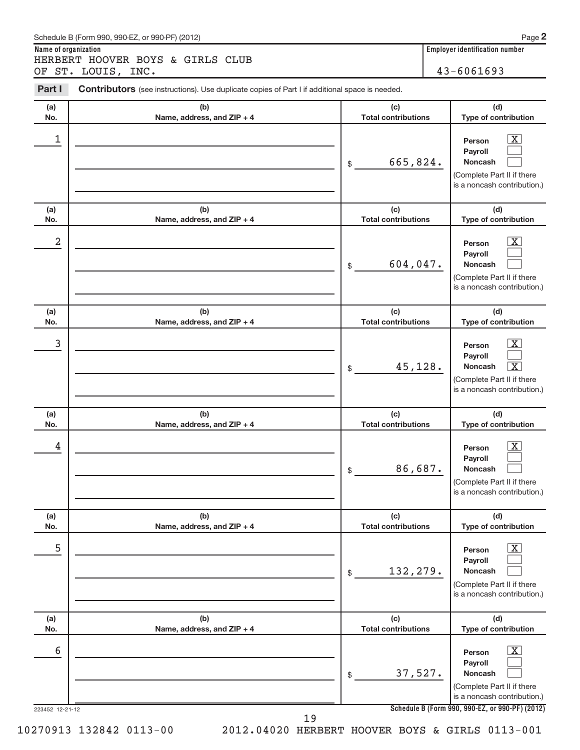Schedule B (Form 990, 990-EZ, or 990-PF) (2012) Page **2**

**Name of organization**
HERBERT HOOVER BOYS & GIRLS CLUB OF ST. LOUIS, INC.

**Employer identification number**
43-6061693

**Part I** **Contributors** (see instructions). Use duplicate copies of Part I if additional space is needed.

| (a) No. | (b) Name, address, and ZIP + 4 | (c) Total contributions | (d) Type of contribution |
|---|---|---|---|
| 1 | | $ 665,824. | Person [X] Payroll [ ] Noncash [ ] (Complete Part II if there is a noncash contribution.) |
| 2 | | $ 604,047. | Person [X] Payroll [ ] Noncash [ ] (Complete Part II if there is a noncash contribution.) |
| 3 | | $ 45,128. | Person [X] Payroll [ ] Noncash [X] (Complete Part II if there is a noncash contribution.) |
| 4 | | $ 86,687. | Person [X] Payroll [ ] Noncash [ ] (Complete Part II if there is a noncash contribution.) |
| 5 | | $ 132,279. | Person [X] Payroll [ ] Noncash [ ] (Complete Part II if there is a noncash contribution.) |
| 6 | | $ 37,527. | Person [X] Payroll [ ] Noncash [ ] (Complete Part II if there is a noncash contribution.) |

223452 12-21-12 **Schedule B (Form 990, 990-EZ, or 990-PF) (2012)**

10270913 132842 0113-00 2012.04020 HERBERT HOOVER BOYS & GIRLS 0113-001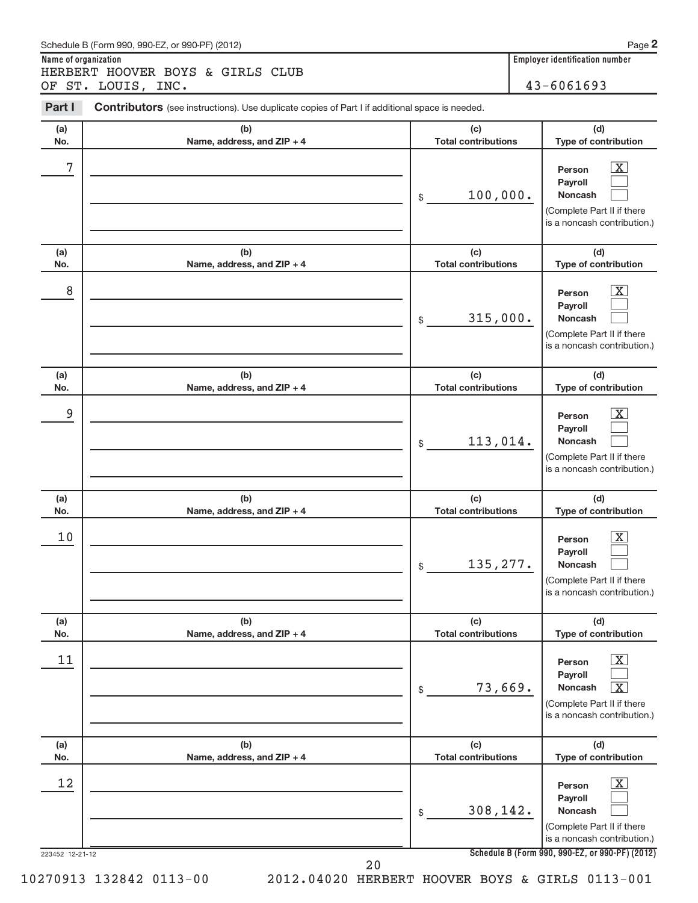Schedule B (Form 990, 990-EZ, or 990-PF) (2012)

**Name of organization**
HERBERT HOOVER BOYS & GIRLS CLUB OF ST. LOUIS, INC.

**Employer identification number**
43-6061693

**Part I** **Contributors** (see instructions). Use duplicate copies of Part I if additional space is needed.

| (a) No. | (b) Name, address, and ZIP + 4 | (c) Total contributions | (d) Type of contribution |
|---|---|---|---|
| 7 | | $ 100,000. | Person [X] Payroll [ ] Noncash [ ] (Complete Part II if there is a noncash contribution.) |
| 8 | | $ 315,000. | Person [X] Payroll [ ] Noncash [ ] (Complete Part II if there is a noncash contribution.) |
| 9 | | $ 113,014. | Person [X] Payroll [ ] Noncash [ ] (Complete Part II if there is a noncash contribution.) |
| 10 | | $ 135,277. | Person [X] Payroll [ ] Noncash [ ] (Complete Part II if there is a noncash contribution.) |
| 11 | | $ 73,669. | Person [X] Payroll [ ] Noncash [X] (Complete Part II if there is a noncash contribution.) |
| 12 | | $ 308,142. | Person [X] Payroll [ ] Noncash [ ] (Complete Part II if there is a noncash contribution.) |

223452 12-21-12

Schedule B (Form 990, 990-EZ, or 990-PF) (2012)

10270913 132842 0113-00 2012.04020 HERBERT HOOVER BOYS & GIRLS 0113-001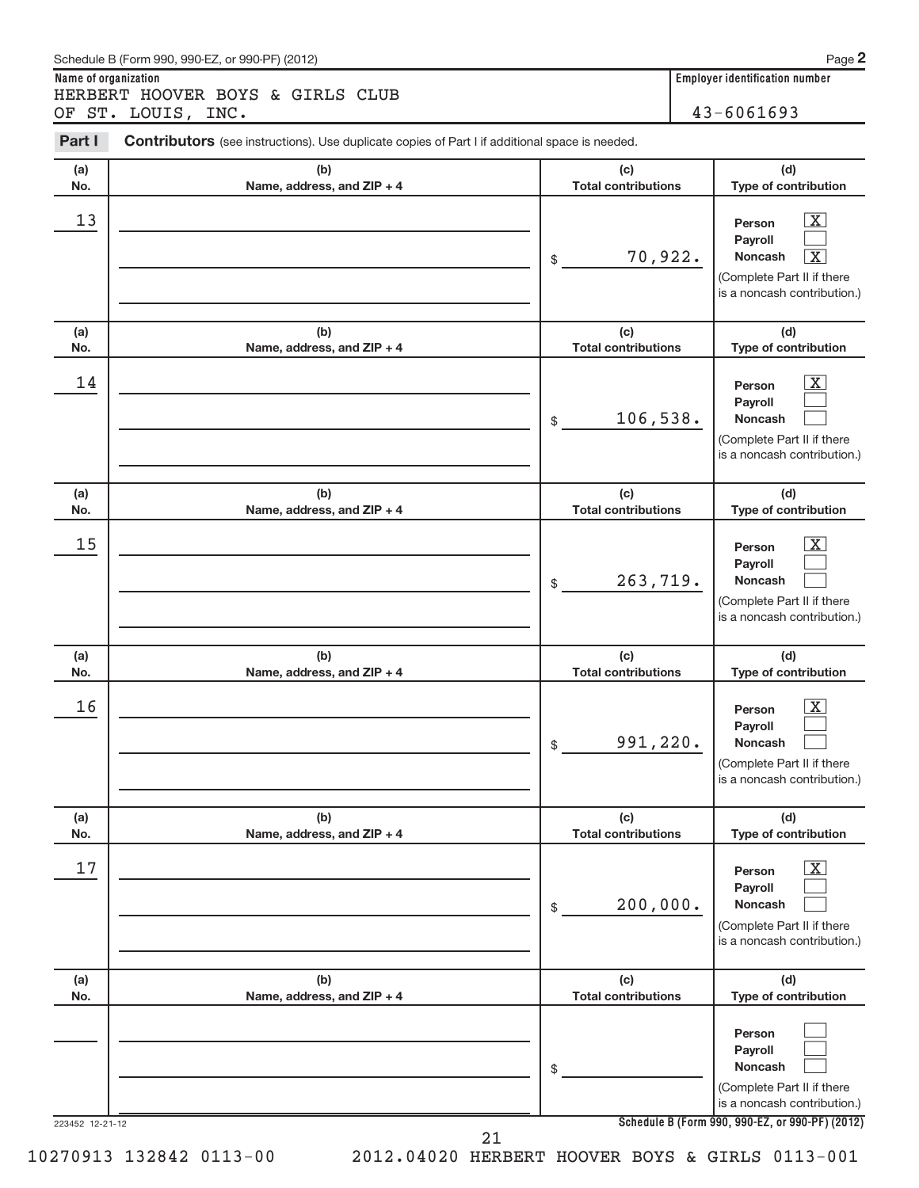Schedule B (Form 990, 990-EZ, or 990-PF) (2012)

**Name of organization**

HERBERT HOOVER BOYS & GIRLS CLUB OF ST. LOUIS, INC.

**Employer identification number**

43-6061693

**Part I** **Contributors** (see instructions). Use duplicate copies of Part I if additional space is needed.

| (a) No. | (b) Name, address, and ZIP + 4 | (c) Total contributions | (d) Type of contribution |
|---|---|---|---|
| 13 | | $ 70,922. | Person [X] Payroll [ ] Noncash [X] (Complete Part II if there is a noncash contribution.) |
| 14 | | $ 106,538. | Person [X] Payroll [ ] Noncash [ ] (Complete Part II if there is a noncash contribution.) |
| 15 | | $ 263,719. | Person [X] Payroll [ ] Noncash [ ] (Complete Part II if there is a noncash contribution.) |
| 16 | | $ 991,220. | Person [X] Payroll [ ] Noncash [ ] (Complete Part II if there is a noncash contribution.) |
| 17 | | $ 200,000. | Person [X] Payroll [ ] Noncash [ ] (Complete Part II if there is a noncash contribution.) |
| | | $ | Person [ ] Payroll [ ] Noncash [ ] (Complete Part II if there is a noncash contribution.) |

223452 12-21-12

Schedule B (Form 990, 990-EZ, or 990-PF) (2012)

10270913 132842 0113-00 2012.04020 HERBERT HOOVER BOYS & GIRLS 0113-001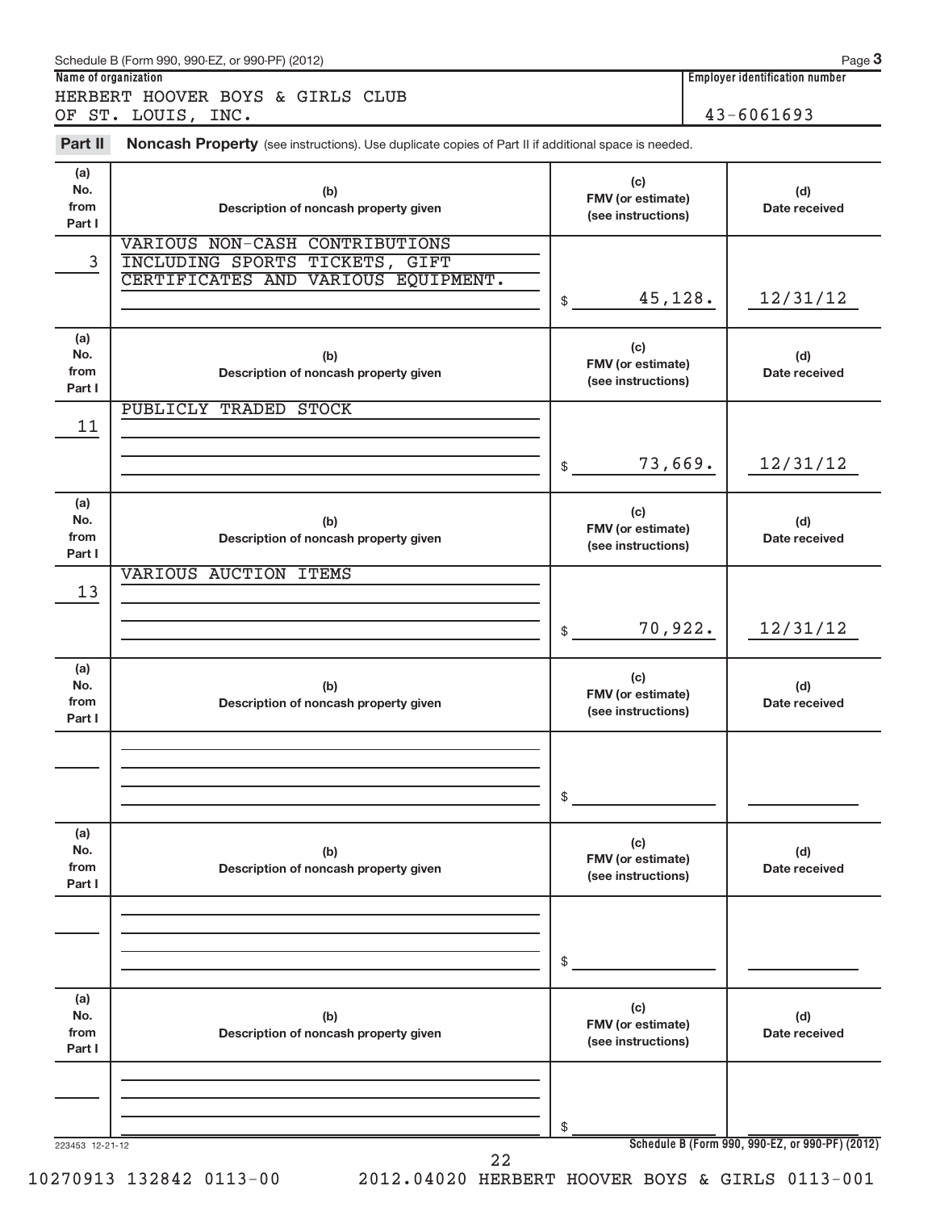Schedule B (Form 990, 990-EZ, or 990-PF) (2012) Page 3

**Name of organization**

HERBERT HOOVER BOYS & GIRLS CLUB
OF ST. LOUIS, INC.

**Employer identification number**

43-6061693

## Part II Noncash Property (see instructions). Use duplicate copies of Part II if additional space is needed.

| (a) No. from Part I | (b) Description of noncash property given | (c) FMV (or estimate) (see instructions) | (d) Date received |
|---|---|---|---|
| 3 | VARIOUS NON-CASH CONTRIBUTIONS INCLUDING SPORTS TICKETS, GIFT CERTIFICATES AND VARIOUS EQUIPMENT. | $ 45,128. | 12/31/12 |
| 11 | PUBLICLY TRADED STOCK | $ 73,669. | 12/31/12 |
| 13 | VARIOUS AUCTION ITEMS | $ 70,922. | 12/31/12 |
| | | $ | |
| | | $ | |
| | | $ | |

223453 12-21-12

Schedule B (Form 990, 990-EZ, or 990-PF) (2012)

10270913 132842 0113-00 2012.04020 HERBERT HOOVER BOYS & GIRLS 0113-001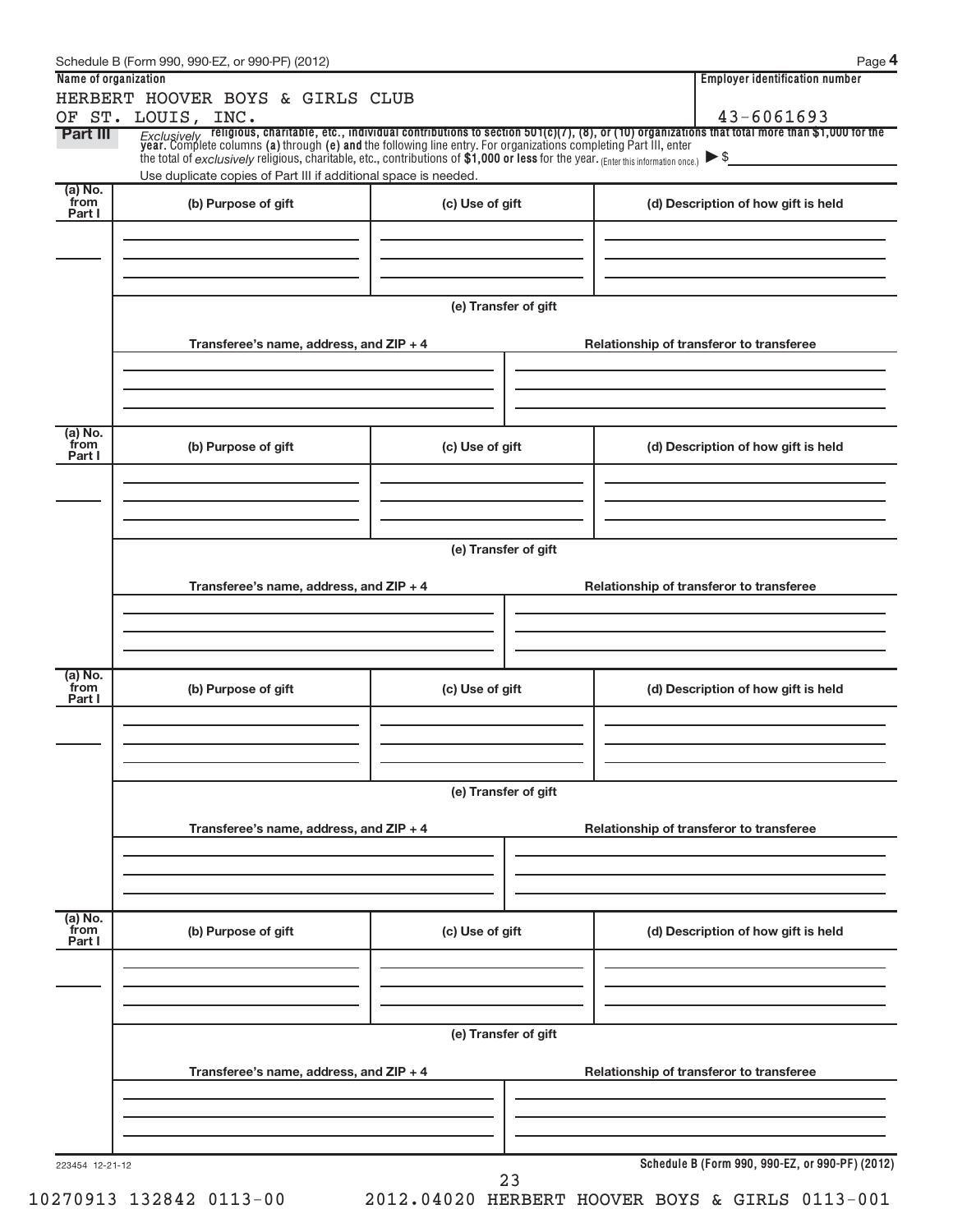Schedule B (Form 990, 990-EZ, or 990-PF) (2012) Page **4**

| Name of organization | Employer identification number |
|---|---|
| HERBERT HOOVER BOYS & GIRLS CLUB OF ST. LOUIS, INC. | 43-6061693 |

**Part III** *Exclusively* **religious, charitable, etc., individual contributions to section 501(c)(7), (8), or (10) organizations that total more than $1,000 for the year.** Complete columns **(a)** through **(e) and** the following line entry. For organizations completing Part III, enter the total of *exclusively* religious, charitable, etc., contributions of **$1,000 or less** for the year. (Enter this information once.) ▶ $

Use duplicate copies of Part III if additional space is needed.

| (a) No. from Part I | (b) Purpose of gift | (c) Use of gift | (d) Description of how gift is held |
|---|---|---|---|
| | | | |

(e) Transfer of gift

| Transferee's name, address, and ZIP + 4 | Relationship of transferor to transferee |
|---|---|
| | |

| (a) No. from Part I | (b) Purpose of gift | (c) Use of gift | (d) Description of how gift is held |
|---|---|---|---|
| | | | |

(e) Transfer of gift

| Transferee's name, address, and ZIP + 4 | Relationship of transferor to transferee |
|---|---|
| | |

| (a) No. from Part I | (b) Purpose of gift | (c) Use of gift | (d) Description of how gift is held |
|---|---|---|---|
| | | | |

(e) Transfer of gift

| Transferee's name, address, and ZIP + 4 | Relationship of transferor to transferee |
|---|---|
| | |

| (a) No. from Part I | (b) Purpose of gift | (c) Use of gift | (d) Description of how gift is held |
|---|---|---|---|
| | | | |

(e) Transfer of gift

| Transferee's name, address, and ZIP + 4 | Relationship of transferor to transferee |
|---|---|
| | |

223454 12-21-12 **Schedule B (Form 990, 990-EZ, or 990-PF) (2012)**

10270913 132842 0113-00 2012.04020 HERBERT HOOVER BOYS & GIRLS 0113-001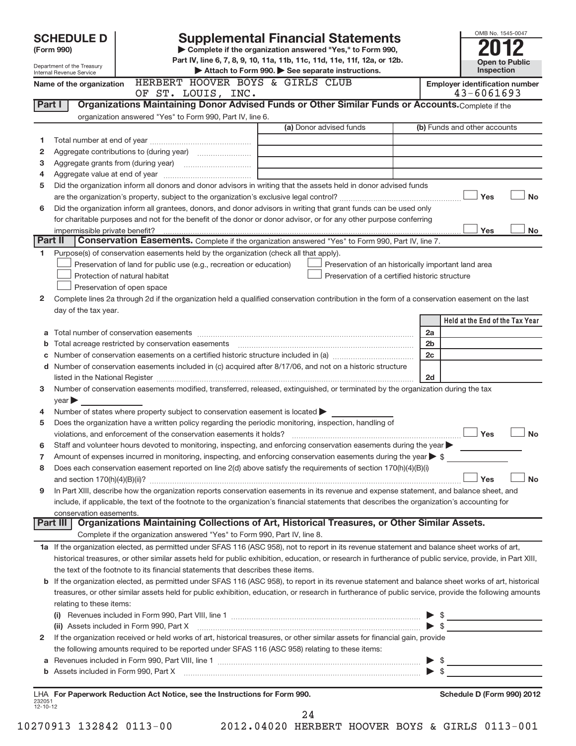**SCHEDULE D**
**(Form 990)**

Department of the Treasury
Internal Revenue Service

# Supplemental Financial Statements

▶ Complete if the organization answered "Yes," to Form 990, Part IV, line 6, 7, 8, 9, 10, 11a, 11b, 11c, 11d, 11e, 11f, 12a, or 12b.
▶ Attach to Form 990. ▶ See separate instructions.

OMB No. 1545-0047
**2012**
**Open to Public Inspection**

**Name of the organization** HERBERT HOOVER BOYS & GIRLS CLUB OF ST. LOUIS, INC.

**Employer identification number** 43-6061693

## Part I — Organizations Maintaining Donor Advised Funds or Other Similar Funds or Accounts.
Complete if the organization answered "Yes" to Form 990, Part IV, line 6.

| | | (a) Donor advised funds | (b) Funds and other accounts |
|---|---|---|---|
| 1 | Total number at end of year | | |
| 2 | Aggregate contributions to (during year) | | |
| 3 | Aggregate grants from (during year) | | |
| 4 | Aggregate value at end of year | | |

5 Did the organization inform all donors and donor advisors in writing that the assets held in donor advised funds are the organization's property, subject to the organization's exclusive legal control? ☐ Yes ☐ No

6 Did the organization inform all grantees, donors, and donor advisors in writing that grant funds can be used only for charitable purposes and not for the benefit of the donor or donor advisor, or for any other purpose conferring impermissible private benefit? ☐ Yes ☐ No

## Part II — Conservation Easements.
Complete if the organization answered "Yes" to Form 990, Part IV, line 7.

1 Purpose(s) of conservation easements held by the organization (check all that apply).

- ☐ Preservation of land for public use (e.g., recreation or education)
- ☐ Protection of natural habitat
- ☐ Preservation of open space
- ☐ Preservation of an historically important land area
- ☐ Preservation of a certified historic structure

2 Complete lines 2a through 2d if the organization held a qualified conservation contribution in the form of a conservation easement on the last day of the tax year.

| | | | Held at the End of the Tax Year |
|---|---|---|---|
| a | Total number of conservation easements | 2a | |
| b | Total acreage restricted by conservation easements | 2b | |
| c | Number of conservation easements on a certified historic structure included in (a) | 2c | |
| d | Number of conservation easements included in (c) acquired after 8/17/06, and not on a historic structure listed in the National Register | 2d | |

3 Number of conservation easements modified, transferred, released, extinguished, or terminated by the organization during the tax year ▶

4 Number of states where property subject to conservation easement is located ▶

5 Does the organization have a written policy regarding the periodic monitoring, inspection, handling of violations, and enforcement of the conservation easements it holds? ☐ Yes ☐ No

6 Staff and volunteer hours devoted to monitoring, inspecting, and enforcing conservation easements during the year ▶

7 Amount of expenses incurred in monitoring, inspecting, and enforcing conservation easements during the year ▶ $

8 Does each conservation easement reported on line 2(d) above satisfy the requirements of section 170(h)(4)(B)(i) and section 170(h)(4)(B)(ii)? ☐ Yes ☐ No

9 In Part XIII, describe how the organization reports conservation easements in its revenue and expense statement, and balance sheet, and include, if applicable, the text of the footnote to the organization's financial statements that describes the organization's accounting for conservation easements.

## Part III — Organizations Maintaining Collections of Art, Historical Treasures, or Other Similar Assets.
Complete if the organization answered "Yes" to Form 990, Part IV, line 8.

1a If the organization elected, as permitted under SFAS 116 (ASC 958), not to report in its revenue statement and balance sheet works of art, historical treasures, or other similar assets held for public exhibition, education, or research in furtherance of public service, provide, in Part XIII, the text of the footnote to its financial statements that describes these items.

b If the organization elected, as permitted under SFAS 116 (ASC 958), to report in its revenue statement and balance sheet works of art, historical treasures, or other similar assets held for public exhibition, education, or research in furtherance of public service, provide the following amounts relating to these items:

(i) Revenues included in Form 990, Part VIII, line 1 ▶ $

(ii) Assets included in Form 990, Part X ▶ $

2 If the organization received or held works of art, historical treasures, or other similar assets for financial gain, provide the following amounts required to be reported under SFAS 116 (ASC 958) relating to these items:

a Revenues included in Form 990, Part VIII, line 1 ▶ $

b Assets included in Form 990, Part X ▶ $

LHA **For Paperwork Reduction Act Notice, see the Instructions for Form 990.** **Schedule D (Form 990) 2012**

232051
12-10-12

10270913 132842 0113-00 2012.04020 HERBERT HOOVER BOYS & GIRLS 0113-001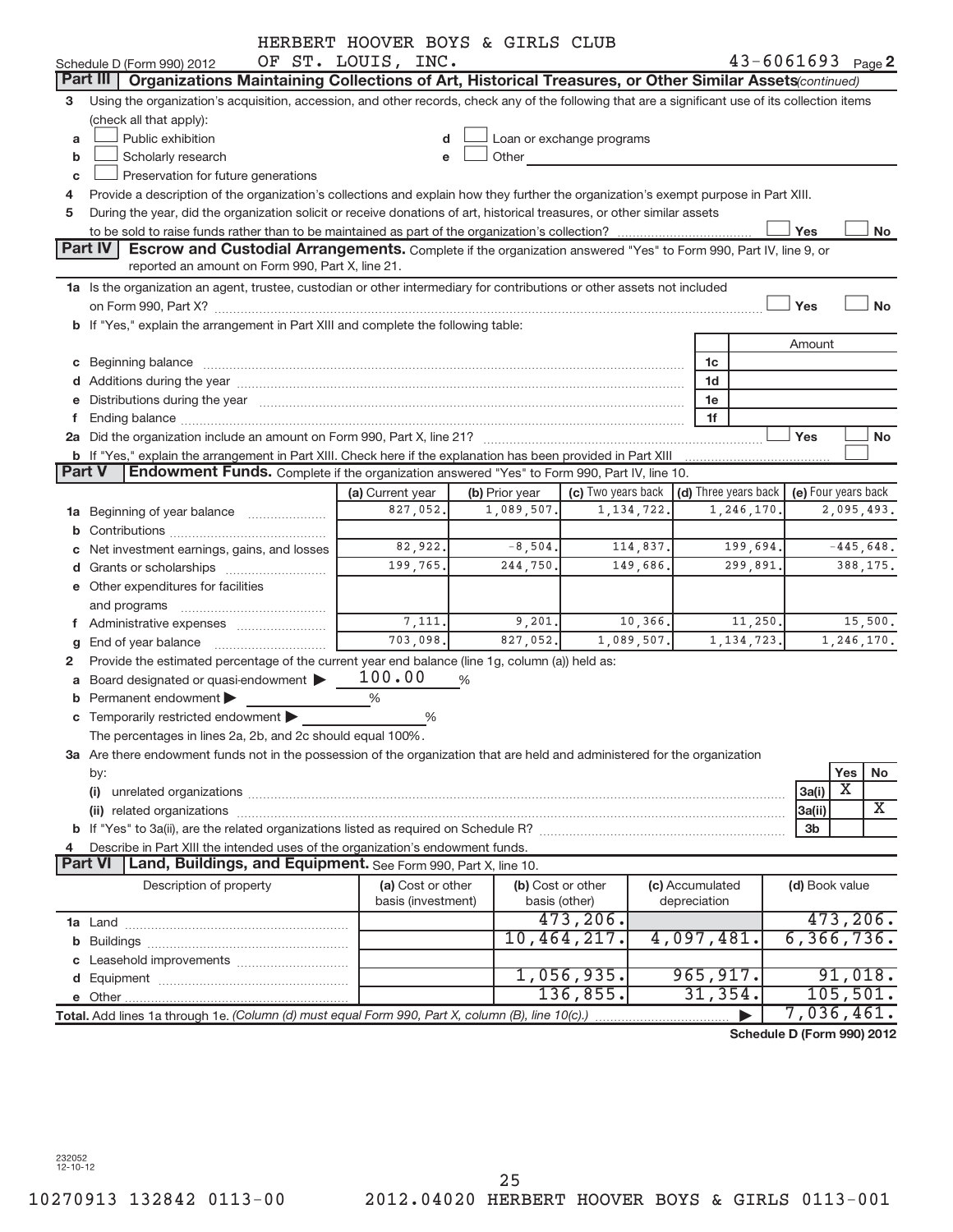HERBERT HOOVER BOYS & GIRLS CLUB OF ST. LOUIS, INC.

Schedule D (Form 990) 2012 — 43-6061693 Page 2

## Part III Organizations Maintaining Collections of Art, Historical Treasures, or Other Similar Assets *(continued)*

3 Using the organization's acquisition, accession, and other records, check any of the following that are a significant use of its collection items (check all that apply):

- a ☐ Public exhibition
- b ☐ Scholarly research
- c ☐ Preservation for future generations
- d ☐ Loan or exchange programs
- e ☐ Other

4 Provide a description of the organization's collections and explain how they further the organization's exempt purpose in Part XIII.

5 During the year, did the organization solicit or receive donations of art, historical treasures, or other similar assets to be sold to raise funds rather than to be maintained as part of the organization's collection? ☐ Yes ☐ No

## Part IV Escrow and Custodial Arrangements.

Complete if the organization answered "Yes" to Form 990, Part IV, line 9, or reported an amount on Form 990, Part X, line 21.

1a Is the organization an agent, trustee, custodian or other intermediary for contributions or other assets not included on Form 990, Part X? ☐ Yes ☐ No

b If "Yes," explain the arrangement in Part XIII and complete the following table:

| | | Amount |
|---|---|---|
| c Beginning balance | 1c | |
| d Additions during the year | 1d | |
| e Distributions during the year | 1e | |
| f Ending balance | 1f | |

2a Did the organization include an amount on Form 990, Part X, line 21? ☐ Yes ☐ No

b If "Yes," explain the arrangement in Part XIII. Check here if the explanation has been provided in Part XIII ☐

## Part V Endowment Funds.

Complete if the organization answered "Yes" to Form 990, Part IV, line 10.

| | (a) Current year | (b) Prior year | (c) Two years back | (d) Three years back | (e) Four years back |
|---|---|---|---|---|---|
| 1a Beginning of year balance | 827,052. | 1,089,507. | 1,134,722. | 1,246,170. | 2,095,493. |
| b Contributions | | | | | |
| c Net investment earnings, gains, and losses | 82,922. | -8,504. | 114,837. | 199,694. | -445,648. |
| d Grants or scholarships | 199,765. | 244,750. | 149,686. | 299,891. | 388,175. |
| e Other expenditures for facilities and programs | | | | | |
| f Administrative expenses | 7,111. | 9,201. | 10,366. | 11,250. | 15,500. |
| g End of year balance | 703,098. | 827,052. | 1,089,507. | 1,134,723. | 1,246,170. |

2 Provide the estimated percentage of the current year end balance (line 1g, column (a)) held as:

- a Board designated or quasi-endowment ▶ 100.00 %
- b Permanent endowment ▶ %
- c Temporarily restricted endowment ▶ %

The percentages in lines 2a, 2b, and 2c should equal 100%.

3a Are there endowment funds not in the possession of the organization that are held and administered for the organization by:

| | | Yes | No |
|---|---|---|---|
| (i) unrelated organizations | 3a(i) | X | |
| (ii) related organizations | 3a(ii) | | X |
| b If "Yes" to 3a(ii), are the related organizations listed as required on Schedule R? | 3b | | |

4 Describe in Part XIII the intended uses of the organization's endowment funds.

## Part VI Land, Buildings, and Equipment.

See Form 990, Part X, line 10.

| Description of property | (a) Cost or other basis (investment) | (b) Cost or other basis (other) | (c) Accumulated depreciation | (d) Book value |
|---|---|---|---|---|
| 1a Land | | 473,206. | | 473,206. |
| b Buildings | | 10,464,217. | 4,097,481. | 6,366,736. |
| c Leasehold improvements | | | | |
| d Equipment | | 1,056,935. | 965,917. | 91,018. |
| e Other | | 136,855. | 31,354. | 105,501. |
| Total. Add lines 1a through 1e. *(Column (d) must equal Form 990, Part X, column (B), line 10(c).)* ▶ | | | | 7,036,461. |

Schedule D (Form 990) 2012

232052 12-10-12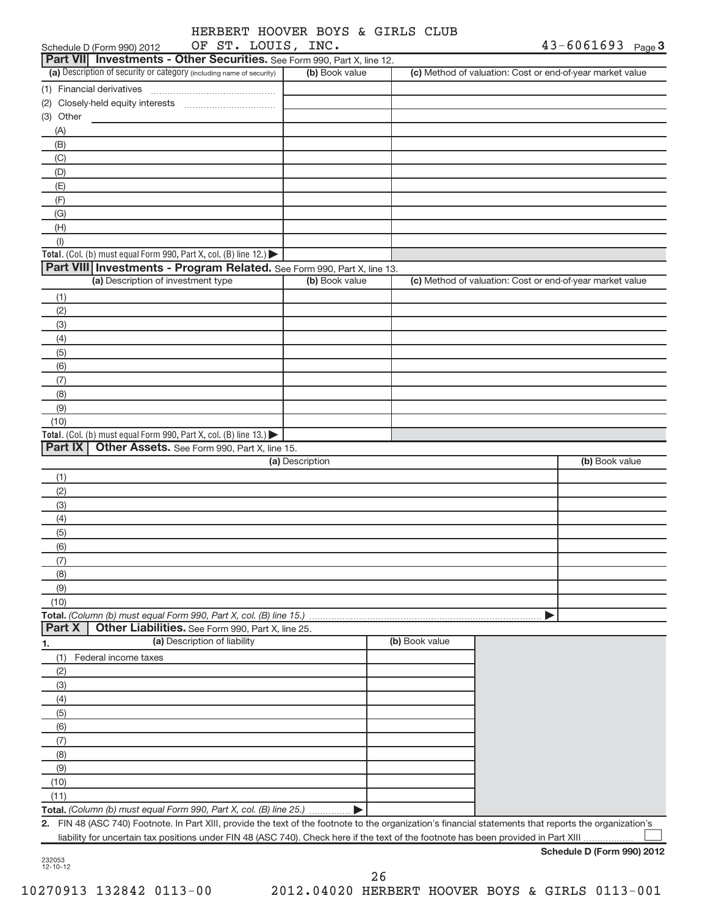HERBERT HOOVER BOYS & GIRLS CLUB
Schedule D (Form 990) 2012 OF ST. LOUIS, INC. 43-6061693 Page 3

## Part VII Investments - Other Securities. See Form 990, Part X, line 12.

| (a) Description of security or category (including name of security) | (b) Book value | (c) Method of valuation: Cost or end-of-year market value |
|---|---|---|
| (1) Financial derivatives | | |
| (2) Closely-held equity interests | | |
| (3) Other | | |
| (A) | | |
| (B) | | |
| (C) | | |
| (D) | | |
| (E) | | |
| (F) | | |
| (G) | | |
| (H) | | |
| (I) | | |
| **Total.** (Col. (b) must equal Form 990, Part X, col. (B) line 12.) ▶ | | |

## Part VIII Investments - Program Related. See Form 990, Part X, line 13.

| (a) Description of investment type | (b) Book value | (c) Method of valuation: Cost or end-of-year market value |
|---|---|---|
| (1) | | |
| (2) | | |
| (3) | | |
| (4) | | |
| (5) | | |
| (6) | | |
| (7) | | |
| (8) | | |
| (9) | | |
| (10) | | |
| **Total.** (Col. (b) must equal Form 990, Part X, col. (B) line 13.) ▶ | | |

## Part IX Other Assets. See Form 990, Part X, line 15.

| (a) Description | (b) Book value |
|---|---|
| (1) | |
| (2) | |
| (3) | |
| (4) | |
| (5) | |
| (6) | |
| (7) | |
| (8) | |
| (9) | |
| (10) | |
| **Total.** *(Column (b) must equal Form 990, Part X, col. (B) line 15.)* ▶ | |

## Part X Other Liabilities. See Form 990, Part X, line 25.

| 1. (a) Description of liability | (b) Book value |
|---|---|
| (1) Federal income taxes | |
| (2) | |
| (3) | |
| (4) | |
| (5) | |
| (6) | |
| (7) | |
| (8) | |
| (9) | |
| (10) | |
| (11) | |
| **Total.** *(Column (b) must equal Form 990, Part X, col. (B) line 25.)* ▶ | |

**2.** FIN 48 (ASC 740) Footnote. In Part XIII, provide the text of the footnote to the organization's financial statements that reports the organization's liability for uncertain tax positions under FIN 48 (ASC 740). Check here if the text of the footnote has been provided in Part XIII ☐

**Schedule D (Form 990) 2012**

232053
12-10-12

10270913 132842 0113-00 2012.04020 HERBERT HOOVER BOYS & GIRLS 0113-001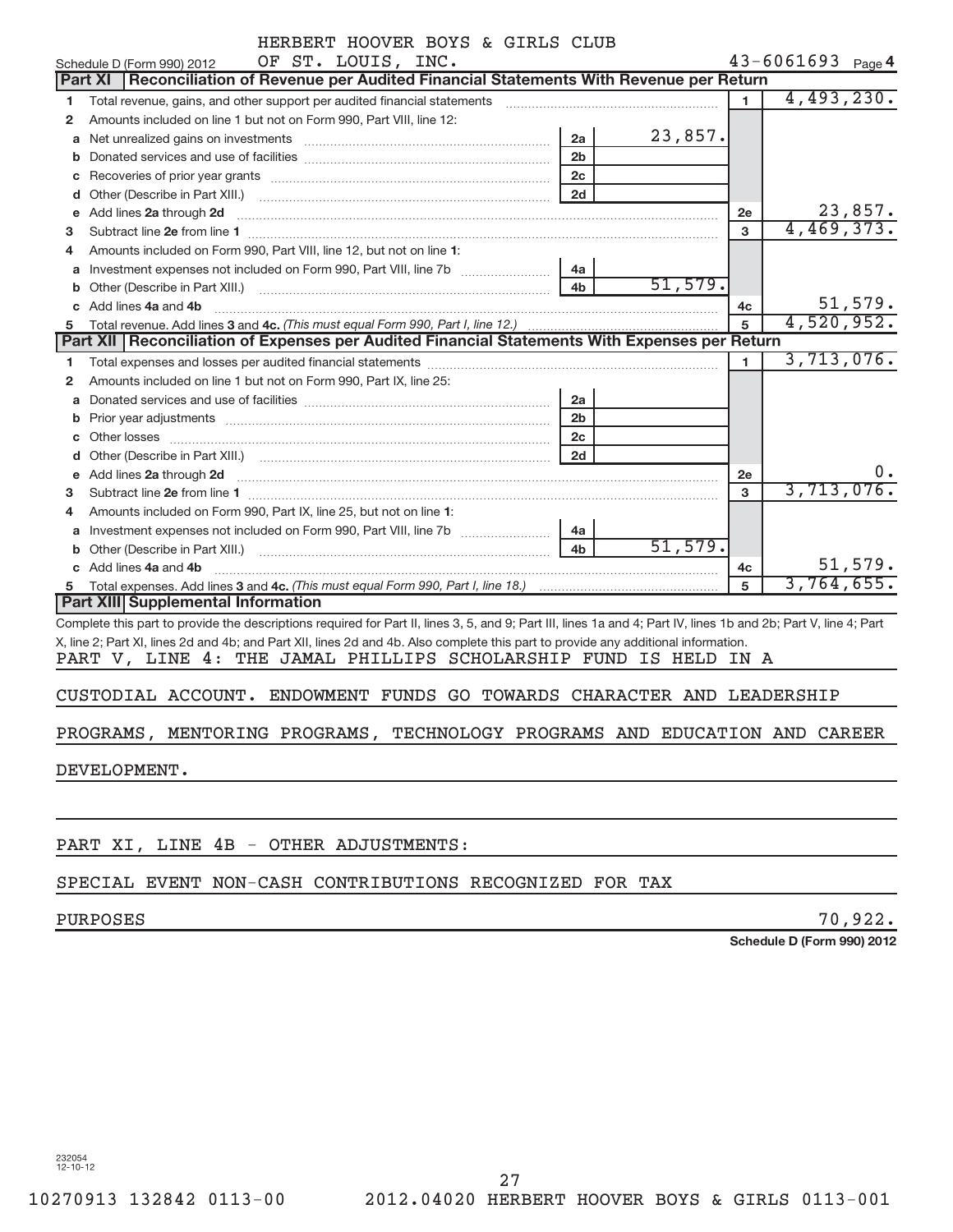Schedule D (Form 990) 2012 HERBERT HOOVER BOYS & GIRLS CLUB OF ST. LOUIS, INC. 43-6061693 Page 4

## Part XI Reconciliation of Revenue per Audited Financial Statements With Revenue per Return

| | | | | | |
|---|---|---|---|---|---|
| 1 | Total revenue, gains, and other support per audited financial statements | | | 1 | 4,493,230. |
| 2 | Amounts included on line 1 but not on Form 990, Part VIII, line 12: | | | | |
| a | Net unrealized gains on investments | 2a | 23,857. | | |
| b | Donated services and use of facilities | 2b | | | |
| c | Recoveries of prior year grants | 2c | | | |
| d | Other (Describe in Part XIII.) | 2d | | | |
| e | Add lines 2a through 2d | | | 2e | 23,857. |
| 3 | Subtract line 2e from line 1 | | | 3 | 4,469,373. |
| 4 | Amounts included on Form 990, Part VIII, line 12, but not on line 1: | | | | |
| a | Investment expenses not included on Form 990, Part VIII, line 7b | 4a | | | |
| b | Other (Describe in Part XIII.) | 4b | 51,579. | | |
| c | Add lines 4a and 4b | | | 4c | 51,579. |
| 5 | Total revenue. Add lines 3 and 4c. *(This must equal Form 990, Part I, line 12.)* | | | 5 | 4,520,952. |

## Part XII Reconciliation of Expenses per Audited Financial Statements With Expenses per Return

| | | | | | |
|---|---|---|---|---|---|
| 1 | Total expenses and losses per audited financial statements | | | 1 | 3,713,076. |
| 2 | Amounts included on line 1 but not on Form 990, Part IX, line 25: | | | | |
| a | Donated services and use of facilities | 2a | | | |
| b | Prior year adjustments | 2b | | | |
| c | Other losses | 2c | | | |
| d | Other (Describe in Part XIII.) | 2d | | | |
| e | Add lines 2a through 2d | | | 2e | 0. |
| 3 | Subtract line 2e from line 1 | | | 3 | 3,713,076. |
| 4 | Amounts included on Form 990, Part IX, line 25, but not on line 1: | | | | |
| a | Investment expenses not included on Form 990, Part VIII, line 7b | 4a | | | |
| b | Other (Describe in Part XIII.) | 4b | 51,579. | | |
| c | Add lines 4a and 4b | | | 4c | 51,579. |
| 5 | Total expenses. Add lines 3 and 4c. *(This must equal Form 990, Part I, line 18.)* | | | 5 | 3,764,655. |

## Part XIII Supplemental Information

Complete this part to provide the descriptions required for Part II, lines 3, 5, and 9; Part III, lines 1a and 4; Part IV, lines 1b and 2b; Part V, line 4; Part X, line 2; Part XI, lines 2d and 4b; and Part XII, lines 2d and 4b. Also complete this part to provide any additional information.

PART V, LINE 4: THE JAMAL PHILLIPS SCHOLARSHIP FUND IS HELD IN A CUSTODIAL ACCOUNT. ENDOWMENT FUNDS GO TOWARDS CHARACTER AND LEADERSHIP PROGRAMS, MENTORING PROGRAMS, TECHNOLOGY PROGRAMS AND EDUCATION AND CAREER DEVELOPMENT.

PART XI, LINE 4B - OTHER ADJUSTMENTS:

SPECIAL EVENT NON-CASH CONTRIBUTIONS RECOGNIZED FOR TAX PURPOSES 70,922.

Schedule D (Form 990) 2012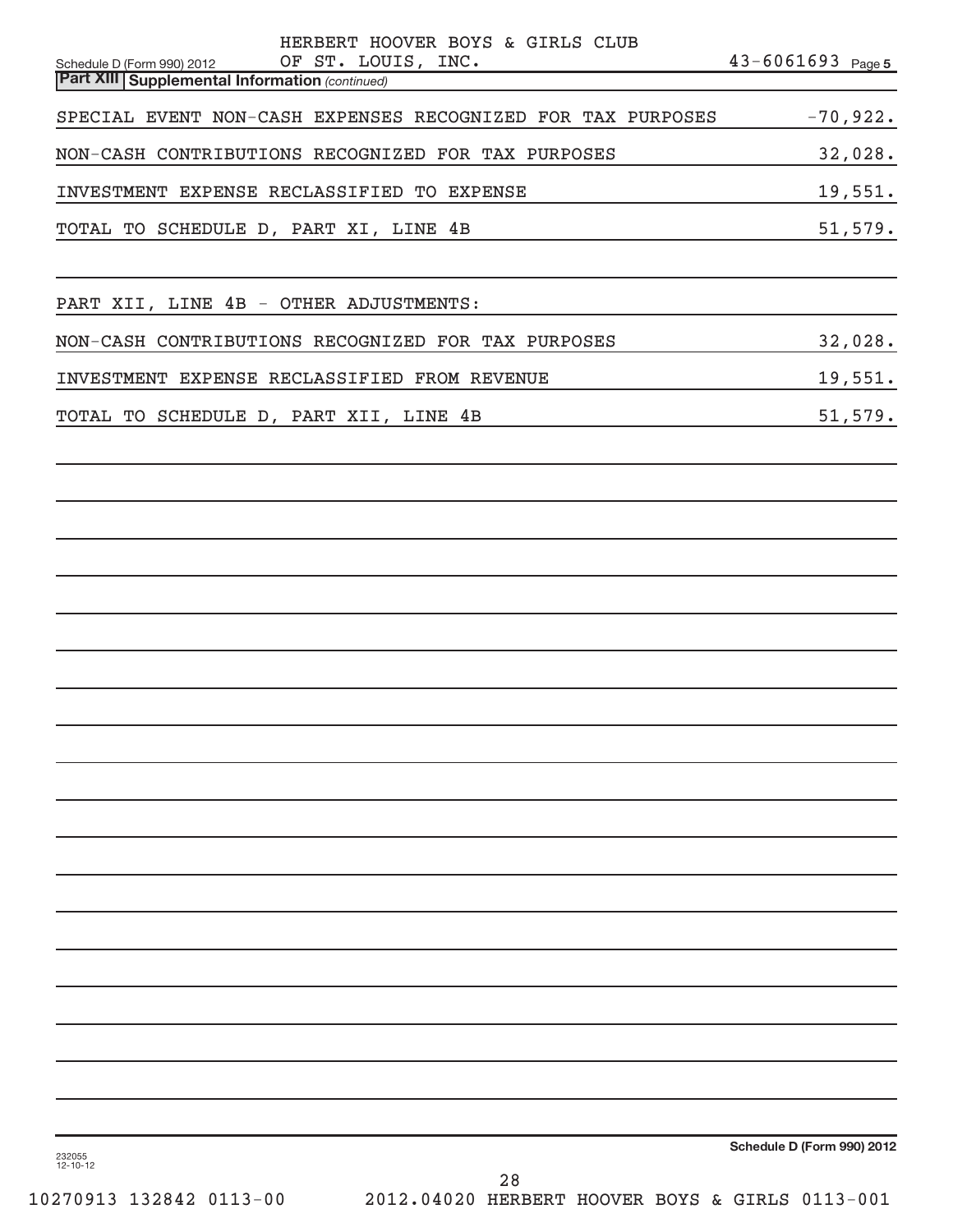HERBERT HOOVER BOYS & GIRLS CLUB OF ST. LOUIS, INC. 43-6061693

Schedule D (Form 990) 2012

## Part XIII Supplemental Information *(continued)*

| | |
|---|---|
| SPECIAL EVENT NON-CASH EXPENSES RECOGNIZED FOR TAX PURPOSES | -70,922. |
| NON-CASH CONTRIBUTIONS RECOGNIZED FOR TAX PURPOSES | 32,028. |
| INVESTMENT EXPENSE RECLASSIFIED TO EXPENSE | 19,551. |
| TOTAL TO SCHEDULE D, PART XI, LINE 4B | 51,579. |

PART XII, LINE 4B - OTHER ADJUSTMENTS:

| | |
|---|---|
| NON-CASH CONTRIBUTIONS RECOGNIZED FOR TAX PURPOSES | 32,028. |
| INVESTMENT EXPENSE RECLASSIFIED FROM REVENUE | 19,551. |
| TOTAL TO SCHEDULE D, PART XII, LINE 4B | 51,579. |

Schedule D (Form 990) 2012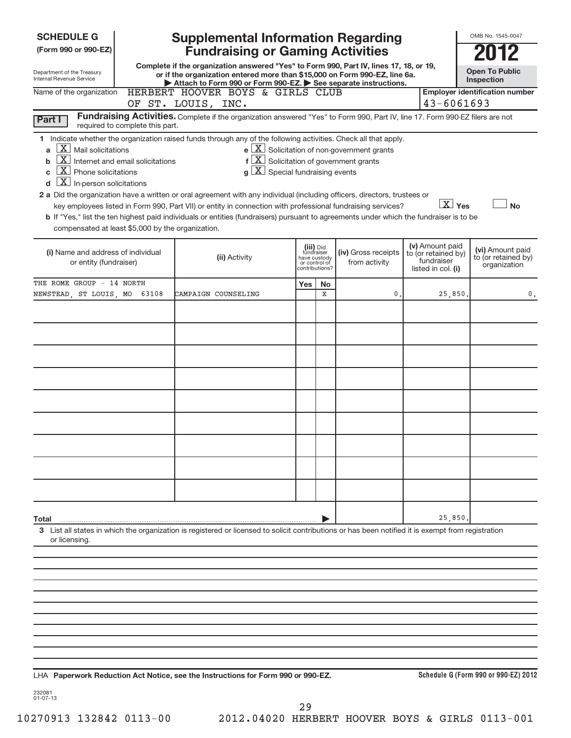**SCHEDULE G**
**(Form 990 or 990-EZ)**

Department of the Treasury
Internal Revenue Service

# Supplemental Information Regarding Fundraising or Gaming Activities

**Complete if the organization answered "Yes" to Form 990, Part IV, lines 17, 18, or 19, or if the organization entered more than $15,000 on Form 990-EZ, line 6a.**
**▶ Attach to Form 990 or Form 990-EZ. ▶ See separate instructions.**

OMB No. 1545-0047

**2012**

**Open To Public Inspection**

Name of the organization: HERBERT HOOVER BOYS & GIRLS CLUB OF ST. LOUIS, INC.

**Employer identification number**: 43-6061693

**Part I** **Fundraising Activities.** Complete if the organization answered "Yes" to Form 990, Part IV, line 17. Form 990-EZ filers are not required to complete this part.

**1** Indicate whether the organization raised funds through any of the following activities. Check all that apply.

- **a** [X] Mail solicitations
- **b** [X] Internet and email solicitations
- **c** [X] Phone solicitations
- **d** [X] In-person solicitations
- **e** [X] Solicitation of non-government grants
- **f** [X] Solicitation of government grants
- **g** [X] Special fundraising events

**2 a** Did the organization have a written or oral agreement with any individual (including officers, directors, trustees or key employees listed in Form 990, Part VII) or entity in connection with professional fundraising services? [X] Yes [ ] No

**b** If "Yes," list the ten highest paid individuals or entities (fundraisers) pursuant to agreements under which the fundraiser is to be compensated at least $5,000 by the organization.

| (i) Name and address of individual or entity (fundraiser) | (ii) Activity | (iii) Did fundraiser have custody or control of contributions? Yes | No | (iv) Gross receipts from activity | (v) Amount paid to (or retained by) fundraiser listed in col. (i) | (vi) Amount paid to (or retained by) organization |
|---|---|---|---|---|---|---|
| THE ROME GROUP - 14 NORTH NEWSTEAD, ST LOUIS, MO 63108 | CAMPAIGN COUNSELING | | X | 0. | 25,850. | 0. |
| | | | | | | |
| | | | | | | |
| | | | | | | |
| | | | | | | |
| | | | | | | |
| | | | | | | |
| | | | | | | |
| | | | | | | |
| | | | | | | |
| **Total** | | | | | 25,850. | |

**3** List all states in which the organization is registered or licensed to solicit contributions or has been notified it is exempt from registration or licensing.

LHA **Paperwork Reduction Act Notice, see the Instructions for Form 990 or 990-EZ.**

**Schedule G (Form 990 or 990-EZ) 2012**

232081
01-07-13

10270913 132842 0113-00 2012.04020 HERBERT HOOVER BOYS & GIRLS 0113-001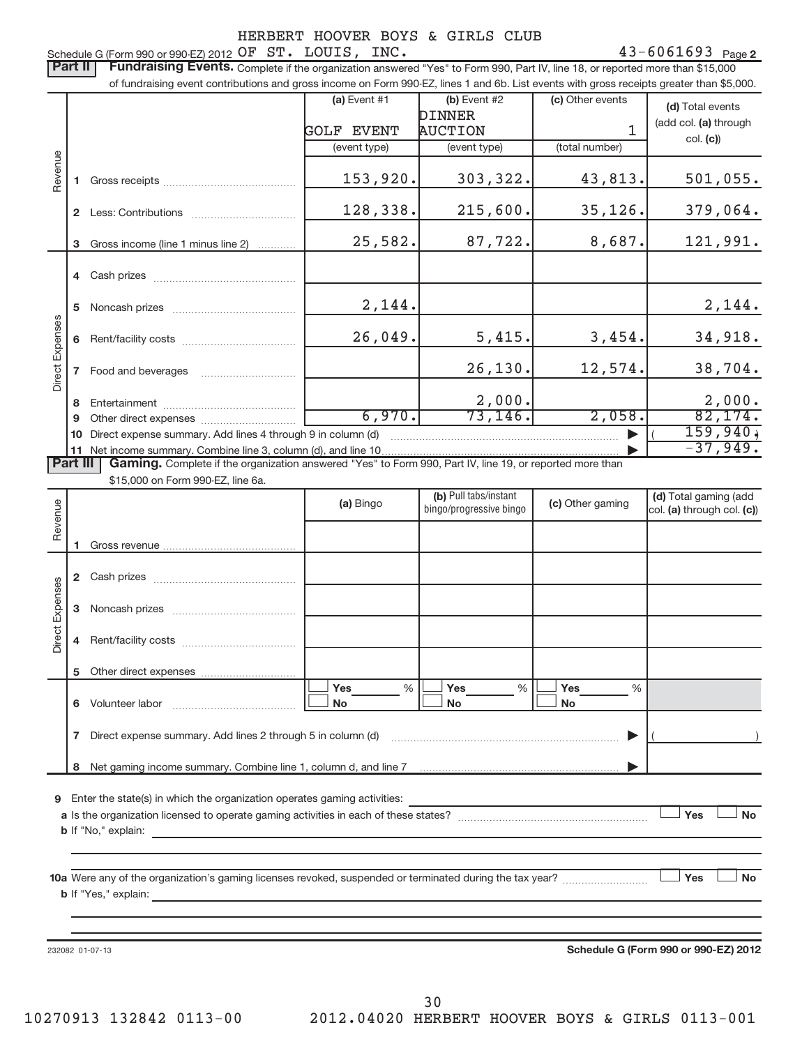HERBERT HOOVER BOYS & GIRLS CLUB

Schedule G (Form 990 or 990-EZ) 2012 OF ST. LOUIS, INC. 43-6061693 Page 2

**Part II** **Fundraising Events.** Complete if the organization answered "Yes" to Form 990, Part IV, line 18, or reported more than $15,000 of fundraising event contributions and gross income on Form 990-EZ, lines 1 and 6b. List events with gross receipts greater than $5,000.

| | | (a) Event #1 | (b) Event #2 | (c) Other events | (d) Total events (add col. (a) through col. (c)) |
|---|---|---|---|---|---|
| | | GOLF EVENT | DINNER AUCTION | 1 | |
| | | (event type) | (event type) | (total number) | |
| Revenue | 1 Gross receipts | 153,920. | 303,322. | 43,813. | 501,055. |
| | 2 Less: Contributions | 128,338. | 215,600. | 35,126. | 379,064. |
| | 3 Gross income (line 1 minus line 2) | 25,582. | 87,722. | 8,687. | 121,991. |
| Direct Expenses | 4 Cash prizes | | | | |
| | 5 Noncash prizes | 2,144. | | | 2,144. |
| | 6 Rent/facility costs | 26,049. | 5,415. | 3,454. | 34,918. |
| | 7 Food and beverages | | 26,130. | 12,574. | 38,704. |
| | 8 Entertainment | | 2,000. | | 2,000. |
| | 9 Other direct expenses | 6,970. | 73,146. | 2,058. | 82,174. |
| | 10 Direct expense summary. Add lines 4 through 9 in column (d) | | | ▶ | ( 159,940.) |
| | 11 Net income summary. Combine line 3, column (d), and line 10 | | | ▶ | -37,949. |

**Part III** **Gaming.** Complete if the organization answered "Yes" to Form 990, Part IV, line 19, or reported more than $15,000 on Form 990-EZ, line 6a.

| | | (a) Bingo | (b) Pull tabs/instant bingo/progressive bingo | (c) Other gaming | (d) Total gaming (add col. (a) through col. (c)) |
|---|---|---|---|---|---|
| Revenue | 1 Gross revenue | | | | |
| Direct Expenses | 2 Cash prizes | | | | |
| | 3 Noncash prizes | | | | |
| | 4 Rent/facility costs | | | | |
| | 5 Other direct expenses | | | | |
| | 6 Volunteer labor | ☐ Yes ____ % ☐ No | ☐ Yes ____ % ☐ No | ☐ Yes ____ % ☐ No | |
| | 7 Direct expense summary. Add lines 2 through 5 in column (d) | | | ▶ | ( ) |
| | 8 Net gaming income summary. Combine line 1, column d, and line 7 | | | ▶ | |

9 Enter the state(s) in which the organization operates gaming activities: ____________

a Is the organization licensed to operate gaming activities in each of these states? ☐ Yes ☐ No

b If "No," explain: ____________

10a Were any of the organization's gaming licenses revoked, suspended or terminated during the tax year? ☐ Yes ☐ No

b If "Yes," explain: ____________

232082 01-07-13 **Schedule G (Form 990 or 990-EZ) 2012**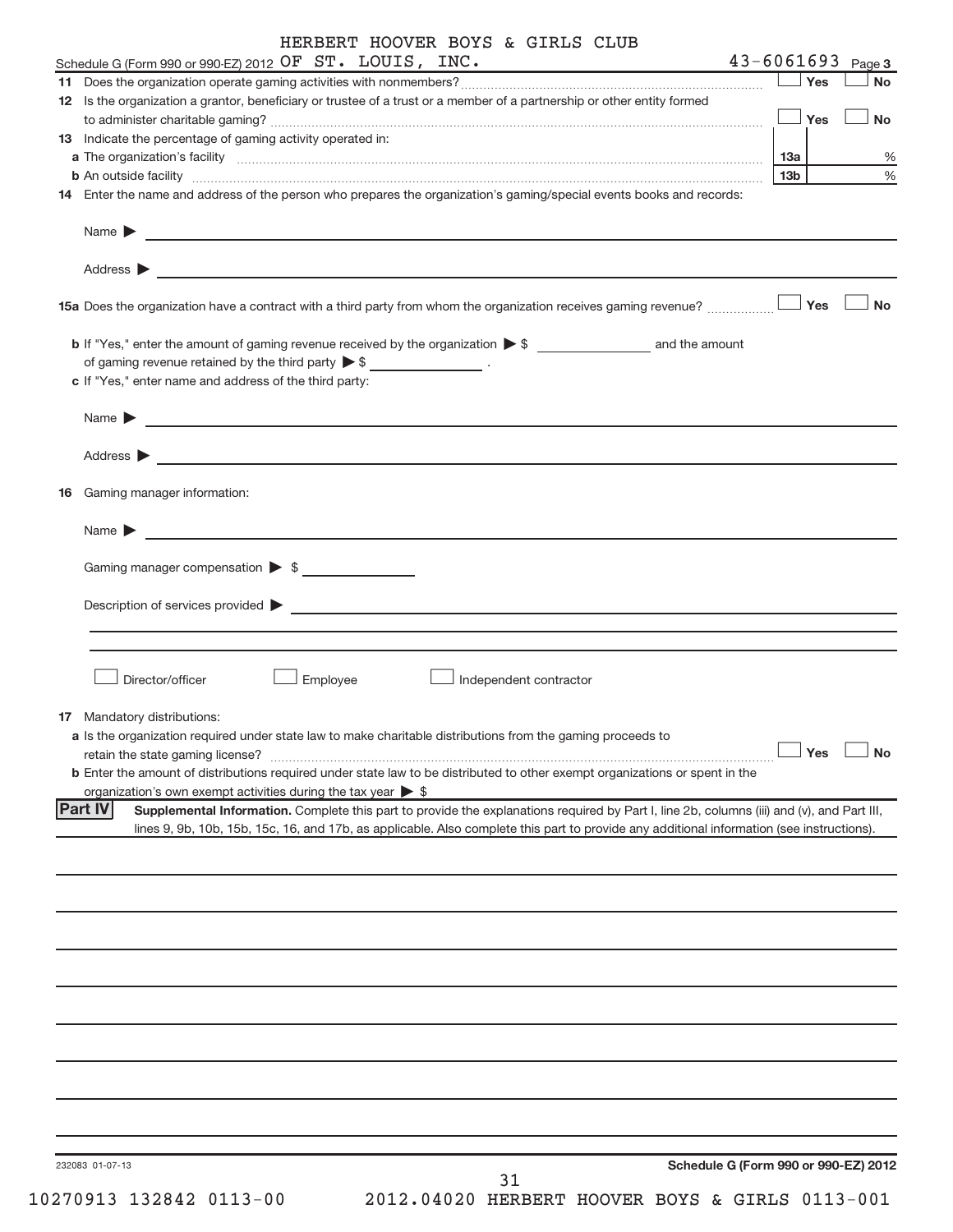HERBERT HOOVER BOYS & GIRLS CLUB

Schedule G (Form 990 or 990-EZ) 2012 OF ST. LOUIS, INC. 43-6061693 Page 3

**11** Does the organization operate gaming activities with nonmembers? ☐ Yes ☐ No

**12** Is the organization a grantor, beneficiary or trustee of a trust or a member of a partnership or other entity formed to administer charitable gaming? ☐ Yes ☐ No

**13** Indicate the percentage of gaming activity operated in:

**a** The organization's facility **13a** %

**b** An outside facility **13b** %

**14** Enter the name and address of the person who prepares the organization's gaming/special events books and records:

Name ▶

Address ▶

**15a** Does the organization have a contract with a third party from whom the organization receives gaming revenue? ☐ Yes ☐ No

**b** If "Yes," enter the amount of gaming revenue received by the organization ▶ $ ________ and the amount of gaming revenue retained by the third party ▶ $ ________ .

**c** If "Yes," enter name and address of the third party:

Name ▶

Address ▶

**16** Gaming manager information:

Name ▶

Gaming manager compensation ▶ $

Description of services provided ▶

☐ Director/officer ☐ Employee ☐ Independent contractor

**17** Mandatory distributions:

**a** Is the organization required under state law to make charitable distributions from the gaming proceeds to retain the state gaming license? ☐ Yes ☐ No

**b** Enter the amount of distributions required under state law to be distributed to other exempt organizations or spent in the organization's own exempt activities during the tax year ▶ $

**Part IV** **Supplemental Information.** Complete this part to provide the explanations required by Part I, line 2b, columns (iii) and (v), and Part III, lines 9, 9b, 10b, 15b, 15c, 16, and 17b, as applicable. Also complete this part to provide any additional information (see instructions).

232083 01-07-13 **Schedule G (Form 990 or 990-EZ) 2012**

10270913 132842 0113-00 2012.04020 HERBERT HOOVER BOYS & GIRLS 0113-001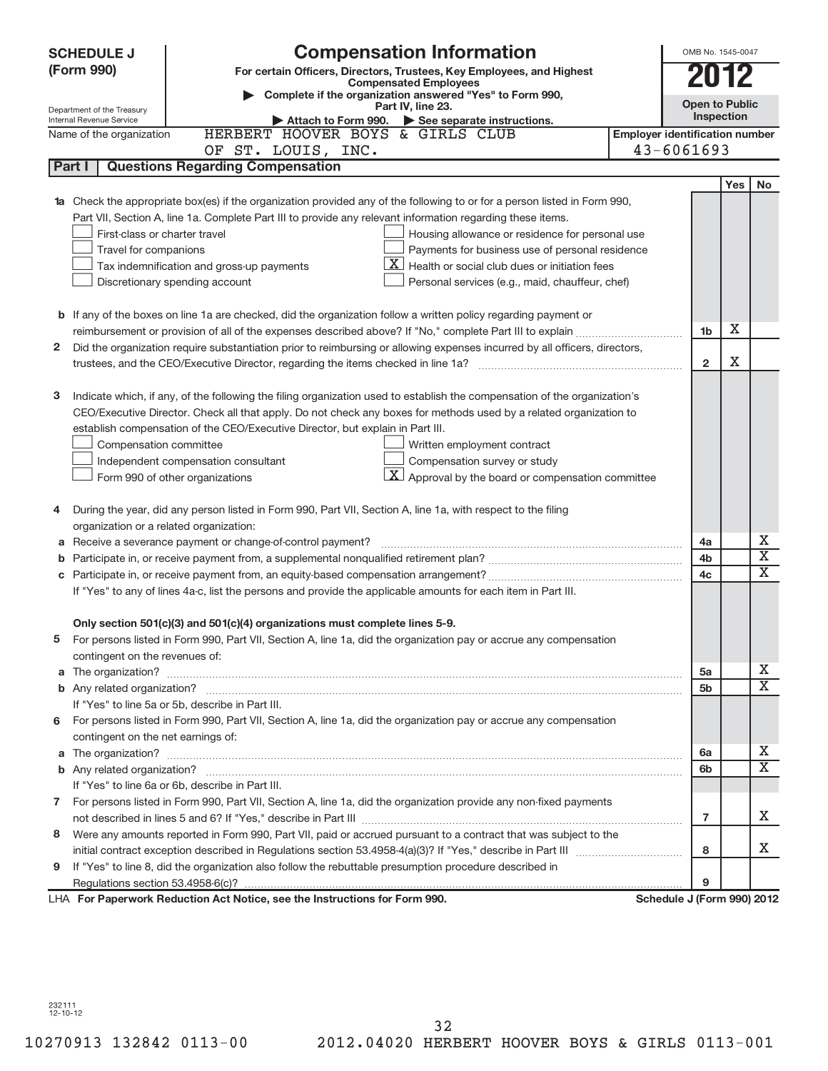**SCHEDULE J (Form 990)**

Department of the Treasury
Internal Revenue Service

# Compensation Information

**For certain Officers, Directors, Trustees, Key Employees, and Highest Compensated Employees**

▶ Complete if the organization answered "Yes" to Form 990, Part IV, line 23.

▶ Attach to Form 990. ▶ See separate instructions.

OMB No. 1545-0047

**2012**

**Open to Public Inspection**

Name of the organization: HERBERT HOOVER BOYS & GIRLS CLUB OF ST. LOUIS, INC.

Employer identification number: 43-6061693

## Part I — Questions Regarding Compensation

| | | | Yes | No |
|---|---|---|---|---|
| **1a** | Check the appropriate box(es) if the organization provided any of the following to or for a person listed in Form 990, Part VII, Section A, line 1a. Complete Part III to provide any relevant information regarding these items.<br>☐ First-class or charter travel<br>☐ Travel for companions<br>☐ Tax indemnification and gross-up payments<br>☐ Discretionary spending account<br>☐ Housing allowance or residence for personal use<br>☐ Payments for business use of personal residence<br>☒ Health or social club dues or initiation fees<br>☐ Personal services (e.g., maid, chauffeur, chef) | | | |
| **b** | If any of the boxes on line 1a are checked, did the organization follow a written policy regarding payment or reimbursement or provision of all of the expenses described above? If "No," complete Part III to explain | 1b | X | |
| **2** | Did the organization require substantiation prior to reimbursing or allowing expenses incurred by all officers, directors, trustees, and the CEO/Executive Director, regarding the items checked in line 1a? | 2 | X | |
| **3** | Indicate which, if any, of the following the filing organization used to establish the compensation of the organization's CEO/Executive Director. Check all that apply. Do not check any boxes for methods used by a related organization to establish compensation of the CEO/Executive Director, but explain in Part III.<br>☐ Compensation committee<br>☐ Independent compensation consultant<br>☐ Form 990 of other organizations<br>☐ Written employment contract<br>☐ Compensation survey or study<br>☒ Approval by the board or compensation committee | | | |
| **4** | During the year, did any person listed in Form 990, Part VII, Section A, line 1a, with respect to the filing organization or a related organization: | | | |
| **a** | Receive a severance payment or change-of-control payment? | 4a | | X |
| **b** | Participate in, or receive payment from, a supplemental nonqualified retirement plan? | 4b | | X |
| **c** | Participate in, or receive payment from, an equity-based compensation arrangement? | 4c | | X |
| | If "Yes" to any of lines 4a-c, list the persons and provide the applicable amounts for each item in Part III. | | | |
| | **Only section 501(c)(3) and 501(c)(4) organizations must complete lines 5-9.** | | | |
| **5** | For persons listed in Form 990, Part VII, Section A, line 1a, did the organization pay or accrue any compensation contingent on the revenues of: | | | |
| **a** | The organization? | 5a | | X |
| **b** | Any related organization? | 5b | | X |
| | If "Yes" to line 5a or 5b, describe in Part III. | | | |
| **6** | For persons listed in Form 990, Part VII, Section A, line 1a, did the organization pay or accrue any compensation contingent on the net earnings of: | | | |
| **a** | The organization? | 6a | | X |
| **b** | Any related organization? | 6b | | X |
| | If "Yes" to line 6a or 6b, describe in Part III. | | | |
| **7** | For persons listed in Form 990, Part VII, Section A, line 1a, did the organization provide any non-fixed payments not described in lines 5 and 6? If "Yes," describe in Part III | 7 | | X |
| **8** | Were any amounts reported in Form 990, Part VII, paid or accrued pursuant to a contract that was subject to the initial contract exception described in Regulations section 53.4958-4(a)(3)? If "Yes," describe in Part III | 8 | | X |
| **9** | If "Yes" to line 8, did the organization also follow the rebuttable presumption procedure described in Regulations section 53.4958-6(c)? | 9 | | |

LHA **For Paperwork Reduction Act Notice, see the Instructions for Form 990.** **Schedule J (Form 990) 2012**

232111
12-10-12

10270913 132842 0113-00 2012.04020 HERBERT HOOVER BOYS & GIRLS 0113-001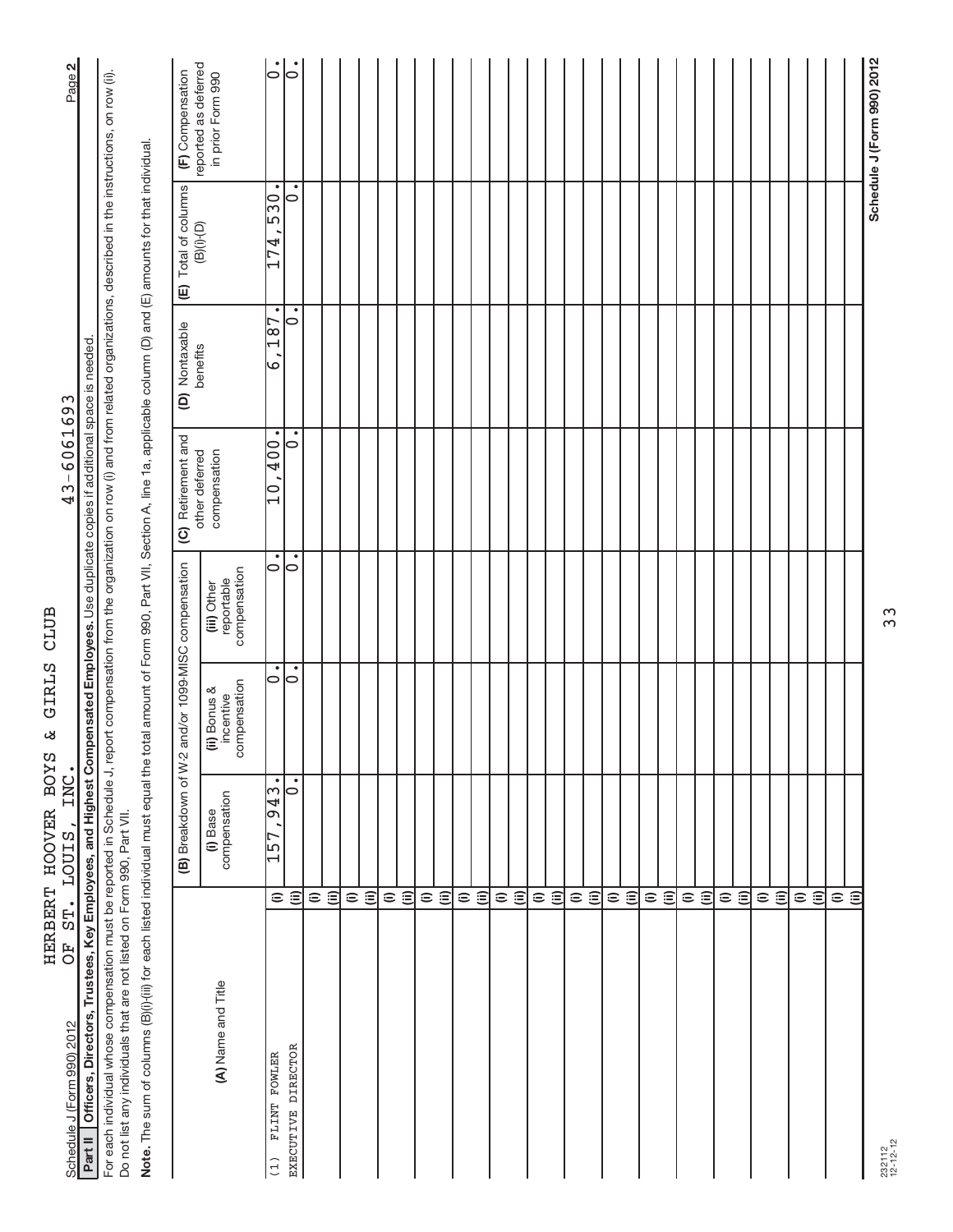Schedule J (Form 990) 2012

HERBERT HOOVER BOYS & GIRLS CLUB
OF ST. LOUIS, INC.

43-6061693

Page 2

**Part II Officers, Directors, Trustees, Key Employees, and Highest Compensated Employees.** Use duplicate copies if additional space is needed.

For each individual whose compensation must be reported in Schedule J, report compensation from the organization on row (i) and from related organizations, described in the instructions, on row (ii).
Do not list any individuals that are not listed on Form 990, Part VII.

**Note.** The sum of columns (B)(i)-(iii) for each listed individual must equal the total amount of Form 990, Part VII, Section A, line 1a, applicable column (D) and (E) amounts for that individual.

| (A) Name and Title | | (B) Breakdown of W-2 and/or 1099-MISC compensation | | | (C) Retirement and other deferred compensation | (D) Nontaxable benefits | (E) Total of columns (B)(i)-(D) | (F) Compensation reported as deferred in prior Form 990 |
|---|---|---|---|---|---|---|---|---|
| | | (i) Base compensation | (ii) Bonus & incentive compensation | (iii) Other reportable compensation | | | | |
| (1) FLINT FOWLER | (i) | 157,943. | 0. | 0. | 10,400. | 6,187. | 174,530. | 0. |
| EXECUTIVE DIRECTOR | (ii) | 0. | 0. | 0. | 0. | 0. | 0. | 0. |
| | (i) | | | | | | | |
| | (ii) | | | | | | | |
| | (i) | | | | | | | |
| | (ii) | | | | | | | |
| | (i) | | | | | | | |
| | (ii) | | | | | | | |
| | (i) | | | | | | | |
| | (ii) | | | | | | | |
| | (i) | | | | | | | |
| | (ii) | | | | | | | |
| | (i) | | | | | | | |
| | (ii) | | | | | | | |
| | (i) | | | | | | | |
| | (ii) | | | | | | | |
| | (i) | | | | | | | |
| | (ii) | | | | | | | |
| | (i) | | | | | | | |
| | (ii) | | | | | | | |
| | (i) | | | | | | | |
| | (ii) | | | | | | | |
| | (i) | | | | | | | |
| | (ii) | | | | | | | |
| | (i) | | | | | | | |
| | (ii) | | | | | | | |
| | (i) | | | | | | | |
| | (ii) | | | | | | | |
| | (i) | | | | | | | |
| | (ii) | | | | | | | |
| | (i) | | | | | | | |
| | (ii) | | | | | | | |

232112
12-12-12

Schedule J (Form 990) 2012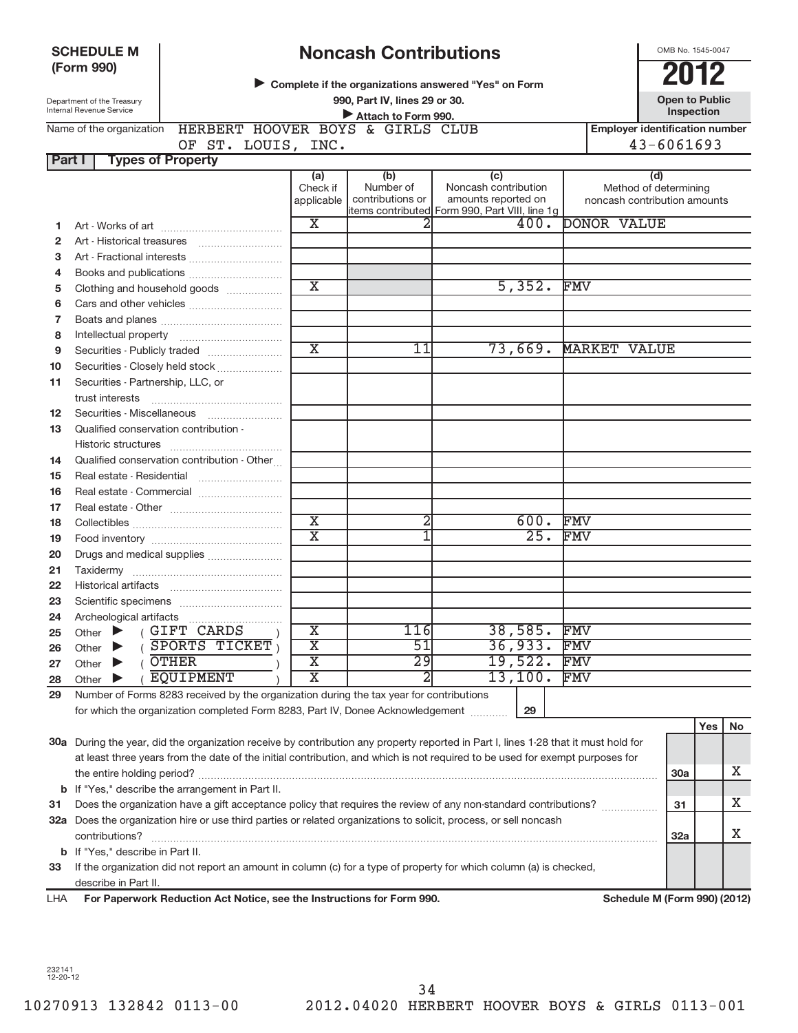**SCHEDULE M (Form 990)**

Department of the Treasury
Internal Revenue Service

# Noncash Contributions

▶ Complete if the organizations answered "Yes" on Form 990, Part IV, lines 29 or 30.
▶ Attach to Form 990.

OMB No. 1545-0047

**2012**

**Open to Public Inspection**

Name of the organization: HERBERT HOOVER BOYS & GIRLS CLUB OF ST. LOUIS, INC.

Employer identification number: 43-6061693

**Part I — Types of Property**

| | | (a) Check if applicable | (b) Number of contributions or items contributed | (c) Noncash contribution amounts reported on Form 990, Part VIII, line 1g | (d) Method of determining noncash contribution amounts |
|---|---|---|---|---|---|
| 1 | Art - Works of art | X | 2 | 400. | DONOR VALUE |
| 2 | Art - Historical treasures | | | | |
| 3 | Art - Fractional interests | | | | |
| 4 | Books and publications | | | | |
| 5 | Clothing and household goods | X | | 5,352. | FMV |
| 6 | Cars and other vehicles | | | | |
| 7 | Boats and planes | | | | |
| 8 | Intellectual property | | | | |
| 9 | Securities - Publicly traded | X | 11 | 73,669. | MARKET VALUE |
| 10 | Securities - Closely held stock | | | | |
| 11 | Securities - Partnership, LLC, or trust interests | | | | |
| 12 | Securities - Miscellaneous | | | | |
| 13 | Qualified conservation contribution - Historic structures | | | | |
| 14 | Qualified conservation contribution - Other | | | | |
| 15 | Real estate - Residential | | | | |
| 16 | Real estate - Commercial | | | | |
| 17 | Real estate - Other | | | | |
| 18 | Collectibles | X | 2 | 600. | FMV |
| 19 | Food inventory | X | 1 | 25. | FMV |
| 20 | Drugs and medical supplies | | | | |
| 21 | Taxidermy | | | | |
| 22 | Historical artifacts | | | | |
| 23 | Scientific specimens | | | | |
| 24 | Archeological artifacts | | | | |
| 25 | Other ▶ ( GIFT CARDS ) | X | 116 | 38,585. | FMV |
| 26 | Other ▶ ( SPORTS TICKET ) | X | 51 | 36,933. | FMV |
| 27 | Other ▶ ( OTHER ) | X | 29 | 19,522. | FMV |
| 28 | Other ▶ ( EQUIPMENT ) | X | 2 | 13,100. | FMV |

**29** Number of Forms 8283 received by the organization during the tax year for contributions for which the organization completed Form 8283, Part IV, Donee Acknowledgement ........ **29**

| | | | Yes | No |
|---|---|---|---|---|
| **30a** | During the year, did the organization receive by contribution any property reported in Part I, lines 1-28 that it must hold for at least three years from the date of the initial contribution, and which is not required to be used for exempt purposes for the entire holding period? | 30a | | X |
| **b** | If "Yes," describe the arrangement in Part II. | | | |
| **31** | Does the organization have a gift acceptance policy that requires the review of any non-standard contributions? | 31 | | X |
| **32a** | Does the organization hire or use third parties or related organizations to solicit, process, or sell noncash contributions? | 32a | | X |
| **b** | If "Yes," describe in Part II. | | | |
| **33** | If the organization did not report an amount in column (c) for a type of property for which column (a) is checked, describe in Part II. | | | |

LHA **For Paperwork Reduction Act Notice, see the Instructions for Form 990.** **Schedule M (Form 990) (2012)**

232141
12-20-12

10270913 132842 0113-00 2012.04020 HERBERT HOOVER BOYS & GIRLS 0113-001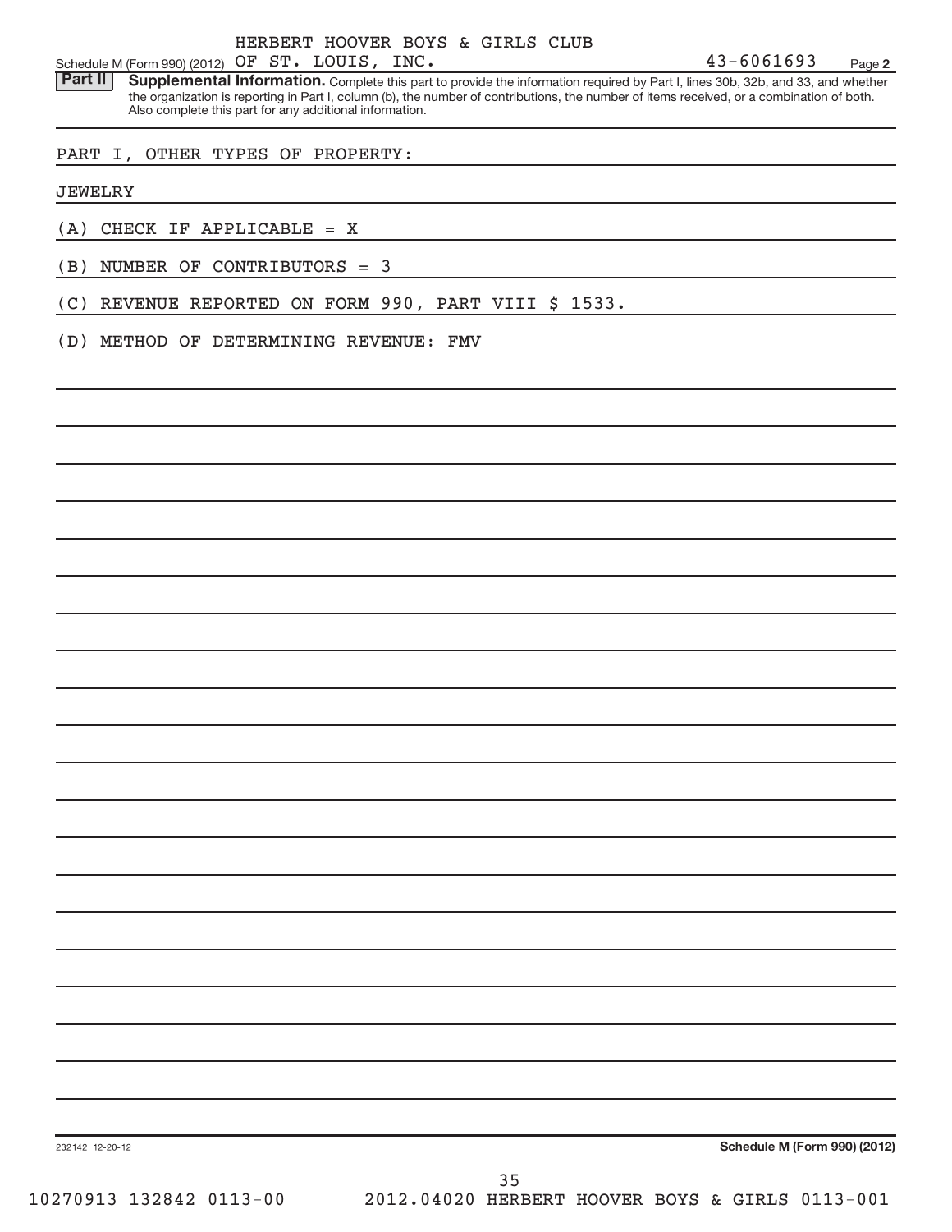HERBERT HOOVER BOYS & GIRLS CLUB

Schedule M (Form 990) (2012) OF ST. LOUIS, INC. 43-6061693 Page **2**

**Part II** **Supplemental Information.** Complete this part to provide the information required by Part I, lines 30b, 32b, and 33, and whether the organization is reporting in Part I, column (b), the number of contributions, the number of items received, or a combination of both. Also complete this part for any additional information.

PART I, OTHER TYPES OF PROPERTY:

JEWELRY

(A) CHECK IF APPLICABLE = X

(B) NUMBER OF CONTRIBUTORS = 3

(C) REVENUE REPORTED ON FORM 990, PART VIII $ 1533.

(D) METHOD OF DETERMINING REVENUE: FMV

232142 12-20-12 **Schedule M (Form 990) (2012)**

10270913 132842 0113-00 2012.04020 HERBERT HOOVER BOYS & GIRLS 0113-001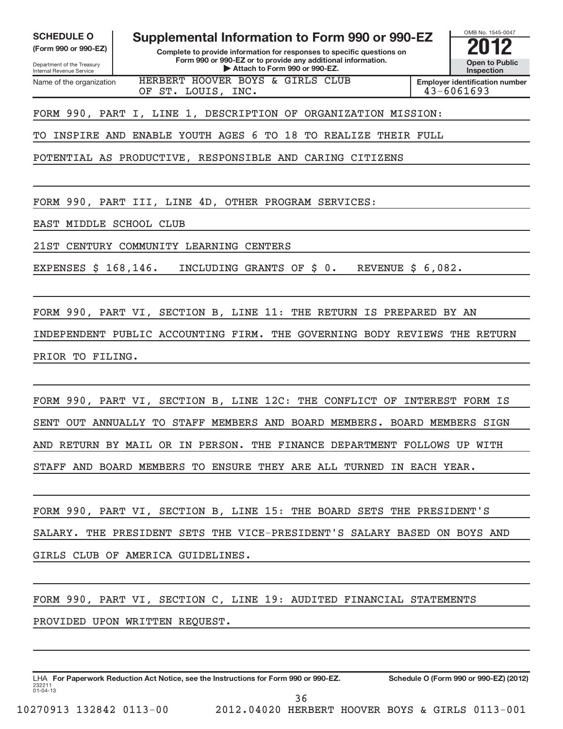**SCHEDULE O**
**(Form 990 or 990-EZ)**

Department of the Treasury
Internal Revenue Service

# Supplemental Information to Form 990 or 990-EZ

**Complete to provide information for responses to specific questions on Form 990 or 990-EZ or to provide any additional information.**
**▶ Attach to Form 990 or 990-EZ.**

OMB No. 1545-0047

**2012**

**Open to Public Inspection**

| Name of the organization | Employer identification number |
|---|---|
| HERBERT HOOVER BOYS & GIRLS CLUB OF ST. LOUIS, INC. | 43-6061693 |

FORM 990, PART I, LINE 1, DESCRIPTION OF ORGANIZATION MISSION:

TO INSPIRE AND ENABLE YOUTH AGES 6 TO 18 TO REALIZE THEIR FULL POTENTIAL AS PRODUCTIVE, RESPONSIBLE AND CARING CITIZENS

FORM 990, PART III, LINE 4D, OTHER PROGRAM SERVICES:

EAST MIDDLE SCHOOL CLUB

21ST CENTURY COMMUNITY LEARNING CENTERS

EXPENSES $ 168,146.   INCLUDING GRANTS OF $ 0.   REVENUE $ 6,082.

FORM 990, PART VI, SECTION B, LINE 11: THE RETURN IS PREPARED BY AN INDEPENDENT PUBLIC ACCOUNTING FIRM. THE GOVERNING BODY REVIEWS THE RETURN PRIOR TO FILING.

FORM 990, PART VI, SECTION B, LINE 12C: THE CONFLICT OF INTEREST FORM IS SENT OUT ANNUALLY TO STAFF MEMBERS AND BOARD MEMBERS. BOARD MEMBERS SIGN AND RETURN BY MAIL OR IN PERSON. THE FINANCE DEPARTMENT FOLLOWS UP WITH STAFF AND BOARD MEMBERS TO ENSURE THEY ARE ALL TURNED IN EACH YEAR.

FORM 990, PART VI, SECTION B, LINE 15: THE BOARD SETS THE PRESIDENT'S SALARY. THE PRESIDENT SETS THE VICE-PRESIDENT'S SALARY BASED ON BOYS AND GIRLS CLUB OF AMERICA GUIDELINES.

FORM 990, PART VI, SECTION C, LINE 19: AUDITED FINANCIAL STATEMENTS PROVIDED UPON WRITTEN REQUEST.

LHA **For Paperwork Reduction Act Notice, see the Instructions for Form 990 or 990-EZ.** **Schedule O (Form 990 or 990-EZ) (2012)**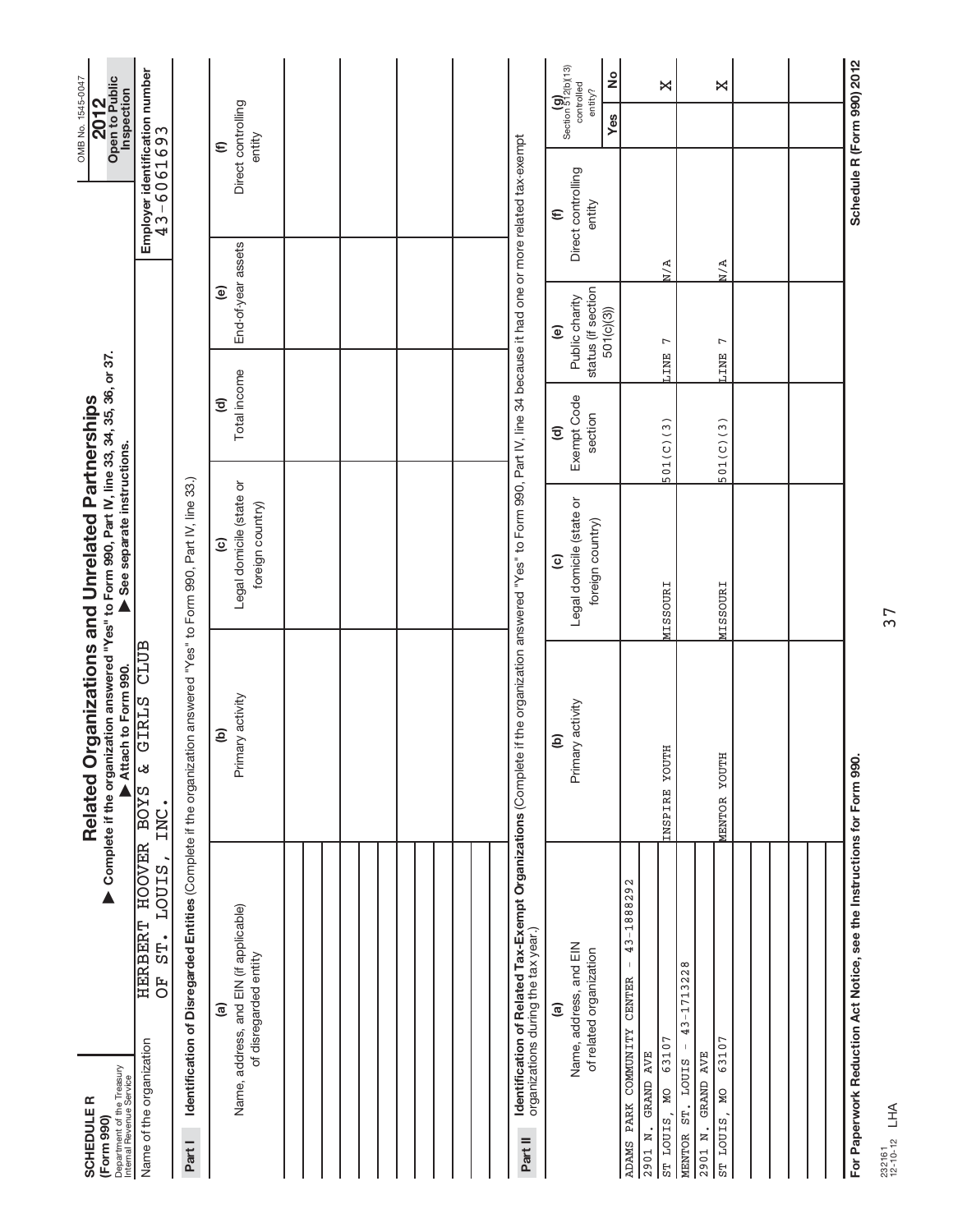# SCHEDULE R (Form 990)

Department of the Treasury
Internal Revenue Service

## Related Organizations and Unrelated Partnerships

▶ Complete if the organization answered "Yes" to Form 990, Part IV, line 33, 34, 35, 36, or 37.
▶ Attach to Form 990. ▶ See separate instructions.

OMB No. 1545-0047

**2012**

**Open to Public Inspection**

Name of the organization: HERBERT HOOVER BOYS & GIRLS CLUB OF ST. LOUIS, INC.

Employer identification number: 43-6061693

**Part I Identification of Disregarded Entities** (Complete if the organization answered "Yes" to Form 990, Part IV, line 33.)

| (a) Name, address, and EIN (if applicable) of disregarded entity | (b) Primary activity | (c) Legal domicile (state or foreign country) | (d) Total income | (e) End-of-year assets | (f) Direct controlling entity |
|---|---|---|---|---|---|
| | | | | | |
| | | | | | |
| | | | | | |
| | | | | | |
| | | | | | |
| | | | | | |

**Part II Identification of Related Tax-Exempt Organizations** (Complete if the organization answered "Yes" to Form 990, Part IV, line 34 because it had one or more related tax-exempt organizations during the tax year.)

| (a) Name, address, and EIN of related organization | (b) Primary activity | (c) Legal domicile (state or foreign country) | (d) Exempt Code section | (e) Public charity status (if section 501(c)(3)) | (f) Direct controlling entity | (g) Section 512(b)(13) controlled entity? Yes | No |
|---|---|---|---|---|---|---|---|
| ADAMS PARK COMMUNITY CENTER - 43-1888292<br>2901 N. GRAND AVE<br>ST LOUIS, MO 63107 | INSPIRE YOUTH | MISSOURI | 501(C)(3) | LINE 7 | N/A | | X |
| MENTOR ST. LOUIS - 43-1713228<br>2901 N. GRAND AVE<br>ST LOUIS, MO 63107 | MENTOR YOUTH | MISSOURI | 501(C)(3) | LINE 7 | N/A | | X |
| | | | | | | | |
| | | | | | | | |
| | | | | | | | |

For Paperwork Reduction Act Notice, see the Instructions for Form 990.

Schedule R (Form 990) 2012

232161 12-10-12 LHA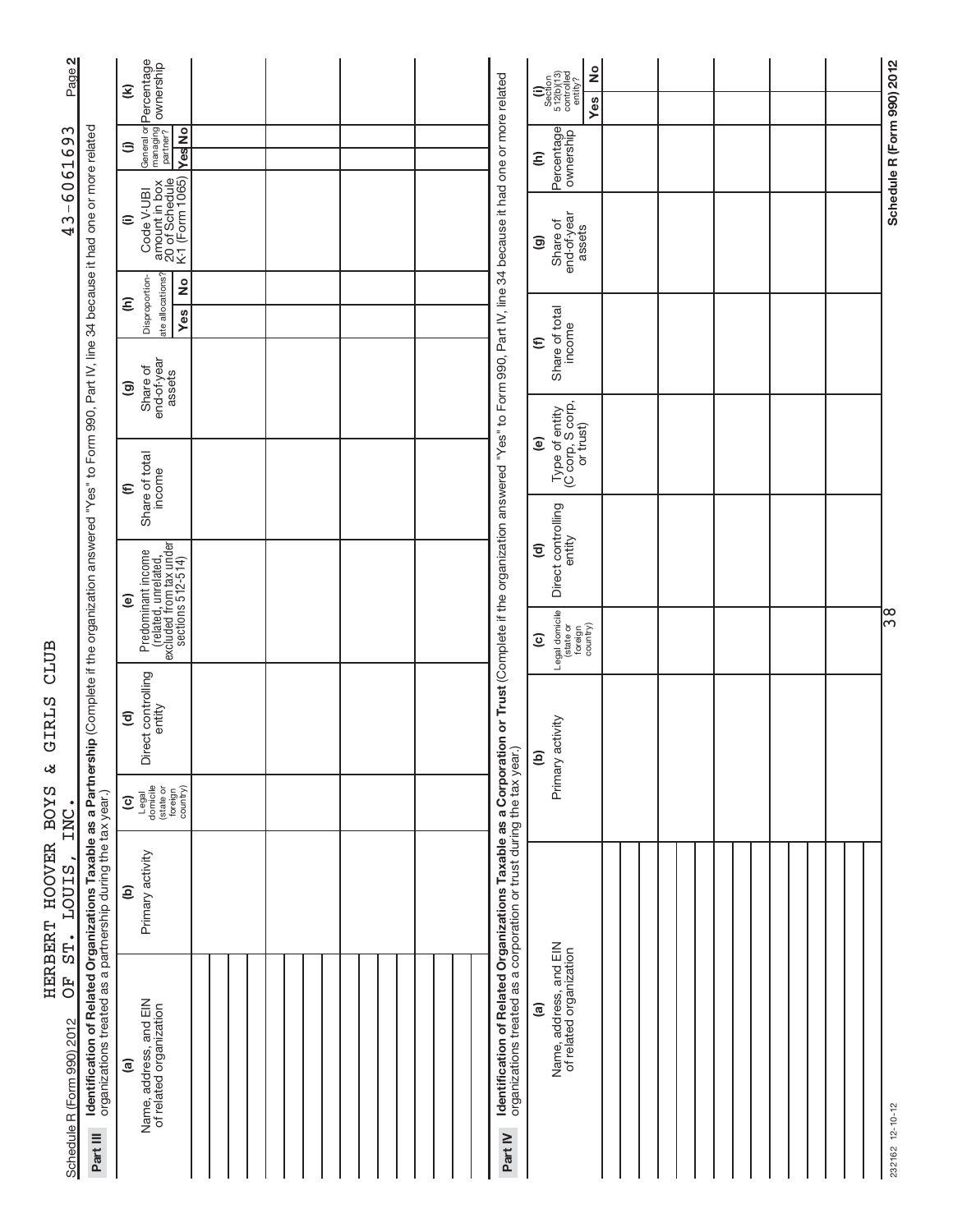Schedule R (Form 990) 2012 HERBERT HOOVER BOYS & GIRLS CLUB OF ST. LOUIS, INC. 43-6061693 Page 2

**Part III Identification of Related Organizations Taxable as a Partnership** (Complete if the organization answered "Yes" to Form 990, Part IV, line 34 because it had one or more related organizations treated as a partnership during the tax year.)

| (a) Name, address, and EIN of related organization | (b) Primary activity | (c) Legal domicile (state or foreign country) | (d) Direct controlling entity | (e) Predominant income (related, unrelated, excluded from tax under sections 512-514) | (f) Share of total income | (g) Share of end-of-year assets | (h) Disproportionate allocations? Yes | (h) Disproportionate allocations? No | (i) Code V-UBI amount in box 20 of Schedule K-1 (Form 1065) | (j) General or managing partner? Yes | (j) General or managing partner? No | (k) Percentage ownership |
|---|---|---|---|---|---|---|---|---|---|---|---|---|
| | | | | | | | | | | | | |
| | | | | | | | | | | | | |
| | | | | | | | | | | | | |
| | | | | | | | | | | | | |
| | | | | | | | | | | | | |

**Part IV Identification of Related Organizations Taxable as a Corporation or Trust** (Complete if the organization answered "Yes" to Form 990, Part IV, line 34 because it had one or more related organizations treated as a corporation or trust during the tax year.)

| (a) Name, address, and EIN of related organization | (b) Primary activity | (c) Legal domicile (state or foreign country) | (d) Direct controlling entity | (e) Type of entity (C corp, S corp, or trust) | (f) Share of total income | (g) Share of end-of-year assets | (h) Percentage ownership | (i) Section 512(b)(13) controlled entity? Yes | (i) Section 512(b)(13) controlled entity? No |
|---|---|---|---|---|---|---|---|---|---|
| | | | | | | | | | |
| | | | | | | | | | |
| | | | | | | | | | |
| | | | | | | | | | |
| | | | | | | | | | |
| | | | | | | | | | |
| | | | | | | | | | |

232162 12-10-12 Schedule R (Form 990) 2012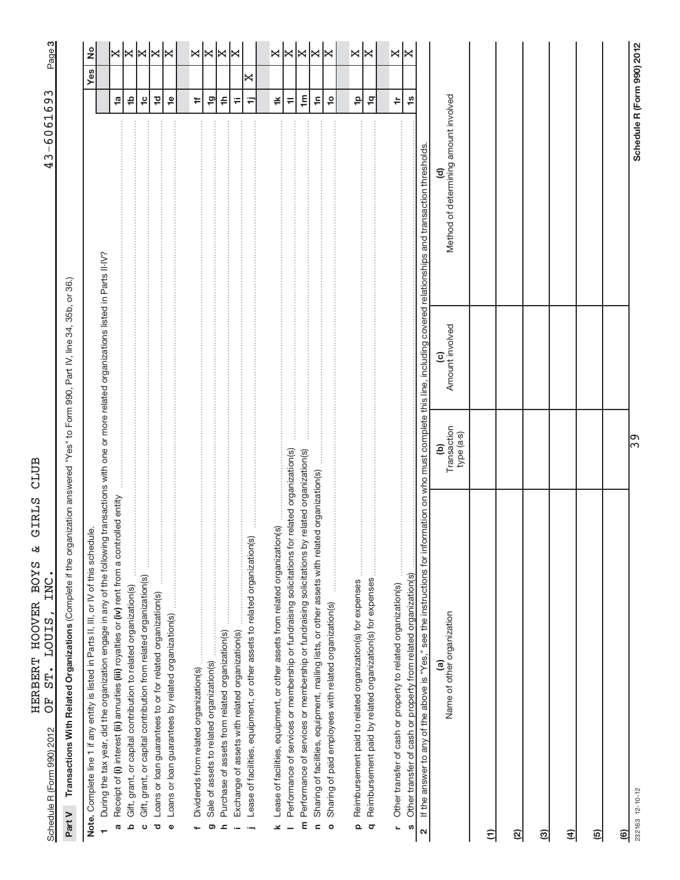Schedule R (Form 990) 2012 HERBERT HOOVER BOYS & GIRLS CLUB OF ST. LOUIS, INC. 43-6061693 Page 3

**Part V Transactions With Related Organizations** (Complete if the organization answered "Yes" to Form 990, Part IV, line 34, 35b, or 36.)

**Note.** Complete line 1 if any entity is listed in Parts II, III, or IV of this schedule.

| | | | Yes | No |
|---|---|---|---|---|
| **1** | During the tax year, did the organization engage in any of the following transactions with one or more related organizations listed in Parts II-IV? | | | |
| **a** | Receipt of **(i)** interest **(ii)** annuities **(iii)** royalties or **(iv)** rent from a controlled entity | 1a | | X |
| **b** | Gift, grant, or capital contribution to related organization(s) | 1b | | X |
| **c** | Gift, grant, or capital contribution from related organization(s) | 1c | | X |
| **d** | Loans or loan guarantees to or for related organization(s) | 1d | | X |
| **e** | Loans or loan guarantees by related organization(s) | 1e | | X |
| **f** | Dividends from related organization(s) | 1f | | X |
| **g** | Sale of assets to related organization(s) | 1g | | X |
| **h** | Purchase of assets from related organization(s) | 1h | | X |
| **i** | Exchange of assets with related organization(s) | 1i | | X |
| **j** | Lease of facilities, equipment, or other assets to related organization(s) | 1j | X | |
| **k** | Lease of facilities, equipment, or other assets from related organization(s) | 1k | | X |
| **l** | Performance of services or membership or fundraising solicitations for related organization(s) | 1l | | X |
| **m** | Performance of services or membership or fundraising solicitations by related organization(s) | 1m | | X |
| **n** | Sharing of facilities, equipment, mailing lists, or other assets with related organization(s) | 1n | | X |
| **o** | Sharing of paid employees with related organization(s) | 1o | | X |
| **p** | Reimbursement paid to related organization(s) for expenses | 1p | | X |
| **q** | Reimbursement paid by related organization(s) for expenses | 1q | | X |
| **r** | Other transfer of cash or property to related organization(s) | 1r | | X |
| **s** | Other transfer of cash or property from related organization(s) | 1s | | X |

**2** If the answer to any of the above is "Yes," see the instructions for information on who must complete this line, including covered relationships and transaction thresholds.

| | (a) Name of other organization | (b) Transaction type (a-s) | (c) Amount involved | (d) Method of determining amount involved |
|---|---|---|---|---|
| (1) | | | | |
| (2) | | | | |
| (3) | | | | |
| (4) | | | | |
| (5) | | | | |
| (6) | | | | |

232163 12-10-12 **Schedule R (Form 990) 2012**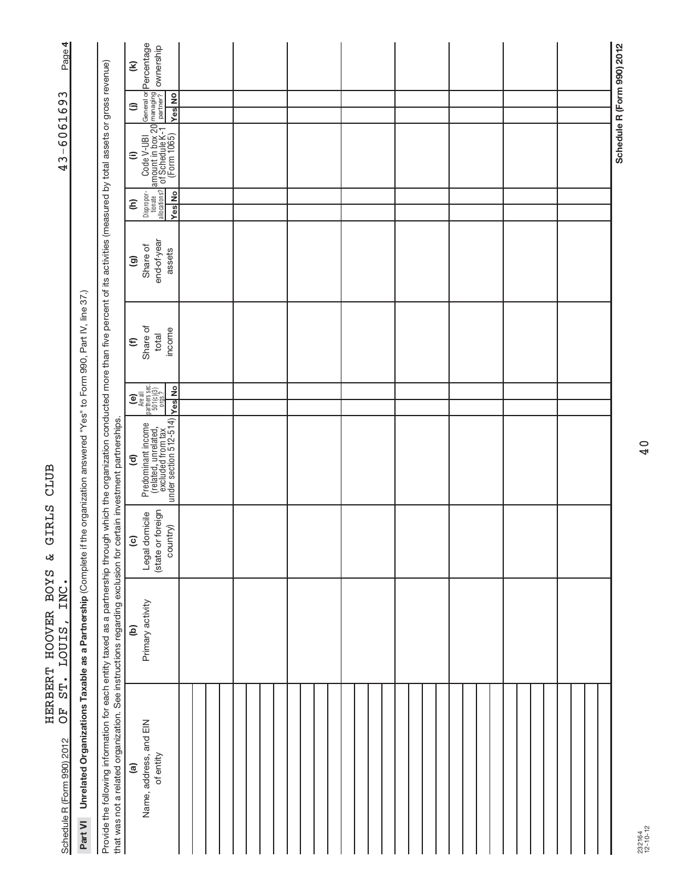Schedule R (Form 990) 2012 HERBERT HOOVER BOYS & GIRLS CLUB OF ST. LOUIS, INC. 43-6061693 Page 4

**Part VI** **Unrelated Organizations Taxable as a Partnership** (Complete if the organization answered "Yes" to Form 990, Part IV, line 37.)

Provide the following information for each entity taxed as a partnership through which the organization conducted more than five percent of its activities (measured by total assets or gross revenue) that was not a related organization. See instructions regarding exclusion for certain investment partnerships.

| (a) Name, address, and EIN of entity | (b) Primary activity | (c) Legal domicile (state or foreign country) | (d) Predominant income (related, unrelated, excluded from tax under section 512-514) | (e) Are all partners sec. 501(c)(3) orgs.? | | (f) Share of total income | (g) Share of end-of-year assets | (h) Disproportionate allocations? | | (i) Code V-UBI amount in box 20 of Schedule K-1 (Form 1065) | (j) General or managing partner? | | (k) Percentage ownership |
|---|---|---|---|---|---|---|---|---|---|---|---|---|---|
| | | | | Yes | No | | | Yes | No | | Yes | No | |
| | | | | | | | | | | | | | |
| | | | | | | | | | | | | | |
| | | | | | | | | | | | | | |
| | | | | | | | | | | | | | |
| | | | | | | | | | | | | | |
| | | | | | | | | | | | | | |
| | | | | | | | | | | | | | |
| | | | | | | | | | | | | | |

Schedule R (Form 990) 2012

232164 12-10-12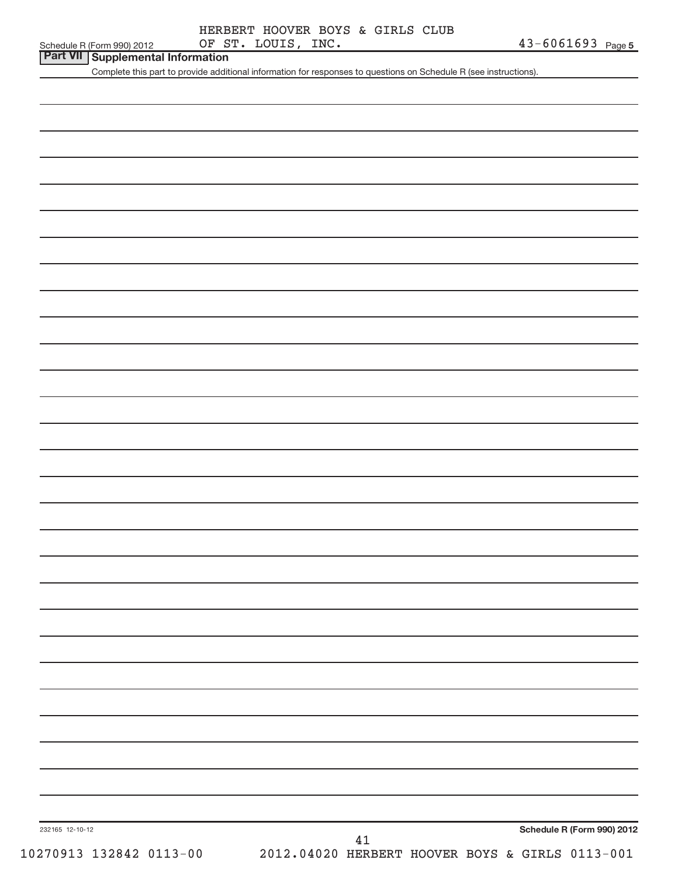HERBERT HOOVER BOYS & GIRLS CLUB OF ST. LOUIS, INC. 43-6061693

## Part VII Supplemental Information

Complete this part to provide additional information for responses to questions on Schedule R (see instructions).

232165 12-10-12

Schedule R (Form 990) 2012

10270913 132842 0113-00 2012.04020 HERBERT HOOVER BOYS & GIRLS 0113-001